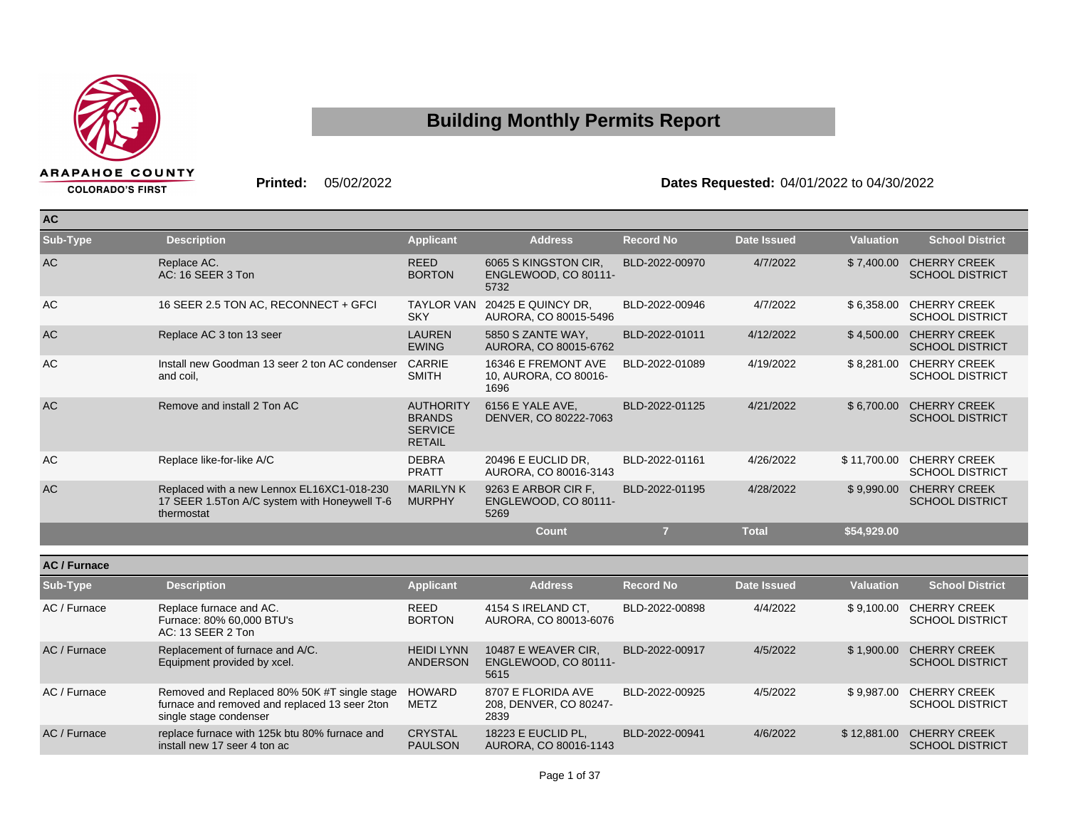ARAPAHOE COUNTY
COLORADO'S FIRST

# Building Monthly Permits Report

**Printed:** 05/02/2022 **Dates Requested:** 04/01/2022 to 04/30/2022

## AC

| Sub-Type | Description | Applicant | Address | Record No | Date Issued | Valuation | School District |
|---|---|---|---|---|---|---|---|
| AC | Replace AC. AC: 16 SEER 3 Ton | REED BORTON | 6065 S KINGSTON CIR, ENGLEWOOD, CO 80111-5732 | BLD-2022-00970 | 4/7/2022 | $ 7,400.00 | CHERRY CREEK SCHOOL DISTRICT |
| AC | 16 SEER 2.5 TON AC, RECONNECT + GFCI | TAYLOR VAN SKY | 20425 E QUINCY DR, AURORA, CO 80015-5496 | BLD-2022-00946 | 4/7/2022 | $ 6,358.00 | CHERRY CREEK SCHOOL DISTRICT |
| AC | Replace AC 3 ton 13 seer | LAUREN EWING | 5850 S ZANTE WAY, AURORA, CO 80015-6762 | BLD-2022-01011 | 4/12/2022 | $ 4,500.00 | CHERRY CREEK SCHOOL DISTRICT |
| AC | Install new Goodman 13 seer 2 ton AC condenser and coil, | CARRIE SMITH | 16346 E FREMONT AVE 10, AURORA, CO 80016-1696 | BLD-2022-01089 | 4/19/2022 | $ 8,281.00 | CHERRY CREEK SCHOOL DISTRICT |
| AC | Remove and install 2 Ton AC | AUTHORITY BRANDS SERVICE RETAIL | 6156 E YALE AVE, DENVER, CO 80222-7063 | BLD-2022-01125 | 4/21/2022 | $ 6,700.00 | CHERRY CREEK SCHOOL DISTRICT |
| AC | Replace like-for-like A/C | DEBRA PRATT | 20496 E EUCLID DR, AURORA, CO 80016-3143 | BLD-2022-01161 | 4/26/2022 | $ 11,700.00 | CHERRY CREEK SCHOOL DISTRICT |
| AC | Replaced with a new Lennox EL16XC1-018-230 17 SEER 1.5Ton A/C system with Honeywell T-6 thermostat | MARILYN K MURPHY | 9263 E ARBOR CIR F, ENGLEWOOD, CO 80111-5269 | BLD-2022-01195 | 4/28/2022 | $ 9,990.00 | CHERRY CREEK SCHOOL DISTRICT |
| | | | Count | 7 | Total | $54,929.00 | |

## AC / Furnace

| Sub-Type | Description | Applicant | Address | Record No | Date Issued | Valuation | School District |
|---|---|---|---|---|---|---|---|
| AC / Furnace | Replace furnace and AC. Furnace: 80% 60,000 BTU's AC: 13 SEER 2 Ton | REED BORTON | 4154 S IRELAND CT, AURORA, CO 80013-6076 | BLD-2022-00898 | 4/4/2022 | $ 9,100.00 | CHERRY CREEK SCHOOL DISTRICT |
| AC / Furnace | Replacement of furnace and A/C. Equipment provided by xcel. | HEIDI LYNN ANDERSON | 10487 E WEAVER CIR, ENGLEWOOD, CO 80111-5615 | BLD-2022-00917 | 4/5/2022 | $ 1,900.00 | CHERRY CREEK SCHOOL DISTRICT |
| AC / Furnace | Removed and Replaced 80% 50K #T single stage furnace and removed and replaced 13 seer 2ton single stage condenser | HOWARD METZ | 8707 E FLORIDA AVE 208, DENVER, CO 80247-2839 | BLD-2022-00925 | 4/5/2022 | $ 9,987.00 | CHERRY CREEK SCHOOL DISTRICT |
| AC / Furnace | replace furnace with 125k btu 80% furnace and install new 17 seer 4 ton ac | CRYSTAL PAULSON | 18223 E EUCLID PL, AURORA, CO 80016-1143 | BLD-2022-00941 | 4/6/2022 | $ 12,881.00 | CHERRY CREEK SCHOOL DISTRICT |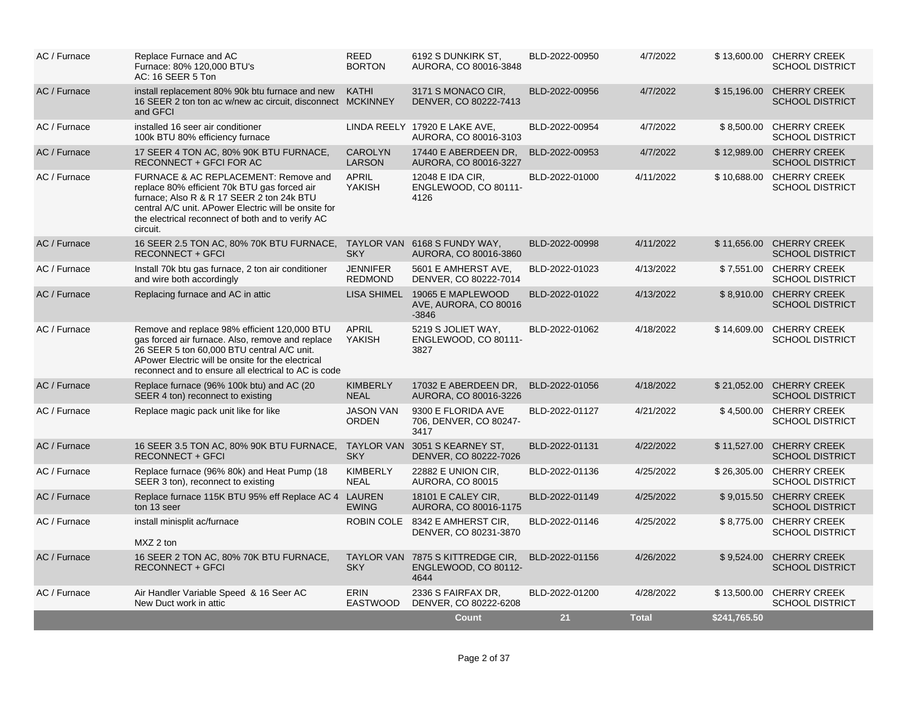| | | | | | | | |
|---|---|---|---|---|---|---|---|
| AC / Furnace | Replace Furnace and AC Furnace: 80% 120,000 BTU's AC: 16 SEER 5 Ton | REED BORTON | 6192 S DUNKIRK ST, AURORA, CO 80016-3848 | BLD-2022-00950 | 4/7/2022 | $ 13,600.00 | CHERRY CREEK SCHOOL DISTRICT |
| AC / Furnace | install replacement 80% 90k btu furnace and new 16 SEER 2 ton ton ac w/new ac circuit, disconnect and GFCI | KATHI MCKINNEY | 3171 S MONACO CIR, DENVER, CO 80222-7413 | BLD-2022-00956 | 4/7/2022 | $ 15,196.00 | CHERRY CREEK SCHOOL DISTRICT |
| AC / Furnace | installed 16 seer air conditioner 100k BTU 80% efficiency furnace | LINDA REELY | 17920 E LAKE AVE, AURORA, CO 80016-3103 | BLD-2022-00954 | 4/7/2022 | $ 8,500.00 | CHERRY CREEK SCHOOL DISTRICT |
| AC / Furnace | 17 SEER 4 TON AC, 80% 90K BTU FURNACE, RECONNECT + GFCI FOR AC | CAROLYN LARSON | 17440 E ABERDEEN DR, AURORA, CO 80016-3227 | BLD-2022-00953 | 4/7/2022 | $ 12,989.00 | CHERRY CREEK SCHOOL DISTRICT |
| AC / Furnace | FURNACE & AC REPLACEMENT: Remove and replace 80% efficient 70k BTU gas forced air furnace; Also R & R 17 SEER 2 ton 24k BTU central A/C unit. APower Electric will be onsite for the electrical reconnect of both and to verify AC circuit. | APRIL YAKISH | 12048 E IDA CIR, ENGLEWOOD, CO 80111-4126 | BLD-2022-01000 | 4/11/2022 | $ 10,688.00 | CHERRY CREEK SCHOOL DISTRICT |
| AC / Furnace | 16 SEER 2.5 TON AC, 80% 70K BTU FURNACE, RECONNECT + GFCI | TAYLOR VAN SKY | 6168 S FUNDY WAY, AURORA, CO 80016-3860 | BLD-2022-00998 | 4/11/2022 | $ 11,656.00 | CHERRY CREEK SCHOOL DISTRICT |
| AC / Furnace | Install 70k btu gas furnace, 2 ton air conditioner and wire both accordingly | JENNIFER REDMOND | 5601 E AMHERST AVE, DENVER, CO 80222-7014 | BLD-2022-01023 | 4/13/2022 | $ 7,551.00 | CHERRY CREEK SCHOOL DISTRICT |
| AC / Furnace | Replacing furnace and AC in attic | LISA SHIMEL | 19065 E MAPLEWOOD AVE, AURORA, CO 80016-3846 | BLD-2022-01022 | 4/13/2022 | $ 8,910.00 | CHERRY CREEK SCHOOL DISTRICT |
| AC / Furnace | Remove and replace 98% efficient 120,000 BTU gas forced air furnace. Also, remove and replace 26 SEER 5 ton 60,000 BTU central A/C unit. APower Electric will be onsite for the electrical reconnect and to ensure all electrical to AC is code | APRIL YAKISH | 5219 S JOLIET WAY, ENGLEWOOD, CO 80111-3827 | BLD-2022-01062 | 4/18/2022 | $ 14,609.00 | CHERRY CREEK SCHOOL DISTRICT |
| AC / Furnace | Replace furnace (96% 100k btu) and AC (20 SEER 4 ton) reconnect to existing | KIMBERLY NEAL | 17032 E ABERDEEN DR, AURORA, CO 80016-3226 | BLD-2022-01056 | 4/18/2022 | $ 21,052.00 | CHERRY CREEK SCHOOL DISTRICT |
| AC / Furnace | Replace magic pack unit like for like | JASON VAN ORDEN | 9300 E FLORIDA AVE 706, DENVER, CO 80247-3417 | BLD-2022-01127 | 4/21/2022 | $ 4,500.00 | CHERRY CREEK SCHOOL DISTRICT |
| AC / Furnace | 16 SEER 3.5 TON AC, 80% 90K BTU FURNACE, RECONNECT + GFCI | TAYLOR VAN SKY | 3051 S KEARNEY ST, DENVER, CO 80222-7026 | BLD-2022-01131 | 4/22/2022 | $ 11,527.00 | CHERRY CREEK SCHOOL DISTRICT |
| AC / Furnace | Replace furnace (96% 80k) and Heat Pump (18 SEER 3 ton), reconnect to existing | KIMBERLY NEAL | 22882 E UNION CIR, AURORA, CO 80015 | BLD-2022-01136 | 4/25/2022 | $ 26,305.00 | CHERRY CREEK SCHOOL DISTRICT |
| AC / Furnace | Replace furnace 115K BTU 95% eff Replace AC 4 ton 13 seer | LAUREN EWING | 18101 E CALEY CIR, AURORA, CO 80016-1175 | BLD-2022-01149 | 4/25/2022 | $ 9,015.50 | CHERRY CREEK SCHOOL DISTRICT |
| AC / Furnace | install minisplit ac/furnace MXZ 2 ton | ROBIN COLE | 8342 E AMHERST CIR, DENVER, CO 80231-3870 | BLD-2022-01146 | 4/25/2022 | $ 8,775.00 | CHERRY CREEK SCHOOL DISTRICT |
| AC / Furnace | 16 SEER 2 TON AC, 80% 70K BTU FURNACE, RECONNECT + GFCI | TAYLOR VAN SKY | 7875 S KITTREDGE CIR, ENGLEWOOD, CO 80112-4644 | BLD-2022-01156 | 4/26/2022 | $ 9,524.00 | CHERRY CREEK SCHOOL DISTRICT |
| AC / Furnace | Air Handler Variable Speed & 16 Seer AC New Duct work in attic | ERIN EASTWOOD | 2336 S FAIRFAX DR, DENVER, CO 80222-6208 | BLD-2022-01200 | 4/28/2022 | $ 13,500.00 | CHERRY CREEK SCHOOL DISTRICT |
| | | | **Count** | **21** | **Total** | **$241,765.50** | |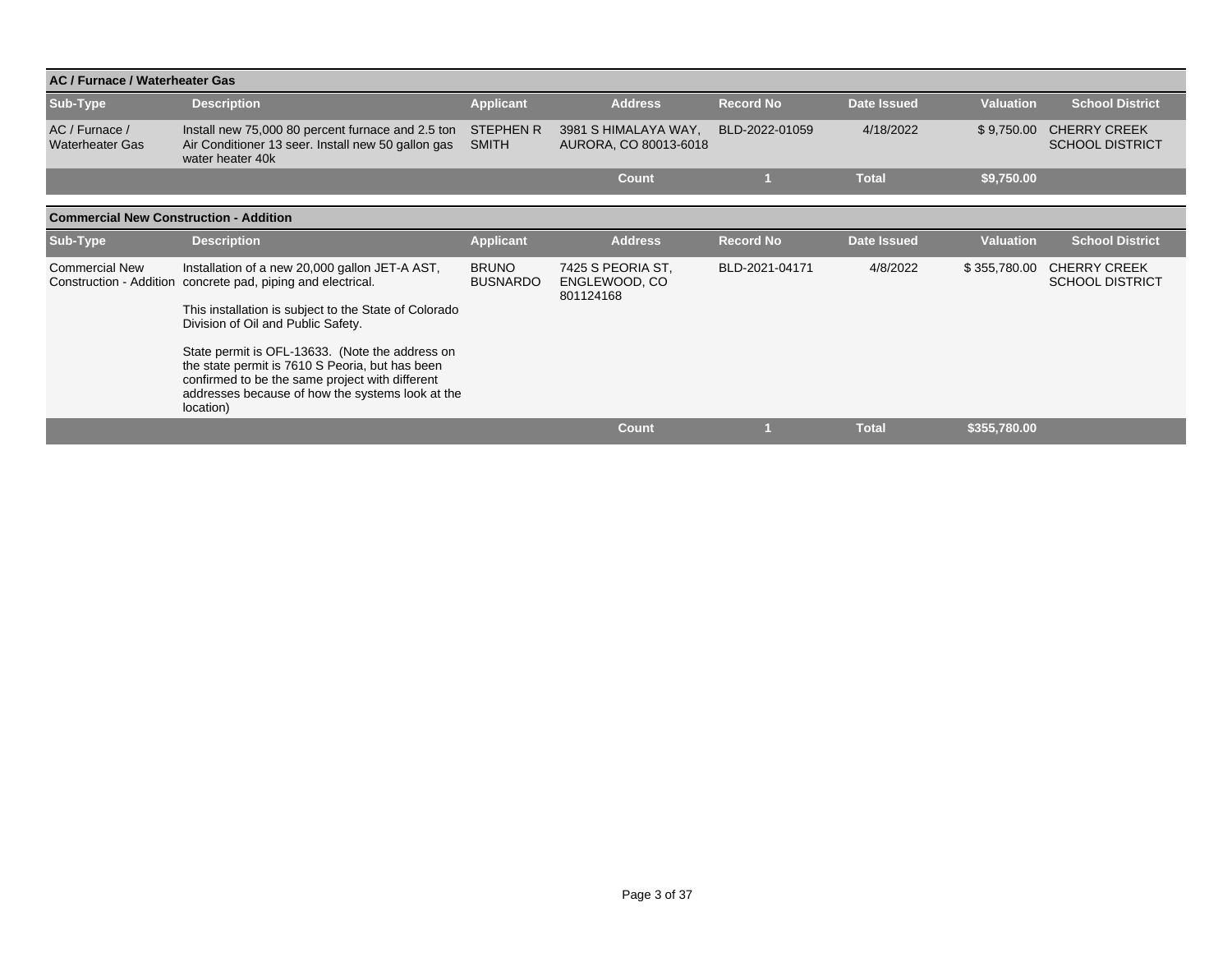## AC / Furnace / Waterheater Gas

| Sub-Type | Description | Applicant | Address | Record No | Date Issued | Valuation | School District |
|---|---|---|---|---|---|---|---|
| AC / Furnace / Waterheater Gas | Install new 75,000 80 percent furnace and 2.5 ton Air Conditioner 13 seer. Install new 50 gallon gas water heater 40k | STEPHEN R SMITH | 3981 S HIMALAYA WAY, AURORA, CO 80013-6018 | BLD-2022-01059 | 4/18/2022 | $ 9,750.00 | CHERRY CREEK SCHOOL DISTRICT |
| | | | Count | 1 | Total | $9,750.00 | |

## Commercial New Construction - Addition

| Sub-Type | Description | Applicant | Address | Record No | Date Issued | Valuation | School District |
|---|---|---|---|---|---|---|---|
| Commercial New Construction - Addition | Installation of a new 20,000 gallon JET-A AST, concrete pad, piping and electrical.<br><br>This installation is subject to the State of Colorado Division of Oil and Public Safety.<br><br>State permit is OFL-13633. (Note the address on the state permit is 7610 S Peoria, but has been confirmed to be the same project with different addresses because of how the systems look at the location) | BRUNO BUSNARDO | 7425 S PEORIA ST, ENGLEWOOD, CO 801124168 | BLD-2021-04171 | 4/8/2022 | $ 355,780.00 | CHERRY CREEK SCHOOL DISTRICT |
| | | | Count | 1 | Total | $355,780.00 | |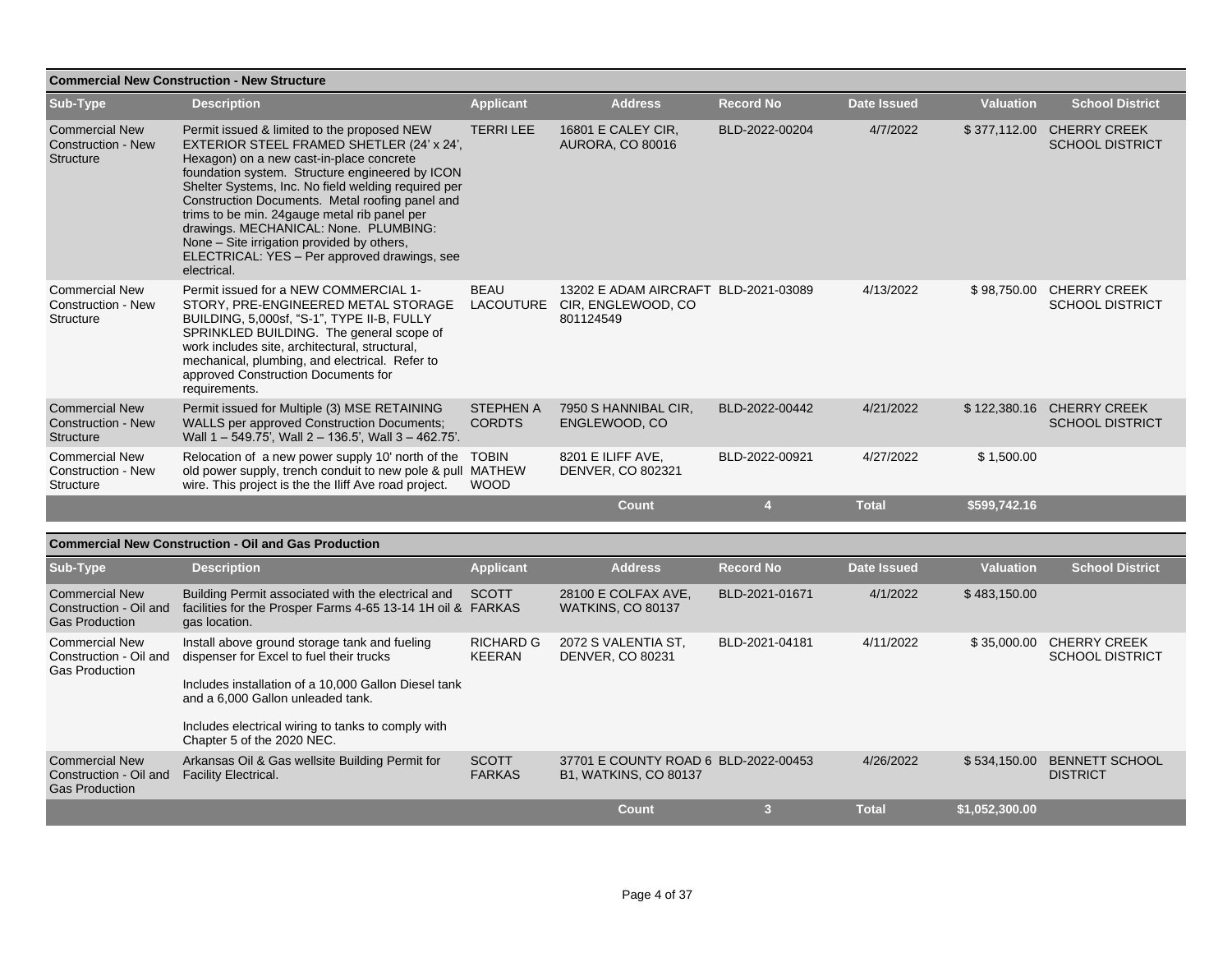### Commercial New Construction - New Structure

| Sub-Type | Description | Applicant | Address | Record No | Date Issued | Valuation | School District |
|---|---|---|---|---|---|---|---|
| Commercial New Construction - New Structure | Permit issued & limited to the proposed NEW EXTERIOR STEEL FRAMED SHETLER (24' x 24', Hexagon) on a new cast-in-place concrete foundation system. Structure engineered by ICON Shelter Systems, Inc. No field welding required per Construction Documents. Metal roofing panel and trims to be min. 24gauge metal rib panel per drawings. MECHANICAL: None. PLUMBING: None – Site irrigation provided by others, ELECTRICAL: YES – Per approved drawings, see electrical. | TERRI LEE | 16801 E CALEY CIR, AURORA, CO 80016 | BLD-2022-00204 | 4/7/2022 | $ 377,112.00 | CHERRY CREEK SCHOOL DISTRICT |
| Commercial New Construction - New Structure | Permit issued for a NEW COMMERCIAL 1-STORY, PRE-ENGINEERED METAL STORAGE BUILDING, 5,000sf, "S-1", TYPE II-B, FULLY SPRINKLED BUILDING. The general scope of work includes site, architectural, structural, mechanical, plumbing, and electrical. Refer to approved Construction Documents for requirements. | BEAU LACOUTURE | 13202 E ADAM AIRCRAFT CIR, ENGLEWOOD, CO 801124549 | BLD-2021-03089 | 4/13/2022 | $ 98,750.00 | CHERRY CREEK SCHOOL DISTRICT |
| Commercial New Construction - New Structure | Permit issued for Multiple (3) MSE RETAINING WALLS per approved Construction Documents; Wall 1 – 549.75', Wall 2 – 136.5', Wall 3 – 462.75'. | STEPHEN A CORDTS | 7950 S HANNIBAL CIR, ENGLEWOOD, CO | BLD-2022-00442 | 4/21/2022 | $ 122,380.16 | CHERRY CREEK SCHOOL DISTRICT |
| Commercial New Construction - New Structure | Relocation of a new power supply 10' north of the old power supply, trench conduit to new pole & pull wire. This project is the the Iliff Ave road project. | TOBIN MATHEW WOOD | 8201 E ILIFF AVE, DENVER, CO 802321 | BLD-2022-00921 | 4/27/2022 | $ 1,500.00 | |
| | | | **Count** | **4** | **Total** | **$599,742.16** | |

### Commercial New Construction - Oil and Gas Production

| Sub-Type | Description | Applicant | Address | Record No | Date Issued | Valuation | School District |
|---|---|---|---|---|---|---|---|
| Commercial New Construction - Oil and Gas Production | Building Permit associated with the electrical and facilities for the Prosper Farms 4-65 13-14 1H oil & gas location. | SCOTT FARKAS | 28100 E COLFAX AVE, WATKINS, CO 80137 | BLD-2021-01671 | 4/1/2022 | $ 483,150.00 | |
| Commercial New Construction - Oil and Gas Production | Install above ground storage tank and fueling dispenser for Excel to fuel their trucks<br><br>Includes installation of a 10,000 Gallon Diesel tank and a 6,000 Gallon unleaded tank.<br><br>Includes electrical wiring to tanks to comply with Chapter 5 of the 2020 NEC. | RICHARD G KEERAN | 2072 S VALENTIA ST, DENVER, CO 80231 | BLD-2021-04181 | 4/11/2022 | $ 35,000.00 | CHERRY CREEK SCHOOL DISTRICT |
| Commercial New Construction - Oil and Gas Production | Arkansas Oil & Gas wellsite Building Permit for Facility Electrical. | SCOTT FARKAS | 37701 E COUNTY ROAD 6 B1, WATKINS, CO 80137 | BLD-2022-00453 | 4/26/2022 | $ 534,150.00 | BENNETT SCHOOL DISTRICT |
| | | | **Count** | **3** | **Total** | **$1,052,300.00** | |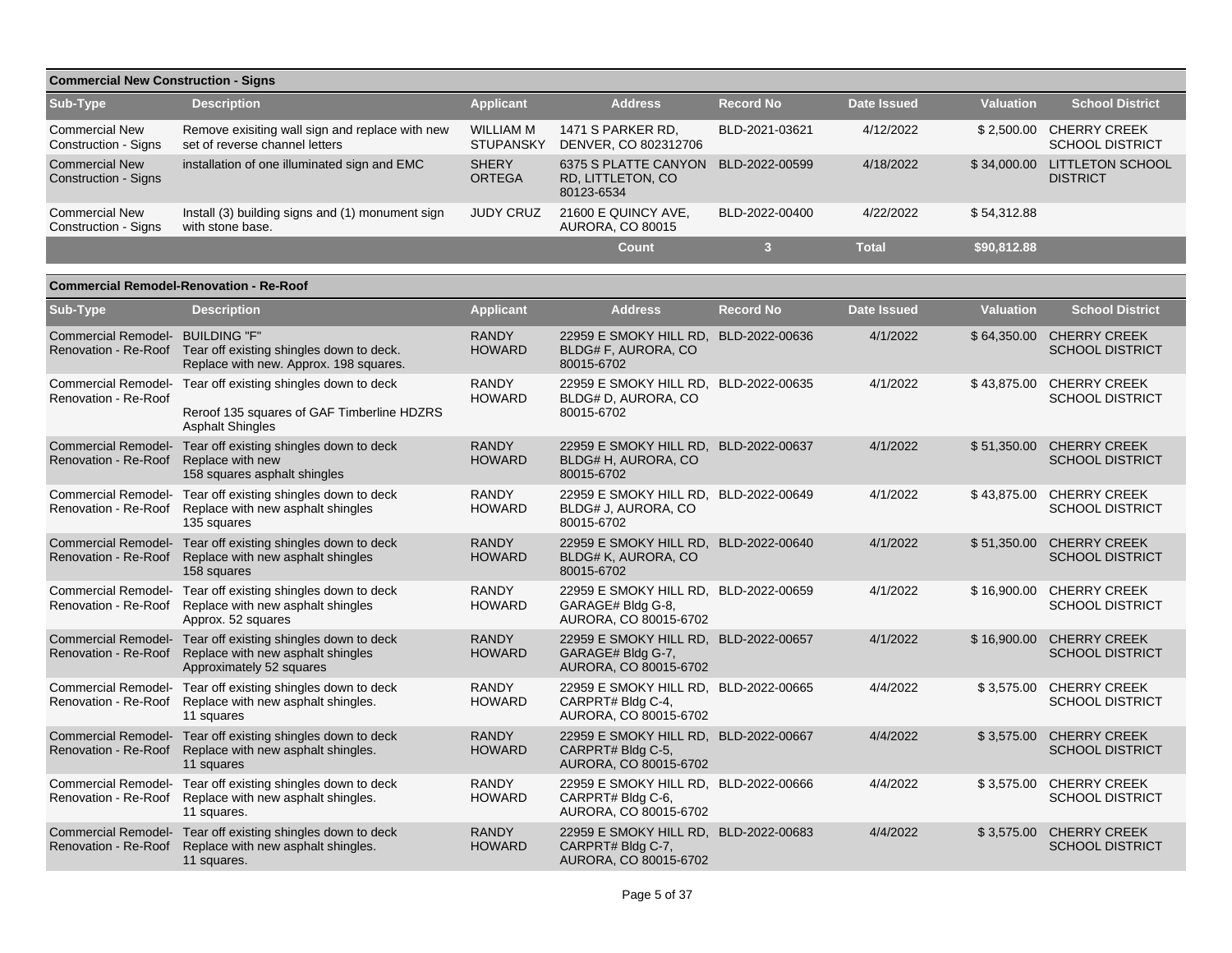## Commercial New Construction - Signs

| Sub-Type | Description | Applicant | Address | Record No | Date Issued | Valuation | School District |
|---|---|---|---|---|---|---|---|
| Commercial New Construction - Signs | Remove exisiting wall sign and replace with new set of reverse channel letters | WILLIAM M STUPANSKY | 1471 S PARKER RD, DENVER, CO 802312706 | BLD-2021-03621 | 4/12/2022 | $ 2,500.00 | CHERRY CREEK SCHOOL DISTRICT |
| Commercial New Construction - Signs | installation of one illuminated sign and EMC | SHERY ORTEGA | 6375 S PLATTE CANYON RD, LITTLETON, CO 80123-6534 | BLD-2022-00599 | 4/18/2022 | $ 34,000.00 | LITTLETON SCHOOL DISTRICT |
| Commercial New Construction - Signs | Install (3) building signs and (1) monument sign with stone base. | JUDY CRUZ | 21600 E QUINCY AVE, AURORA, CO 80015 | BLD-2022-00400 | 4/22/2022 | $ 54,312.88 | |
| | | | Count | 3 | Total | $90,812.88 | |

## Commercial Remodel-Renovation - Re-Roof

| Sub-Type | Description | Applicant | Address | Record No | Date Issued | Valuation | School District |
|---|---|---|---|---|---|---|---|
| Commercial Remodel-Renovation - Re-Roof | BUILDING "F" Tear off existing shingles down to deck. Replace with new. Approx. 198 squares. | RANDY HOWARD | 22959 E SMOKY HILL RD, BLDG# F, AURORA, CO 80015-6702 | BLD-2022-00636 | 4/1/2022 | $ 64,350.00 | CHERRY CREEK SCHOOL DISTRICT |
| Commercial Remodel-Renovation - Re-Roof | Tear off existing shingles down to deck<br><br>Reroof 135 squares of GAF Timberline HDZRS Asphalt Shingles | RANDY HOWARD | 22959 E SMOKY HILL RD, BLDG# D, AURORA, CO 80015-6702 | BLD-2022-00635 | 4/1/2022 | $ 43,875.00 | CHERRY CREEK SCHOOL DISTRICT |
| Commercial Remodel-Renovation - Re-Roof | Tear off existing shingles down to deck Replace with new 158 squares asphalt shingles | RANDY HOWARD | 22959 E SMOKY HILL RD, BLDG# H, AURORA, CO 80015-6702 | BLD-2022-00637 | 4/1/2022 | $ 51,350.00 | CHERRY CREEK SCHOOL DISTRICT |
| Commercial Remodel-Renovation - Re-Roof | Tear off existing shingles down to deck Replace with new asphalt shingles 135 squares | RANDY HOWARD | 22959 E SMOKY HILL RD, BLDG# J, AURORA, CO 80015-6702 | BLD-2022-00649 | 4/1/2022 | $ 43,875.00 | CHERRY CREEK SCHOOL DISTRICT |
| Commercial Remodel-Renovation - Re-Roof | Tear off existing shingles down to deck Replace with new asphalt shingles 158 squares | RANDY HOWARD | 22959 E SMOKY HILL RD, BLDG# K, AURORA, CO 80015-6702 | BLD-2022-00640 | 4/1/2022 | $ 51,350.00 | CHERRY CREEK SCHOOL DISTRICT |
| Commercial Remodel-Renovation - Re-Roof | Tear off existing shingles down to deck Replace with new asphalt shingles Approx. 52 squares | RANDY HOWARD | 22959 E SMOKY HILL RD, GARAGE# Bldg G-8, AURORA, CO 80015-6702 | BLD-2022-00659 | 4/1/2022 | $ 16,900.00 | CHERRY CREEK SCHOOL DISTRICT |
| Commercial Remodel-Renovation - Re-Roof | Tear off existing shingles down to deck Replace with new asphalt shingles Approximately 52 squares | RANDY HOWARD | 22959 E SMOKY HILL RD, GARAGE# Bldg G-7, AURORA, CO 80015-6702 | BLD-2022-00657 | 4/1/2022 | $ 16,900.00 | CHERRY CREEK SCHOOL DISTRICT |
| Commercial Remodel-Renovation - Re-Roof | Tear off existing shingles down to deck Replace with new asphalt shingles. 11 squares | RANDY HOWARD | 22959 E SMOKY HILL RD, CARPRT# Bldg C-4, AURORA, CO 80015-6702 | BLD-2022-00665 | 4/4/2022 | $ 3,575.00 | CHERRY CREEK SCHOOL DISTRICT |
| Commercial Remodel-Renovation - Re-Roof | Tear off existing shingles down to deck Replace with new asphalt shingles. 11 squares | RANDY HOWARD | 22959 E SMOKY HILL RD, CARPRT# Bldg C-5, AURORA, CO 80015-6702 | BLD-2022-00667 | 4/4/2022 | $ 3,575.00 | CHERRY CREEK SCHOOL DISTRICT |
| Commercial Remodel-Renovation - Re-Roof | Tear off existing shingles down to deck Replace with new asphalt shingles. 11 squares. | RANDY HOWARD | 22959 E SMOKY HILL RD, CARPRT# Bldg C-6, AURORA, CO 80015-6702 | BLD-2022-00666 | 4/4/2022 | $ 3,575.00 | CHERRY CREEK SCHOOL DISTRICT |
| Commercial Remodel-Renovation - Re-Roof | Tear off existing shingles down to deck Replace with new asphalt shingles. 11 squares. | RANDY HOWARD | 22959 E SMOKY HILL RD, CARPRT# Bldg C-7, AURORA, CO 80015-6702 | BLD-2022-00683 | 4/4/2022 | $ 3,575.00 | CHERRY CREEK SCHOOL DISTRICT |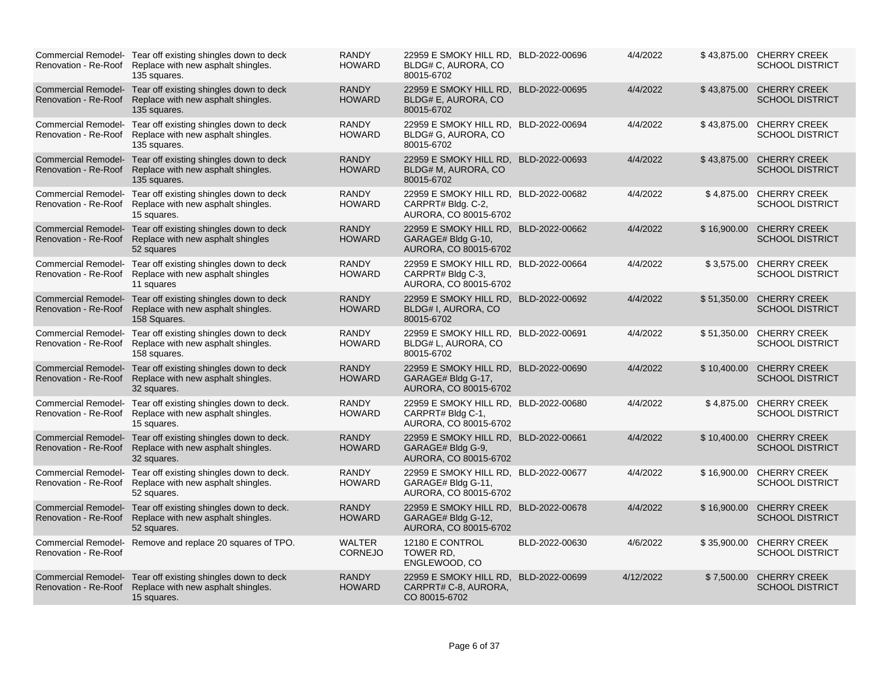| | | | | | | | |
|---|---|---|---|---|---|---|---|
| Commercial Remodel- Renovation - Re-Roof | Tear off existing shingles down to deck Replace with new asphalt shingles. 135 squares. | RANDY HOWARD | 22959 E SMOKY HILL RD, BLDG# C, AURORA, CO 80015-6702 | BLD-2022-00696 | 4/4/2022 | $ 43,875.00 | CHERRY CREEK SCHOOL DISTRICT |
| Commercial Remodel- Renovation - Re-Roof | Tear off existing shingles down to deck Replace with new asphalt shingles. 135 squares. | RANDY HOWARD | 22959 E SMOKY HILL RD, BLDG# E, AURORA, CO 80015-6702 | BLD-2022-00695 | 4/4/2022 | $ 43,875.00 | CHERRY CREEK SCHOOL DISTRICT |
| Commercial Remodel- Renovation - Re-Roof | Tear off existing shingles down to deck Replace with new asphalt shingles. 135 squares. | RANDY HOWARD | 22959 E SMOKY HILL RD, BLDG# G, AURORA, CO 80015-6702 | BLD-2022-00694 | 4/4/2022 | $ 43,875.00 | CHERRY CREEK SCHOOL DISTRICT |
| Commercial Remodel- Renovation - Re-Roof | Tear off existing shingles down to deck Replace with new asphalt shingles. 135 squares. | RANDY HOWARD | 22959 E SMOKY HILL RD, BLDG# M, AURORA, CO 80015-6702 | BLD-2022-00693 | 4/4/2022 | $ 43,875.00 | CHERRY CREEK SCHOOL DISTRICT |
| Commercial Remodel- Renovation - Re-Roof | Tear off existing shingles down to deck Replace with new asphalt shingles. 15 squares. | RANDY HOWARD | 22959 E SMOKY HILL RD, CARPRT# Bldg. C-2, AURORA, CO 80015-6702 | BLD-2022-00682 | 4/4/2022 | $ 4,875.00 | CHERRY CREEK SCHOOL DISTRICT |
| Commercial Remodel- Renovation - Re-Roof | Tear off existing shingles down to deck Replace with new asphalt shingles 52 squares | RANDY HOWARD | 22959 E SMOKY HILL RD, GARAGE# Bldg G-10, AURORA, CO 80015-6702 | BLD-2022-00662 | 4/4/2022 | $ 16,900.00 | CHERRY CREEK SCHOOL DISTRICT |
| Commercial Remodel- Renovation - Re-Roof | Tear off existing shingles down to deck Replace with new asphalt shingles 11 squares | RANDY HOWARD | 22959 E SMOKY HILL RD, CARPRT# Bldg C-3, AURORA, CO 80015-6702 | BLD-2022-00664 | 4/4/2022 | $ 3,575.00 | CHERRY CREEK SCHOOL DISTRICT |
| Commercial Remodel- Renovation - Re-Roof | Tear off existing shingles down to deck Replace with new asphalt shingles. 158 Squares. | RANDY HOWARD | 22959 E SMOKY HILL RD, BLDG# I, AURORA, CO 80015-6702 | BLD-2022-00692 | 4/4/2022 | $ 51,350.00 | CHERRY CREEK SCHOOL DISTRICT |
| Commercial Remodel- Renovation - Re-Roof | Tear off existing shingles down to deck Replace with new asphalt shingles. 158 squares. | RANDY HOWARD | 22959 E SMOKY HILL RD, BLDG# L, AURORA, CO 80015-6702 | BLD-2022-00691 | 4/4/2022 | $ 51,350.00 | CHERRY CREEK SCHOOL DISTRICT |
| Commercial Remodel- Renovation - Re-Roof | Tear off existing shingles down to deck Replace with new asphalt shingles. 32 squares. | RANDY HOWARD | 22959 E SMOKY HILL RD, GARAGE# Bldg G-17, AURORA, CO 80015-6702 | BLD-2022-00690 | 4/4/2022 | $ 10,400.00 | CHERRY CREEK SCHOOL DISTRICT |
| Commercial Remodel- Renovation - Re-Roof | Tear off existing shingles down to deck. Replace with new asphalt shingles. 15 squares. | RANDY HOWARD | 22959 E SMOKY HILL RD, CARPRT# Bldg C-1, AURORA, CO 80015-6702 | BLD-2022-00680 | 4/4/2022 | $ 4,875.00 | CHERRY CREEK SCHOOL DISTRICT |
| Commercial Remodel- Renovation - Re-Roof | Tear off existing shingles down to deck. Replace with new asphalt shingles. 32 squares. | RANDY HOWARD | 22959 E SMOKY HILL RD, GARAGE# Bldg G-9, AURORA, CO 80015-6702 | BLD-2022-00661 | 4/4/2022 | $ 10,400.00 | CHERRY CREEK SCHOOL DISTRICT |
| Commercial Remodel- Renovation - Re-Roof | Tear off existing shingles down to deck. Replace with new asphalt shingles. 52 squares. | RANDY HOWARD | 22959 E SMOKY HILL RD, GARAGE# Bldg G-11, AURORA, CO 80015-6702 | BLD-2022-00677 | 4/4/2022 | $ 16,900.00 | CHERRY CREEK SCHOOL DISTRICT |
| Commercial Remodel- Renovation - Re-Roof | Tear off existing shingles down to deck. Replace with new asphalt shingles. 52 squares. | RANDY HOWARD | 22959 E SMOKY HILL RD, GARAGE# Bldg G-12, AURORA, CO 80015-6702 | BLD-2022-00678 | 4/4/2022 | $ 16,900.00 | CHERRY CREEK SCHOOL DISTRICT |
| Commercial Remodel- Renovation - Re-Roof | Remove and replace 20 squares of TPO. | WALTER CORNEJO | 12180 E CONTROL TOWER RD, ENGLEWOOD, CO | BLD-2022-00630 | 4/6/2022 | $ 35,900.00 | CHERRY CREEK SCHOOL DISTRICT |
| Commercial Remodel- Renovation - Re-Roof | Tear off existing shingles down to deck Replace with new asphalt shingles. 15 squares. | RANDY HOWARD | 22959 E SMOKY HILL RD, CARPRT# C-8, AURORA, CO 80015-6702 | BLD-2022-00699 | 4/12/2022 | $ 7,500.00 | CHERRY CREEK SCHOOL DISTRICT |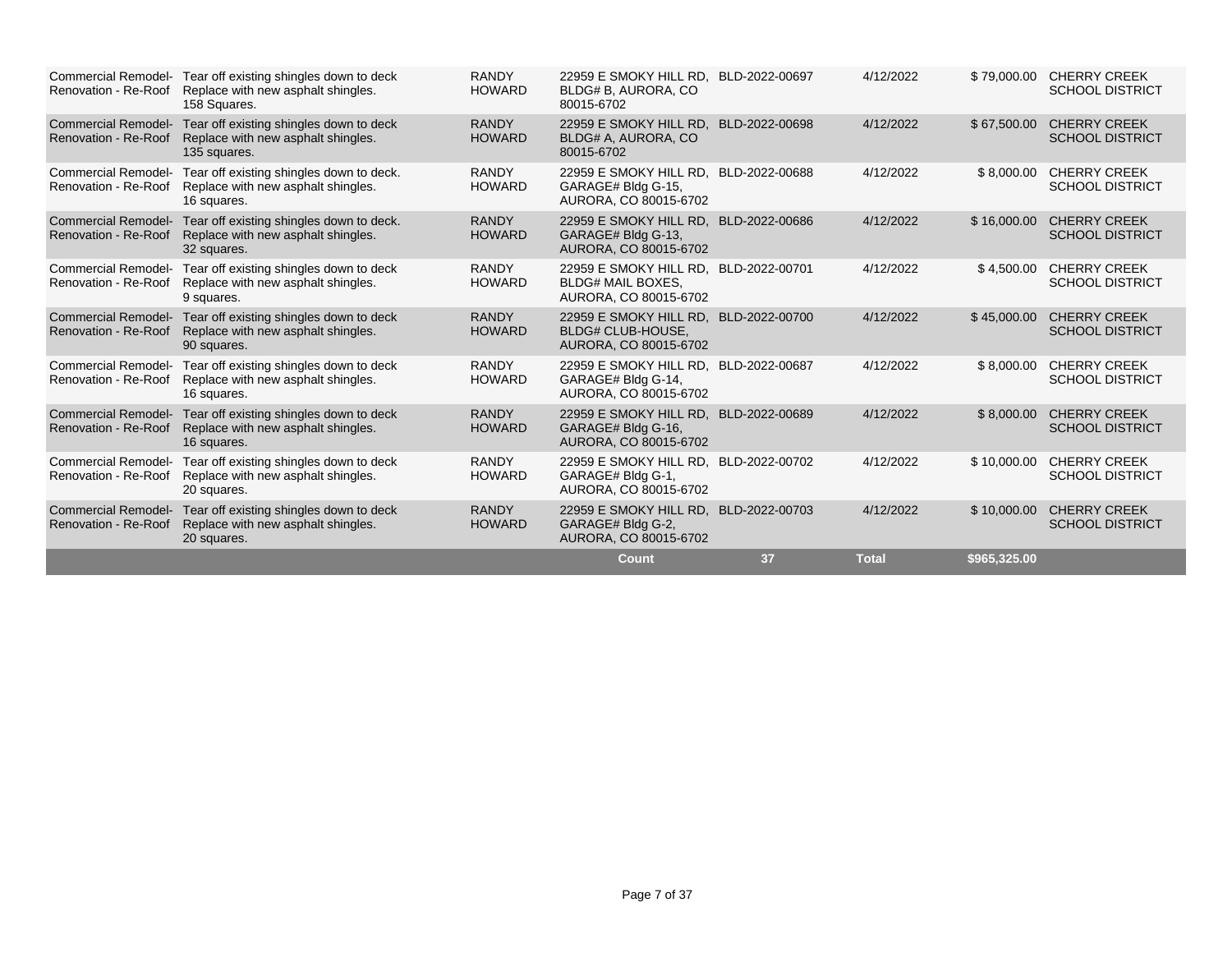| | | | | | | | |
|---|---|---|---|---|---|---|---|
| Commercial Remodel-Renovation - Re-Roof | Tear off existing shingles down to deck Replace with new asphalt shingles. 158 Squares. | RANDY HOWARD | 22959 E SMOKY HILL RD, BLDG# B, AURORA, CO 80015-6702 | BLD-2022-00697 | 4/12/2022 | $ 79,000.00 | CHERRY CREEK SCHOOL DISTRICT |
| Commercial Remodel-Renovation - Re-Roof | Tear off existing shingles down to deck Replace with new asphalt shingles. 135 squares. | RANDY HOWARD | 22959 E SMOKY HILL RD, BLDG# A, AURORA, CO 80015-6702 | BLD-2022-00698 | 4/12/2022 | $ 67,500.00 | CHERRY CREEK SCHOOL DISTRICT |
| Commercial Remodel-Renovation - Re-Roof | Tear off existing shingles down to deck. Replace with new asphalt shingles. 16 squares. | RANDY HOWARD | 22959 E SMOKY HILL RD, GARAGE# Bldg G-15, AURORA, CO 80015-6702 | BLD-2022-00688 | 4/12/2022 | $ 8,000.00 | CHERRY CREEK SCHOOL DISTRICT |
| Commercial Remodel-Renovation - Re-Roof | Tear off existing shingles down to deck. Replace with new asphalt shingles. 32 squares. | RANDY HOWARD | 22959 E SMOKY HILL RD, GARAGE# Bldg G-13, AURORA, CO 80015-6702 | BLD-2022-00686 | 4/12/2022 | $ 16,000.00 | CHERRY CREEK SCHOOL DISTRICT |
| Commercial Remodel-Renovation - Re-Roof | Tear off existing shingles down to deck Replace with new asphalt shingles. 9 squares. | RANDY HOWARD | 22959 E SMOKY HILL RD, BLDG# MAIL BOXES, AURORA, CO 80015-6702 | BLD-2022-00701 | 4/12/2022 | $ 4,500.00 | CHERRY CREEK SCHOOL DISTRICT |
| Commercial Remodel-Renovation - Re-Roof | Tear off existing shingles down to deck Replace with new asphalt shingles. 90 squares. | RANDY HOWARD | 22959 E SMOKY HILL RD, BLDG# CLUB-HOUSE, AURORA, CO 80015-6702 | BLD-2022-00700 | 4/12/2022 | $ 45,000.00 | CHERRY CREEK SCHOOL DISTRICT |
| Commercial Remodel-Renovation - Re-Roof | Tear off existing shingles down to deck Replace with new asphalt shingles. 16 squares. | RANDY HOWARD | 22959 E SMOKY HILL RD, GARAGE# Bldg G-14, AURORA, CO 80015-6702 | BLD-2022-00687 | 4/12/2022 | $ 8,000.00 | CHERRY CREEK SCHOOL DISTRICT |
| Commercial Remodel-Renovation - Re-Roof | Tear off existing shingles down to deck Replace with new asphalt shingles. 16 squares. | RANDY HOWARD | 22959 E SMOKY HILL RD, GARAGE# Bldg G-16, AURORA, CO 80015-6702 | BLD-2022-00689 | 4/12/2022 | $ 8,000.00 | CHERRY CREEK SCHOOL DISTRICT |
| Commercial Remodel-Renovation - Re-Roof | Tear off existing shingles down to deck Replace with new asphalt shingles. 20 squares. | RANDY HOWARD | 22959 E SMOKY HILL RD, GARAGE# Bldg G-1, AURORA, CO 80015-6702 | BLD-2022-00702 | 4/12/2022 | $ 10,000.00 | CHERRY CREEK SCHOOL DISTRICT |
| Commercial Remodel-Renovation - Re-Roof | Tear off existing shingles down to deck Replace with new asphalt shingles. 20 squares. | RANDY HOWARD | 22959 E SMOKY HILL RD, GARAGE# Bldg G-2, AURORA, CO 80015-6702 | BLD-2022-00703 | 4/12/2022 | $ 10,000.00 | CHERRY CREEK SCHOOL DISTRICT |
| | | | **Count** | **37** | **Total** | **$965,325.00** | |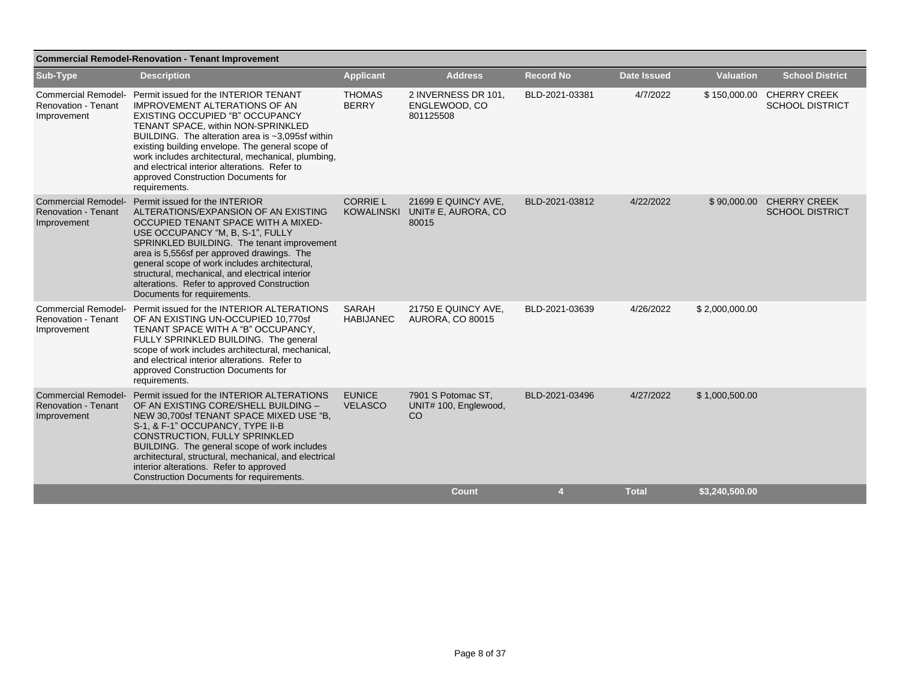## Commercial Remodel-Renovation - Tenant Improvement

| Sub-Type | Description | Applicant | Address | Record No | Date Issued | Valuation | School District |
| --- | --- | --- | --- | --- | --- | --- | --- |
| Commercial Remodel-Renovation - Tenant Improvement | Permit issued for the INTERIOR TENANT IMPROVEMENT ALTERATIONS OF AN EXISTING OCCUPIED "B" OCCUPANCY TENANT SPACE, within NON-SPRINKLED BUILDING. The alteration area is ~3,095sf within existing building envelope. The general scope of work includes architectural, mechanical, plumbing, and electrical interior alterations. Refer to approved Construction Documents for requirements. | THOMAS BERRY | 2 INVERNESS DR 101, ENGLEWOOD, CO 801125508 | BLD-2021-03381 | 4/7/2022 | $ 150,000.00 | CHERRY CREEK SCHOOL DISTRICT |
| Commercial Remodel-Renovation - Tenant Improvement | Permit issued for the INTERIOR ALTERATIONS/EXPANSION OF AN EXISTING OCCUPIED TENANT SPACE WITH A MIXED-USE OCCUPANCY "M, B, S-1", FULLY SPRINKLED BUILDING. The tenant improvement area is 5,556sf per approved drawings. The general scope of work includes architectural, structural, mechanical, and electrical interior alterations. Refer to approved Construction Documents for requirements. | CORRIE L KOWALINSKI | 21699 E QUINCY AVE, UNIT# E, AURORA, CO 80015 | BLD-2021-03812 | 4/22/2022 | $ 90,000.00 | CHERRY CREEK SCHOOL DISTRICT |
| Commercial Remodel-Renovation - Tenant Improvement | Permit issued for the INTERIOR ALTERATIONS OF AN EXISTING UN-OCCUPIED 10,770sf TENANT SPACE WITH A "B" OCCUPANCY, FULLY SPRINKLED BUILDING. The general scope of work includes architectural, mechanical, and electrical interior alterations. Refer to approved Construction Documents for requirements. | SARAH HABIJANEC | 21750 E QUINCY AVE, AURORA, CO 80015 | BLD-2021-03639 | 4/26/2022 | $ 2,000,000.00 | |
| Commercial Remodel-Renovation - Tenant Improvement | Permit issued for the INTERIOR ALTERATIONS OF AN EXISTING CORE/SHELL BUILDING – NEW 30,700sf TENANT SPACE MIXED USE "B, S-1, & F-1" OCCUPANCY, TYPE II-B CONSTRUCTION, FULLY SPRINKLED BUILDING. The general scope of work includes architectural, structural, mechanical, and electrical interior alterations. Refer to approved Construction Documents for requirements. | EUNICE VELASCO | 7901 S Potomac ST, UNIT# 100, Englewood, CO | BLD-2021-03496 | 4/27/2022 | $ 1,000,500.00 | |
| | | | **Count** | **4** | **Total** | **$3,240,500.00** | |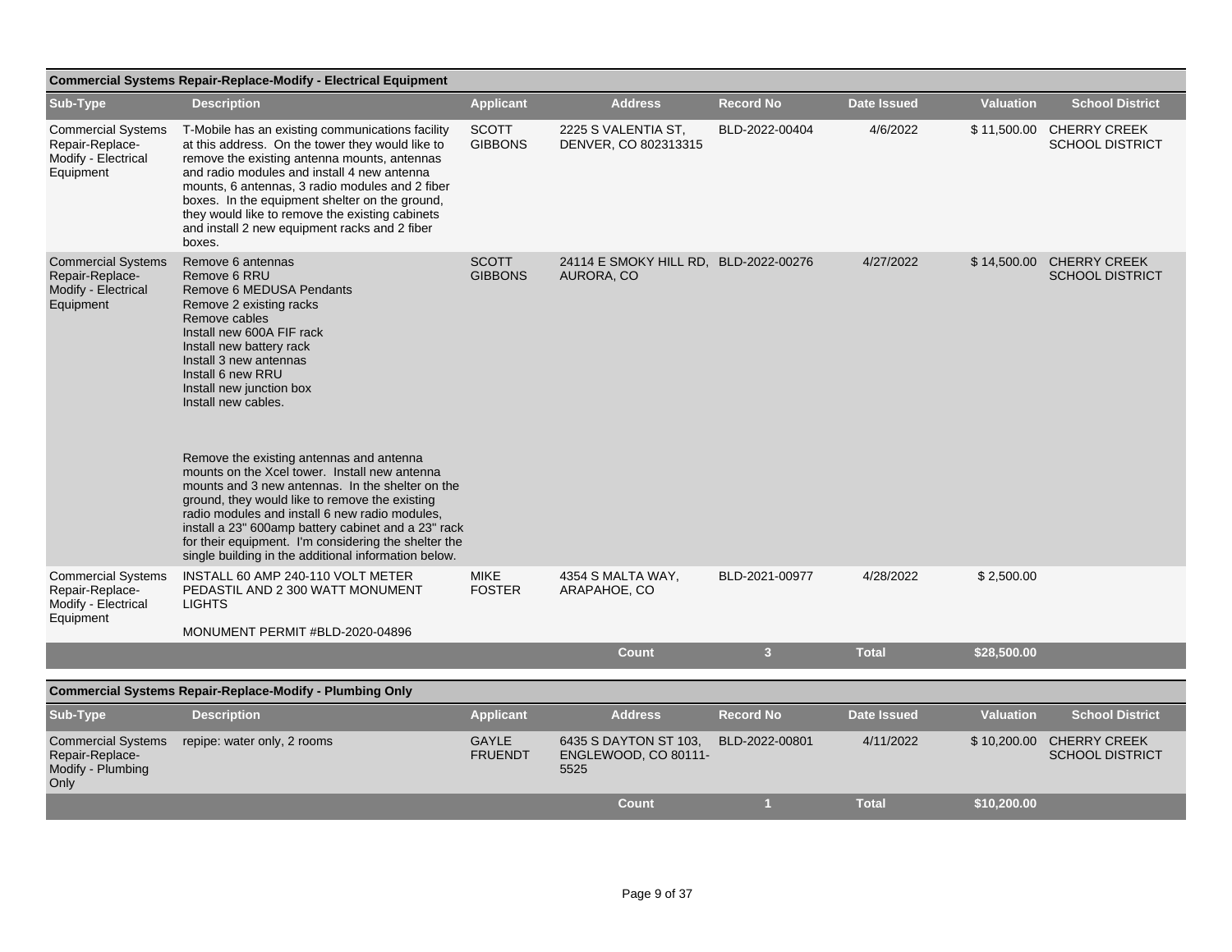## Commercial Systems Repair-Replace-Modify - Electrical Equipment

| Sub-Type | Description | Applicant | Address | Record No | Date Issued | Valuation | School District |
|---|---|---|---|---|---|---|---|
| Commercial Systems Repair-Replace-Modify - Electrical Equipment | T-Mobile has an existing communications facility at this address. On the tower they would like to remove the existing antenna mounts, antennas and radio modules and install 4 new antenna mounts, 6 antennas, 3 radio modules and 2 fiber boxes. In the equipment shelter on the ground, they would like to remove the existing cabinets and install 2 new equipment racks and 2 fiber boxes. | SCOTT GIBBONS | 2225 S VALENTIA ST, DENVER, CO 802313315 | BLD-2022-00404 | 4/6/2022 | $ 11,500.00 | CHERRY CREEK SCHOOL DISTRICT |
| Commercial Systems Repair-Replace-Modify - Electrical Equipment | Remove 6 antennas<br>Remove 6 RRU<br>Remove 6 MEDUSA Pendants<br>Remove 2 existing racks<br>Remove cables<br>Install new 600A FIF rack<br>Install new battery rack<br>Install 3 new antennas<br>Install 6 new RRU<br>Install new junction box<br>Install new cables.<br><br>Remove the existing antennas and antenna mounts on the Xcel tower. Install new antenna mounts and 3 new antennas. In the shelter on the ground, they would like to remove the existing radio modules and install 6 new radio modules, install a 23" 600amp battery cabinet and a 23" rack for their equipment. I'm considering the shelter the single building in the additional information below. | SCOTT GIBBONS | 24114 E SMOKY HILL RD, AURORA, CO | BLD-2022-00276 | 4/27/2022 | $ 14,500.00 | CHERRY CREEK SCHOOL DISTRICT |
| Commercial Systems Repair-Replace-Modify - Electrical Equipment | INSTALL 60 AMP 240-110 VOLT METER PEDASTIL AND 2 300 WATT MONUMENT LIGHTS<br><br>MONUMENT PERMIT #BLD-2020-04896 | MIKE FOSTER | 4354 S MALTA WAY, ARAPAHOE, CO | BLD-2021-00977 | 4/28/2022 | $ 2,500.00 | |
| | | | **Count** | **3** | **Total** | **$28,500.00** | |

## Commercial Systems Repair-Replace-Modify - Plumbing Only

| Sub-Type | Description | Applicant | Address | Record No | Date Issued | Valuation | School District |
|---|---|---|---|---|---|---|---|
| Commercial Systems Repair-Replace-Modify - Plumbing Only | repipe: water only, 2 rooms | GAYLE FRUENDT | 6435 S DAYTON ST 103, ENGLEWOOD, CO 80111-5525 | BLD-2022-00801 | 4/11/2022 | $ 10,200.00 | CHERRY CREEK SCHOOL DISTRICT |
| | | | **Count** | **1** | **Total** | **$10,200.00** | |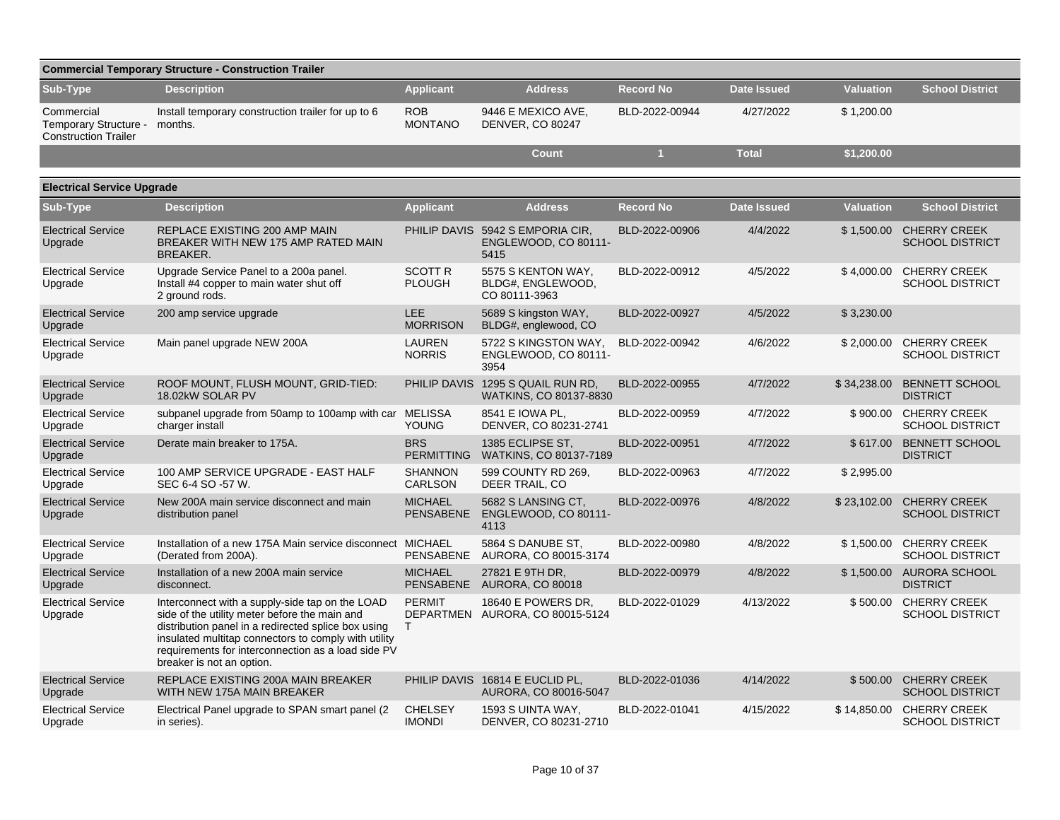## Commercial Temporary Structure - Construction Trailer

| Sub-Type | Description | Applicant | Address | Record No | Date Issued | Valuation | School District |
|---|---|---|---|---|---|---|---|
| Commercial Temporary Structure - Construction Trailer | Install temporary construction trailer for up to 6 months. | ROB MONTANO | 9446 E MEXICO AVE, DENVER, CO 80247 | BLD-2022-00944 | 4/27/2022 | $ 1,200.00 | |
| | | | **Count** | **1** | **Total** | **$1,200.00** | |

## Electrical Service Upgrade

| Sub-Type | Description | Applicant | Address | Record No | Date Issued | Valuation | School District |
|---|---|---|---|---|---|---|---|
| Electrical Service Upgrade | REPLACE EXISTING 200 AMP MAIN BREAKER WITH NEW 175 AMP RATED MAIN BREAKER. | PHILIP DAVIS | 5942 S EMPORIA CIR, ENGLEWOOD, CO 80111-5415 | BLD-2022-00906 | 4/4/2022 | $ 1,500.00 | CHERRY CREEK SCHOOL DISTRICT |
| Electrical Service Upgrade | Upgrade Service Panel to a 200a panel. Install #4 copper to main water shut off 2 ground rods. | SCOTT R PLOUGH | 5575 S KENTON WAY, BLDG#, ENGLEWOOD, CO 80111-3963 | BLD-2022-00912 | 4/5/2022 | $ 4,000.00 | CHERRY CREEK SCHOOL DISTRICT |
| Electrical Service Upgrade | 200 amp service upgrade | LEE MORRISON | 5689 S kingston WAY, BLDG#, englewood, CO | BLD-2022-00927 | 4/5/2022 | $ 3,230.00 | |
| Electrical Service Upgrade | Main panel upgrade NEW 200A | LAUREN NORRIS | 5722 S KINGSTON WAY, ENGLEWOOD, CO 80111-3954 | BLD-2022-00942 | 4/6/2022 | $ 2,000.00 | CHERRY CREEK SCHOOL DISTRICT |
| Electrical Service Upgrade | ROOF MOUNT, FLUSH MOUNT, GRID-TIED: 18.02kW SOLAR PV | PHILIP DAVIS | 1295 S QUAIL RUN RD, WATKINS, CO 80137-8830 | BLD-2022-00955 | 4/7/2022 | $ 34,238.00 | BENNETT SCHOOL DISTRICT |
| Electrical Service Upgrade | subpanel upgrade from 50amp to 100amp with car charger install | MELISSA YOUNG | 8541 E IOWA PL, DENVER, CO 80231-2741 | BLD-2022-00959 | 4/7/2022 | $ 900.00 | CHERRY CREEK SCHOOL DISTRICT |
| Electrical Service Upgrade | Derate main breaker to 175A. | BRS PERMITTING | 1385 ECLIPSE ST, WATKINS, CO 80137-7189 | BLD-2022-00951 | 4/7/2022 | $ 617.00 | BENNETT SCHOOL DISTRICT |
| Electrical Service Upgrade | 100 AMP SERVICE UPGRADE - EAST HALF SEC 6-4 SO -57 W. | SHANNON CARLSON | 599 COUNTY RD 269, DEER TRAIL, CO | BLD-2022-00963 | 4/7/2022 | $ 2,995.00 | |
| Electrical Service Upgrade | New 200A main service disconnect and main distribution panel | MICHAEL PENSABENE | 5682 S LANSING CT, ENGLEWOOD, CO 80111-4113 | BLD-2022-00976 | 4/8/2022 | $ 23,102.00 | CHERRY CREEK SCHOOL DISTRICT |
| Electrical Service Upgrade | Installation of a new 175A Main service disconnect (Derated from 200A). | MICHAEL PENSABENE | 5864 S DANUBE ST, AURORA, CO 80015-3174 | BLD-2022-00980 | 4/8/2022 | $ 1,500.00 | CHERRY CREEK SCHOOL DISTRICT |
| Electrical Service Upgrade | Installation of a new 200A main service disconnect. | MICHAEL PENSABENE | 27821 E 9TH DR, AURORA, CO 80018 | BLD-2022-00979 | 4/8/2022 | $ 1,500.00 | AURORA SCHOOL DISTRICT |
| Electrical Service Upgrade | Interconnect with a supply-side tap on the LOAD side of the utility meter before the main and distribution panel in a redirected splice box using insulated multitap connectors to comply with utility requirements for interconnection as a load side PV breaker is not an option. | PERMIT DEPARTMENT | 18640 E POWERS DR, AURORA, CO 80015-5124 | BLD-2022-01029 | 4/13/2022 | $ 500.00 | CHERRY CREEK SCHOOL DISTRICT |
| Electrical Service Upgrade | REPLACE EXISTING 200A MAIN BREAKER WITH NEW 175A MAIN BREAKER | PHILIP DAVIS | 16814 E EUCLID PL, AURORA, CO 80016-5047 | BLD-2022-01036 | 4/14/2022 | $ 500.00 | CHERRY CREEK SCHOOL DISTRICT |
| Electrical Service Upgrade | Electrical Panel upgrade to SPAN smart panel (2 in series). | CHELSEY IMONDI | 1593 S UINTA WAY, DENVER, CO 80231-2710 | BLD-2022-01041 | 4/15/2022 | $ 14,850.00 | CHERRY CREEK SCHOOL DISTRICT |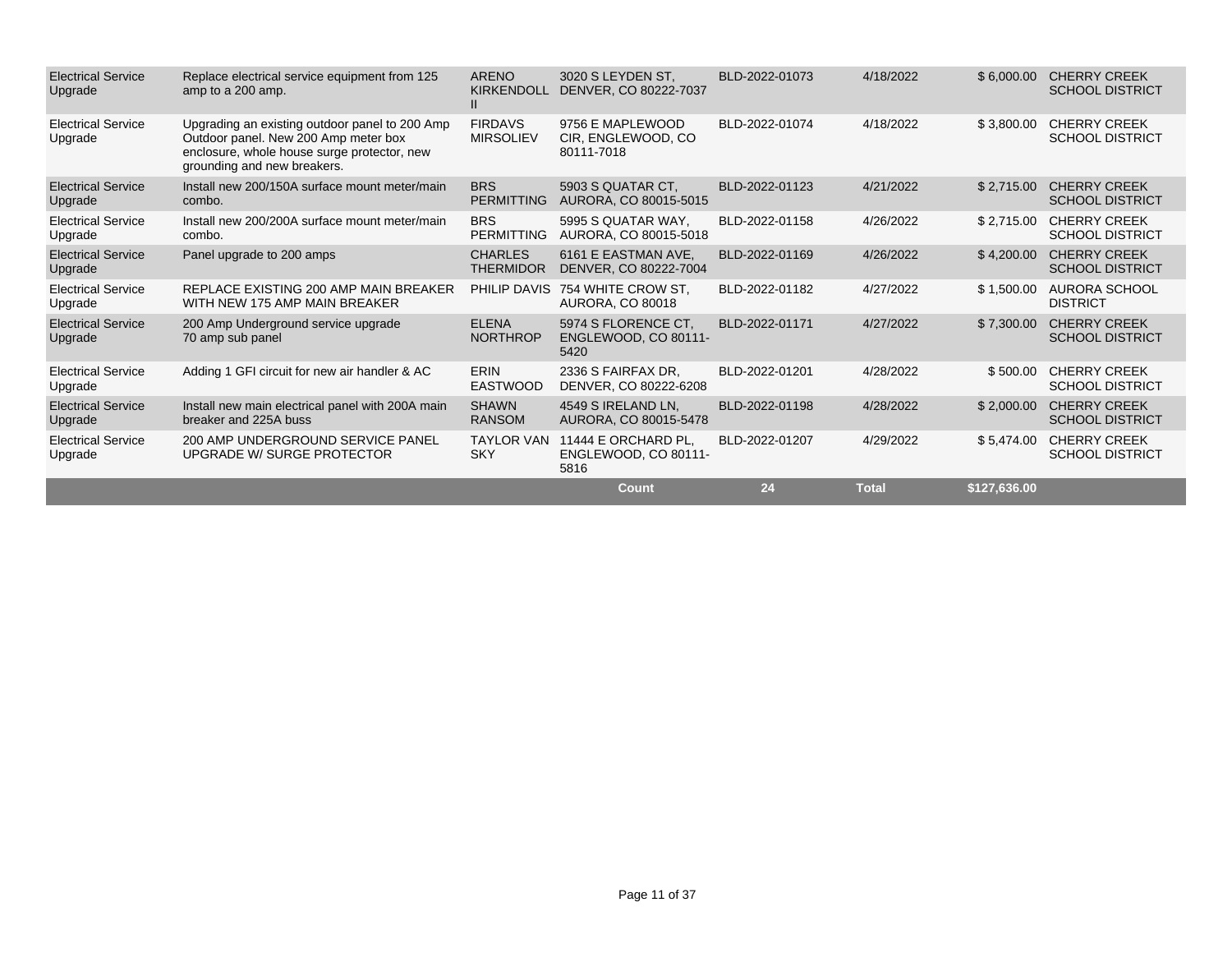| | | | | | | | |
|---|---|---|---|---|---|---|---|
| Electrical Service Upgrade | Replace electrical service equipment from 125 amp to a 200 amp. | ARENO KIRKENDOLL II | 3020 S LEYDEN ST, DENVER, CO 80222-7037 | BLD-2022-01073 | 4/18/2022 | $ 6,000.00 | CHERRY CREEK SCHOOL DISTRICT |
| Electrical Service Upgrade | Upgrading an existing outdoor panel to 200 Amp Outdoor panel. New 200 Amp meter box enclosure, whole house surge protector, new grounding and new breakers. | FIRDAVS MIRSOLIEV | 9756 E MAPLEWOOD CIR, ENGLEWOOD, CO 80111-7018 | BLD-2022-01074 | 4/18/2022 | $ 3,800.00 | CHERRY CREEK SCHOOL DISTRICT |
| Electrical Service Upgrade | Install new 200/150A surface mount meter/main combo. | BRS PERMITTING | 5903 S QUATAR CT, AURORA, CO 80015-5015 | BLD-2022-01123 | 4/21/2022 | $ 2,715.00 | CHERRY CREEK SCHOOL DISTRICT |
| Electrical Service Upgrade | Install new 200/200A surface mount meter/main combo. | BRS PERMITTING | 5995 S QUATAR WAY, AURORA, CO 80015-5018 | BLD-2022-01158 | 4/26/2022 | $ 2,715.00 | CHERRY CREEK SCHOOL DISTRICT |
| Electrical Service Upgrade | Panel upgrade to 200 amps | CHARLES THERMIDOR | 6161 E EASTMAN AVE, DENVER, CO 80222-7004 | BLD-2022-01169 | 4/26/2022 | $ 4,200.00 | CHERRY CREEK SCHOOL DISTRICT |
| Electrical Service Upgrade | REPLACE EXISTING 200 AMP MAIN BREAKER WITH NEW 175 AMP MAIN BREAKER | PHILIP DAVIS | 754 WHITE CROW ST, AURORA, CO 80018 | BLD-2022-01182 | 4/27/2022 | $ 1,500.00 | AURORA SCHOOL DISTRICT |
| Electrical Service Upgrade | 200 Amp Underground service upgrade 70 amp sub panel | ELENA NORTHROP | 5974 S FLORENCE CT, ENGLEWOOD, CO 80111-5420 | BLD-2022-01171 | 4/27/2022 | $ 7,300.00 | CHERRY CREEK SCHOOL DISTRICT |
| Electrical Service Upgrade | Adding 1 GFI circuit for new air handler & AC | ERIN EASTWOOD | 2336 S FAIRFAX DR, DENVER, CO 80222-6208 | BLD-2022-01201 | 4/28/2022 | $ 500.00 | CHERRY CREEK SCHOOL DISTRICT |
| Electrical Service Upgrade | Install new main electrical panel with 200A main breaker and 225A buss | SHAWN RANSOM | 4549 S IRELAND LN, AURORA, CO 80015-5478 | BLD-2022-01198 | 4/28/2022 | $ 2,000.00 | CHERRY CREEK SCHOOL DISTRICT |
| Electrical Service Upgrade | 200 AMP UNDERGROUND SERVICE PANEL UPGRADE W/ SURGE PROTECTOR | TAYLOR VAN SKY | 11444 E ORCHARD PL, ENGLEWOOD, CO 80111-5816 | BLD-2022-01207 | 4/29/2022 | $ 5,474.00 | CHERRY CREEK SCHOOL DISTRICT |
| | | | **Count** | **24** | **Total** | **$127,636.00** | |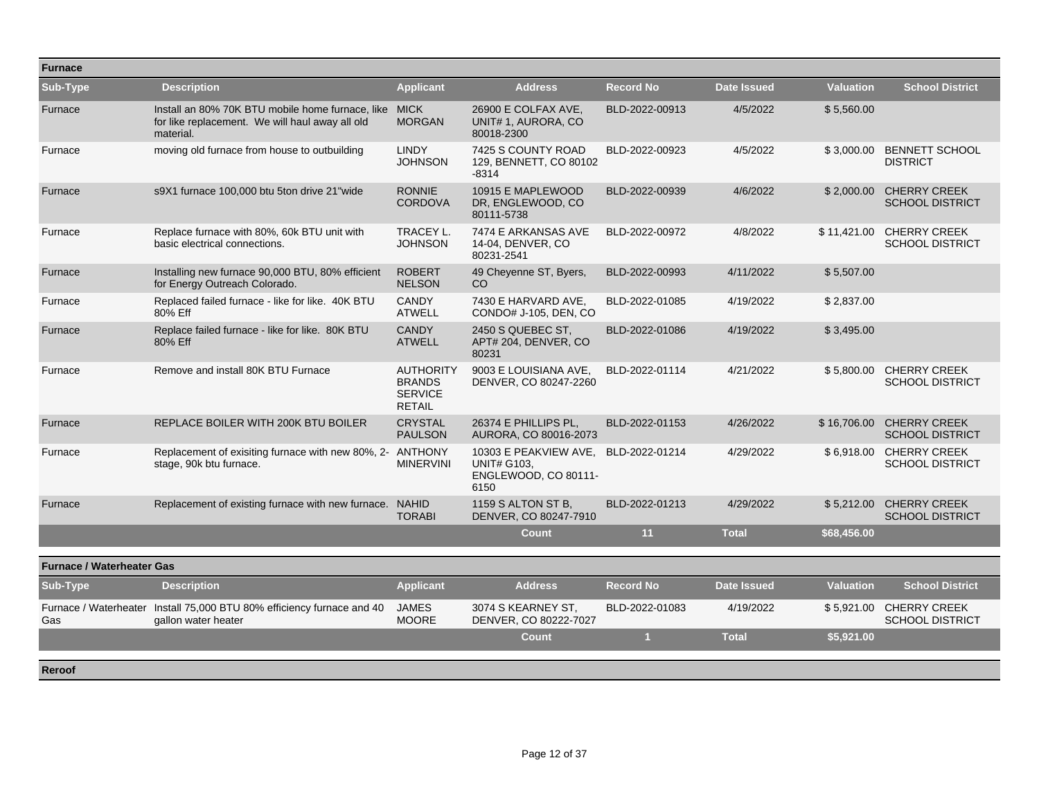## Furnace

| Sub-Type | Description | Applicant | Address | Record No | Date Issued | Valuation | School District |
|---|---|---|---|---|---|---|---|
| Furnace | Install an 80% 70K BTU mobile home furnace, like for like replacement. We will haul away all old material. | MICK MORGAN | 26900 E COLFAX AVE, UNIT# 1, AURORA, CO 80018-2300 | BLD-2022-00913 | 4/5/2022 | $ 5,560.00 | |
| Furnace | moving old furnace from house to outbuilding | LINDY JOHNSON | 7425 S COUNTY ROAD 129, BENNETT, CO 80102 -8314 | BLD-2022-00923 | 4/5/2022 | $ 3,000.00 | BENNETT SCHOOL DISTRICT |
| Furnace | s9X1 furnace 100,000 btu 5ton drive 21"wide | RONNIE CORDOVA | 10915 E MAPLEWOOD DR, ENGLEWOOD, CO 80111-5738 | BLD-2022-00939 | 4/6/2022 | $ 2,000.00 | CHERRY CREEK SCHOOL DISTRICT |
| Furnace | Replace furnace with 80%, 60k BTU unit with basic electrical connections. | TRACEY L. JOHNSON | 7474 E ARKANSAS AVE 14-04, DENVER, CO 80231-2541 | BLD-2022-00972 | 4/8/2022 | $ 11,421.00 | CHERRY CREEK SCHOOL DISTRICT |
| Furnace | Installing new furnace 90,000 BTU, 80% efficient for Energy Outreach Colorado. | ROBERT NELSON | 49 Cheyenne ST, Byers, CO | BLD-2022-00993 | 4/11/2022 | $ 5,507.00 | |
| Furnace | Replaced failed furnace - like for like. 40K BTU 80% Eff | CANDY ATWELL | 7430 E HARVARD AVE, CONDO# J-105, DEN, CO | BLD-2022-01085 | 4/19/2022 | $ 2,837.00 | |
| Furnace | Replace failed furnace - like for like. 80K BTU 80% Eff | CANDY ATWELL | 2450 S QUEBEC ST, APT# 204, DENVER, CO 80231 | BLD-2022-01086 | 4/19/2022 | $ 3,495.00 | |
| Furnace | Remove and install 80K BTU Furnace | AUTHORITY BRANDS SERVICE RETAIL | 9003 E LOUISIANA AVE, DENVER, CO 80247-2260 | BLD-2022-01114 | 4/21/2022 | $ 5,800.00 | CHERRY CREEK SCHOOL DISTRICT |
| Furnace | REPLACE BOILER WITH 200K BTU BOILER | CRYSTAL PAULSON | 26374 E PHILLIPS PL, AURORA, CO 80016-2073 | BLD-2022-01153 | 4/26/2022 | $ 16,706.00 | CHERRY CREEK SCHOOL DISTRICT |
| Furnace | Replacement of exisiting furnace with new 80%, 2-stage, 90k btu furnace. | ANTHONY MINERVINI | 10303 E PEAKVIEW AVE, UNIT# G103, ENGLEWOOD, CO 80111-6150 | BLD-2022-01214 | 4/29/2022 | $ 6,918.00 | CHERRY CREEK SCHOOL DISTRICT |
| Furnace | Replacement of existing furnace with new furnace. | NAHID TORABI | 1159 S ALTON ST B, DENVER, CO 80247-7910 | BLD-2022-01213 | 4/29/2022 | $ 5,212.00 | CHERRY CREEK SCHOOL DISTRICT |
| | | | Count | 11 | Total | $68,456.00 | |

## Furnace / Waterheater Gas

| Sub-Type | Description | Applicant | Address | Record No | Date Issued | Valuation | School District |
|---|---|---|---|---|---|---|---|
| Furnace / Waterheater Gas | Install 75,000 BTU 80% efficiency furnace and 40 gallon water heater | JAMES MOORE | 3074 S KEARNEY ST, DENVER, CO 80222-7027 | BLD-2022-01083 | 4/19/2022 | $ 5,921.00 | CHERRY CREEK SCHOOL DISTRICT |
| | | | Count | 1 | Total | $5,921.00 | |

## Reroof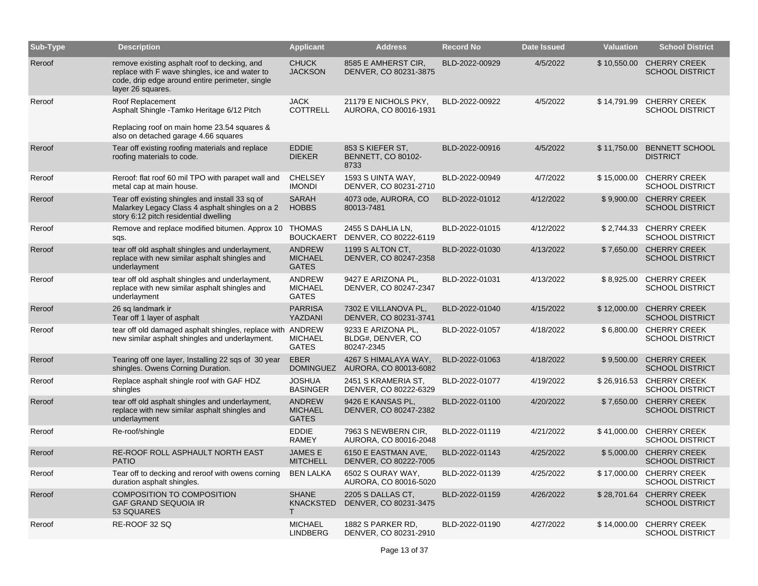| Sub-Type | Description | Applicant | Address | Record No | Date Issued | Valuation | School District |
|---|---|---|---|---|---|---|---|
| Reroof | remove existing asphalt roof to decking, and replace with F wave shingles, ice and water to code, drip edge around entire perimeter, single layer 26 squares. | CHUCK JACKSON | 8585 E AMHERST CIR, DENVER, CO 80231-3875 | BLD-2022-00929 | 4/5/2022 | $ 10,550.00 | CHERRY CREEK SCHOOL DISTRICT |
| Reroof | Roof Replacement<br>Asphalt Shingle -Tamko Heritage 6/12 Pitch<br><br>Replacing roof on main home 23.54 squares & also on detached garage 4.66 squares | JACK COTTRELL | 21179 E NICHOLS PKY, AURORA, CO 80016-1931 | BLD-2022-00922 | 4/5/2022 | $ 14,791.99 | CHERRY CREEK SCHOOL DISTRICT |
| Reroof | Tear off existing roofing materials and replace roofing materials to code. | EDDIE DIEKER | 853 S KIEFER ST, BENNETT, CO 80102-8733 | BLD-2022-00916 | 4/5/2022 | $ 11,750.00 | BENNETT SCHOOL DISTRICT |
| Reroof | Reroof: flat roof 60 mil TPO with parapet wall and metal cap at main house. | CHELSEY IMONDI | 1593 S UINTA WAY, DENVER, CO 80231-2710 | BLD-2022-00949 | 4/7/2022 | $ 15,000.00 | CHERRY CREEK SCHOOL DISTRICT |
| Reroof | Tear off existing shingles and install 33 sq of Malarkey Legacy Class 4 asphalt shingles on a 2 story 6:12 pitch residential dwelling | SARAH HOBBS | 4073 ode, AURORA, CO 80013-7481 | BLD-2022-01012 | 4/12/2022 | $ 9,900.00 | CHERRY CREEK SCHOOL DISTRICT |
| Reroof | Remove and replace modified bitumen. Approx 10 sqs. | THOMAS BOUCKAERT | 2455 S DAHLIA LN, DENVER, CO 80222-6119 | BLD-2022-01015 | 4/12/2022 | $ 2,744.33 | CHERRY CREEK SCHOOL DISTRICT |
| Reroof | tear off old asphalt shingles and underlayment, replace with new similar asphalt shingles and underlayment | ANDREW MICHAEL GATES | 1199 S ALTON CT, DENVER, CO 80247-2358 | BLD-2022-01030 | 4/13/2022 | $ 7,650.00 | CHERRY CREEK SCHOOL DISTRICT |
| Reroof | tear off old asphalt shingles and underlayment, replace with new similar asphalt shingles and underlayment | ANDREW MICHAEL GATES | 9427 E ARIZONA PL, DENVER, CO 80247-2347 | BLD-2022-01031 | 4/13/2022 | $ 8,925.00 | CHERRY CREEK SCHOOL DISTRICT |
| Reroof | 26 sq landmark ir<br>Tear off 1 layer of asphalt | PARRISA YAZDANI | 7302 E VILLANOVA PL, DENVER, CO 80231-3741 | BLD-2022-01040 | 4/15/2022 | $ 12,000.00 | CHERRY CREEK SCHOOL DISTRICT |
| Reroof | tear off old damaged asphalt shingles, replace with new similar asphalt shingles and underlayment. | ANDREW MICHAEL GATES | 9233 E ARIZONA PL, BLDG#, DENVER, CO 80247-2345 | BLD-2022-01057 | 4/18/2022 | $ 6,800.00 | CHERRY CREEK SCHOOL DISTRICT |
| Reroof | Tearing off one layer, Installing 22 sqs of 30 year shingles. Owens Corning Duration. | EBER DOMINGUEZ | 4267 S HIMALAYA WAY, AURORA, CO 80013-6082 | BLD-2022-01063 | 4/18/2022 | $ 9,500.00 | CHERRY CREEK SCHOOL DISTRICT |
| Reroof | Replace asphalt shingle roof with GAF HDZ shingles | JOSHUA BASINGER | 2451 S KRAMERIA ST, DENVER, CO 80222-6329 | BLD-2022-01077 | 4/19/2022 | $ 26,916.53 | CHERRY CREEK SCHOOL DISTRICT |
| Reroof | tear off old asphalt shingles and underlayment, replace with new similar asphalt shingles and underlayment | ANDREW MICHAEL GATES | 9426 E KANSAS PL, DENVER, CO 80247-2382 | BLD-2022-01100 | 4/20/2022 | $ 7,650.00 | CHERRY CREEK SCHOOL DISTRICT |
| Reroof | Re-roof/shingle | EDDIE RAMEY | 7963 S NEWBERN CIR, AURORA, CO 80016-2048 | BLD-2022-01119 | 4/21/2022 | $ 41,000.00 | CHERRY CREEK SCHOOL DISTRICT |
| Reroof | RE-ROOF ROLL ASPHAULT NORTH EAST PATIO | JAMES E MITCHELL | 6150 E EASTMAN AVE, DENVER, CO 80222-7005 | BLD-2022-01143 | 4/25/2022 | $ 5,000.00 | CHERRY CREEK SCHOOL DISTRICT |
| Reroof | Tear off to decking and reroof with owens corning duration asphalt shingles. | BEN LALKA | 6502 S OURAY WAY, AURORA, CO 80016-5020 | BLD-2022-01139 | 4/25/2022 | $ 17,000.00 | CHERRY CREEK SCHOOL DISTRICT |
| Reroof | COMPOSITION TO COMPOSITION<br>GAF GRAND SEQUOIA IR<br>53 SQUARES | SHANE KNACKSTEDT | 2205 S DALLAS CT, DENVER, CO 80231-3475 | BLD-2022-01159 | 4/26/2022 | $ 28,701.64 | CHERRY CREEK SCHOOL DISTRICT |
| Reroof | RE-ROOF 32 SQ | MICHAEL LINDBERG | 1882 S PARKER RD, DENVER, CO 80231-2910 | BLD-2022-01190 | 4/27/2022 | $ 14,000.00 | CHERRY CREEK SCHOOL DISTRICT |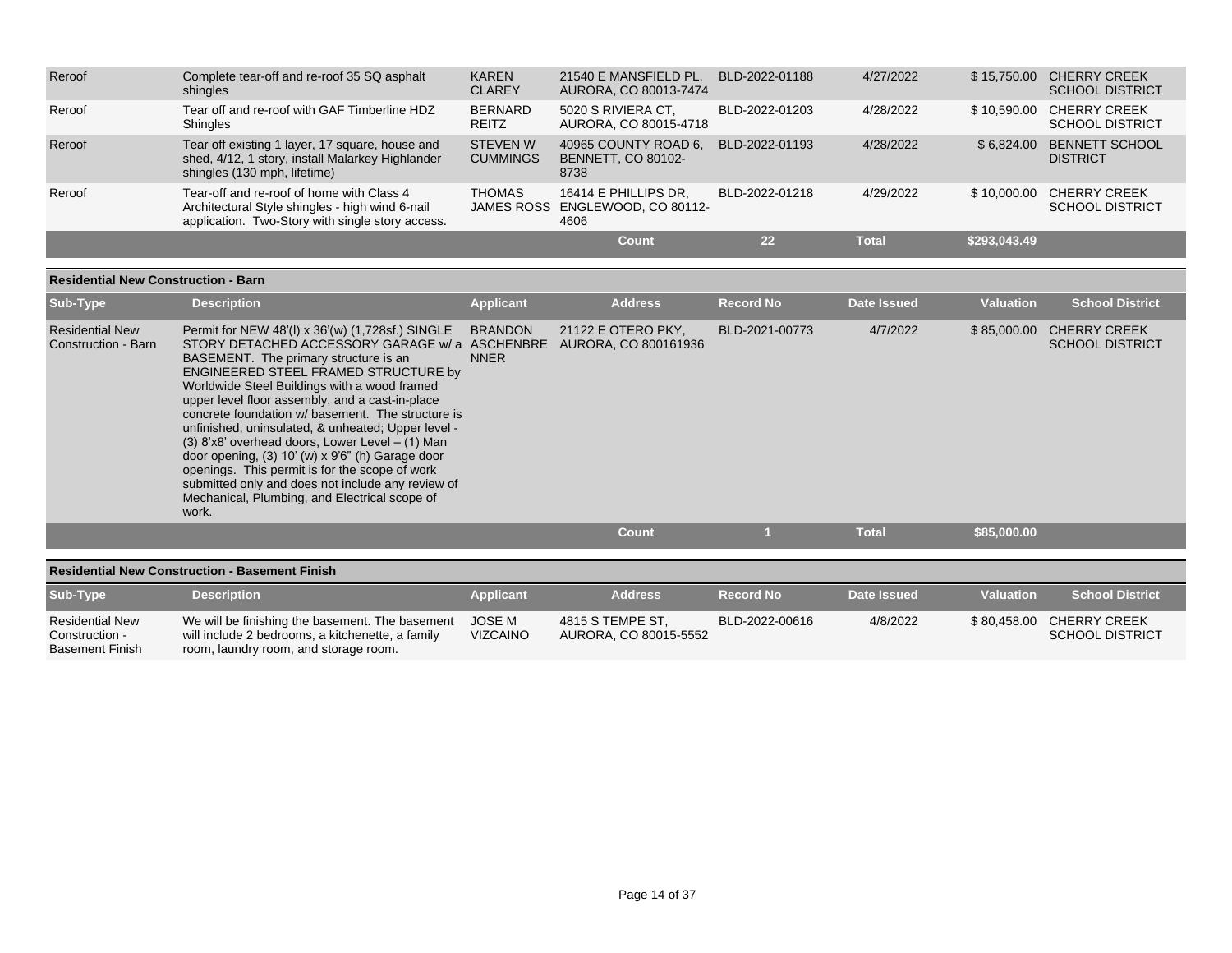| Sub-Type | Description | Applicant | Address | Record No | Date Issued | Valuation | School District |
|---|---|---|---|---|---|---|---|
| Reroof | Complete tear-off and re-roof 35 SQ asphalt shingles | KAREN CLAREY | 21540 E MANSFIELD PL, AURORA, CO 80013-7474 | BLD-2022-01188 | 4/27/2022 | $ 15,750.00 | CHERRY CREEK SCHOOL DISTRICT |
| Reroof | Tear off and re-roof with GAF Timberline HDZ Shingles | BERNARD REITZ | 5020 S RIVIERA CT, AURORA, CO 80015-4718 | BLD-2022-01203 | 4/28/2022 | $ 10,590.00 | CHERRY CREEK SCHOOL DISTRICT |
| Reroof | Tear off existing 1 layer, 17 square, house and shed, 4/12, 1 story, install Malarkey Highlander shingles (130 mph, lifetime) | STEVEN W CUMMINGS | 40965 COUNTY ROAD 6, BENNETT, CO 80102-8738 | BLD-2022-01193 | 4/28/2022 | $ 6,824.00 | BENNETT SCHOOL DISTRICT |
| Reroof | Tear-off and re-roof of home with Class 4 Architectural Style shingles - high wind 6-nail application. Two-Story with single story access. | THOMAS JAMES ROSS | 16414 E PHILLIPS DR, ENGLEWOOD, CO 80112-4606 | BLD-2022-01218 | 4/29/2022 | $ 10,000.00 | CHERRY CREEK SCHOOL DISTRICT |
| | | | **Count** | **22** | **Total** | **$293,043.49** | |

## Residential New Construction - Barn

| Sub-Type | Description | Applicant | Address | Record No | Date Issued | Valuation | School District |
|---|---|---|---|---|---|---|---|
| Residential New Construction - Barn | Permit for NEW 48'(l) x 36'(w) (1,728sf.) SINGLE STORY DETACHED ACCESSORY GARAGE w/ a BASEMENT. The primary structure is an ENGINEERED STEEL FRAMED STRUCTURE by Worldwide Steel Buildings with a wood framed upper level floor assembly, and a cast-in-place concrete foundation w/ basement. The structure is unfinished, uninsulated, & unheated; Upper level - (3) 8'x8' overhead doors, Lower Level – (1) Man door opening, (3) 10' (w) x 9'6" (h) Garage door openings. This permit is for the scope of work submitted only and does not include any review of Mechanical, Plumbing, and Electrical scope of work. | BRANDON ASCHENBRENNER | 21122 E OTERO PKY, AURORA, CO 800161936 | BLD-2021-00773 | 4/7/2022 | $ 85,000.00 | CHERRY CREEK SCHOOL DISTRICT |
| | | | **Count** | **1** | **Total** | **$85,000.00** | |

## Residential New Construction - Basement Finish

| Sub-Type | Description | Applicant | Address | Record No | Date Issued | Valuation | School District |
|---|---|---|---|---|---|---|---|
| Residential New Construction - Basement Finish | We will be finishing the basement. The basement will include 2 bedrooms, a kitchenette, a family room, laundry room, and storage room. | JOSE M VIZCAINO | 4815 S TEMPE ST, AURORA, CO 80015-5552 | BLD-2022-00616 | 4/8/2022 | $ 80,458.00 | CHERRY CREEK SCHOOL DISTRICT |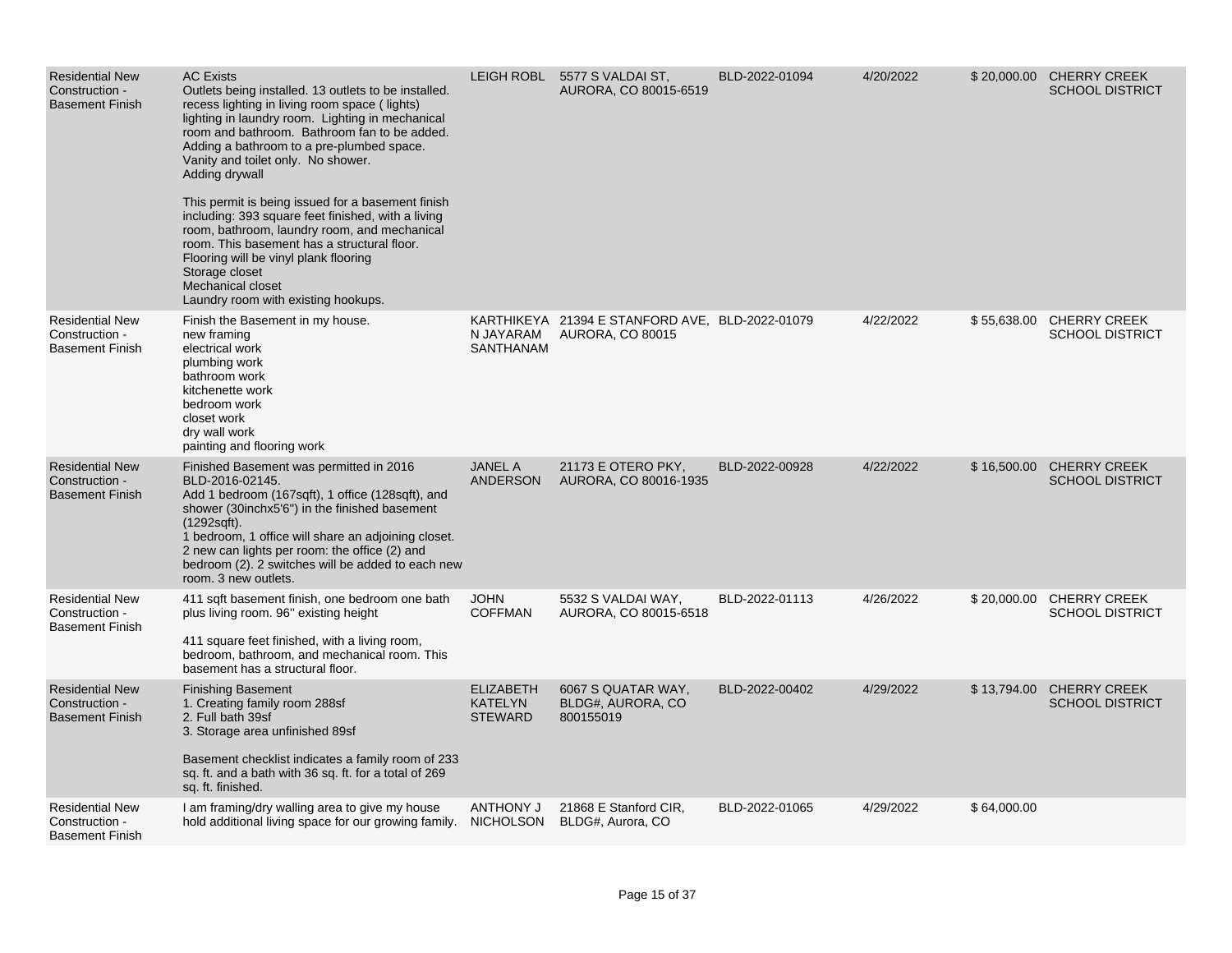| | | | | | | | |
|---|---|---|---|---|---|---|---|
| Residential New Construction - Basement Finish | AC Exists<br>Outlets being installed. 13 outlets to be installed. recess lighting in living room space ( lights) lighting in laundry room. Lighting in mechanical room and bathroom. Bathroom fan to be added. Adding a bathroom to a pre-plumbed space. Vanity and toilet only. No shower.<br>Adding drywall<br><br>This permit is being issued for a basement finish including: 393 square feet finished, with a living room, bathroom, laundry room, and mechanical room. This basement has a structural floor.<br>Flooring will be vinyl plank flooring<br>Storage closet<br>Mechanical closet<br>Laundry room with existing hookups. | LEIGH ROBL | 5577 S VALDAI ST, AURORA, CO 80015-6519 | BLD-2022-01094 | 4/20/2022 | $ 20,000.00 | CHERRY CREEK SCHOOL DISTRICT |
| Residential New Construction - Basement Finish | Finish the Basement in my house.<br>new framing<br>electrical work<br>plumbing work<br>bathroom work<br>kitchenette work<br>bedroom work<br>closet work<br>dry wall work<br>painting and flooring work | KARTHIKEYA N JAYARAM SANTHANAM | 21394 E STANFORD AVE, AURORA, CO 80015 | BLD-2022-01079 | 4/22/2022 | $ 55,638.00 | CHERRY CREEK SCHOOL DISTRICT |
| Residential New Construction - Basement Finish | Finished Basement was permitted in 2016 BLD-2016-02145.<br>Add 1 bedroom (167sqft), 1 office (128sqft), and shower (30inchx5'6") in the finished basement (1292sqft).<br>1 bedroom, 1 office will share an adjoining closet.<br>2 new can lights per room: the office (2) and bedroom (2). 2 switches will be added to each new room. 3 new outlets. | JANEL A ANDERSON | 21173 E OTERO PKY, AURORA, CO 80016-1935 | BLD-2022-00928 | 4/22/2022 | $ 16,500.00 | CHERRY CREEK SCHOOL DISTRICT |
| Residential New Construction - Basement Finish | 411 sqft basement finish, one bedroom one bath plus living room. 96" existing height<br><br>411 square feet finished, with a living room, bedroom, bathroom, and mechanical room. This basement has a structural floor. | JOHN COFFMAN | 5532 S VALDAI WAY, AURORA, CO 80015-6518 | BLD-2022-01113 | 4/26/2022 | $ 20,000.00 | CHERRY CREEK SCHOOL DISTRICT |
| Residential New Construction - Basement Finish | Finishing Basement<br>1. Creating family room 288sf<br>2. Full bath 39sf<br>3. Storage area unfinished 89sf<br><br>Basement checklist indicates a family room of 233 sq. ft. and a bath with 36 sq. ft. for a total of 269 sq. ft. finished. | ELIZABETH KATELYN STEWARD | 6067 S QUATAR WAY, BLDG#, AURORA, CO 800155019 | BLD-2022-00402 | 4/29/2022 | $ 13,794.00 | CHERRY CREEK SCHOOL DISTRICT |
| Residential New Construction - Basement Finish | I am framing/dry walling area to give my house hold additional living space for our growing family. | ANTHONY J NICHOLSON | 21868 E Stanford CIR, BLDG#, Aurora, CO | BLD-2022-01065 | 4/29/2022 | $ 64,000.00 | |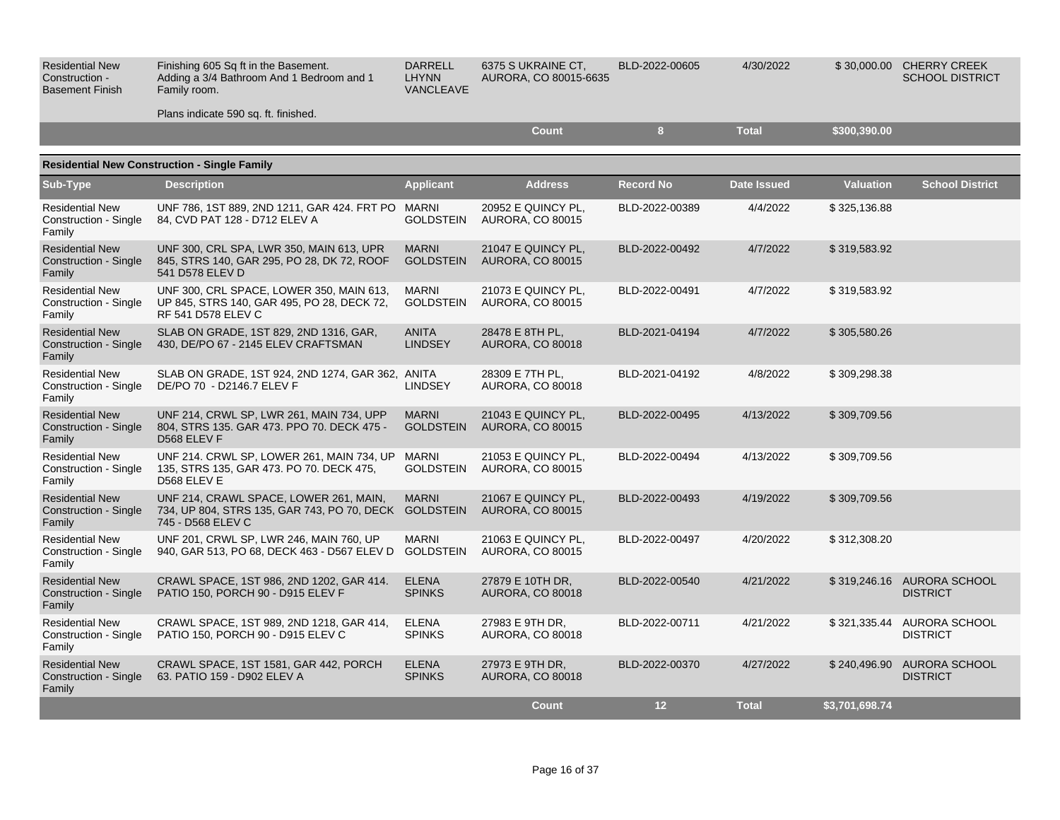| Sub-Type | Description | Applicant | Address | Record No | Date Issued | Valuation | School District |
|---|---|---|---|---|---|---|---|
| Residential New Construction - Basement Finish | Finishing 605 Sq ft in the Basement. Adding a 3/4 Bathroom And 1 Bedroom and 1 Family room.<br><br>Plans indicate 590 sq. ft. finished. | DARRELL LHYNN VANCLEAVE | 6375 S UKRAINE CT, AURORA, CO 80015-6635 | BLD-2022-00605 | 4/30/2022 | $ 30,000.00 | CHERRY CREEK SCHOOL DISTRICT |
| | | | Count | 8 | Total | $300,390.00 | |

**Residential New Construction - Single Family**

| Sub-Type | Description | Applicant | Address | Record No | Date Issued | Valuation | School District |
|---|---|---|---|---|---|---|---|
| Residential New Construction - Single Family | UNF 786, 1ST 889, 2ND 1211, GAR 424. FRT PO 84, CVD PAT 128 - D712 ELEV A | MARNI GOLDSTEIN | 20952 E QUINCY PL, AURORA, CO 80015 | BLD-2022-00389 | 4/4/2022 | $ 325,136.88 | |
| Residential New Construction - Single Family | UNF 300, CRL SPA, LWR 350, MAIN 613, UPR 845, STRS 140, GAR 295, PO 28, DK 72, ROOF 541 D578 ELEV D | MARNI GOLDSTEIN | 21047 E QUINCY PL, AURORA, CO 80015 | BLD-2022-00492 | 4/7/2022 | $ 319,583.92 | |
| Residential New Construction - Single Family | UNF 300, CRL SPACE, LOWER 350, MAIN 613, UP 845, STRS 140, GAR 495, PO 28, DECK 72, RF 541 D578 ELEV C | MARNI GOLDSTEIN | 21073 E QUINCY PL, AURORA, CO 80015 | BLD-2022-00491 | 4/7/2022 | $ 319,583.92 | |
| Residential New Construction - Single Family | SLAB ON GRADE, 1ST 829, 2ND 1316, GAR, 430, DE/PO 67 - 2145 ELEV CRAFTSMAN | ANITA LINDSEY | 28478 E 8TH PL, AURORA, CO 80018 | BLD-2021-04194 | 4/7/2022 | $ 305,580.26 | |
| Residential New Construction - Single Family | SLAB ON GRADE, 1ST 924, 2ND 1274, GAR 362, DE/PO 70 - D2146.7 ELEV F | ANITA LINDSEY | 28309 E 7TH PL, AURORA, CO 80018 | BLD-2021-04192 | 4/8/2022 | $ 309,298.38 | |
| Residential New Construction - Single Family | UNF 214, CRWL SP, LWR 261, MAIN 734, UPP 804, STRS 135. GAR 473. PPO 70. DECK 475 - D568 ELEV F | MARNI GOLDSTEIN | 21043 E QUINCY PL, AURORA, CO 80015 | BLD-2022-00495 | 4/13/2022 | $ 309,709.56 | |
| Residential New Construction - Single Family | UNF 214. CRWL SP, LOWER 261, MAIN 734, UP 135, STRS 135, GAR 473. PO 70. DECK 475, D568 ELEV E | MARNI GOLDSTEIN | 21053 E QUINCY PL, AURORA, CO 80015 | BLD-2022-00494 | 4/13/2022 | $ 309,709.56 | |
| Residential New Construction - Single Family | UNF 214, CRAWL SPACE, LOWER 261, MAIN, 734, UP 804, STRS 135, GAR 743, PO 70, DECK 745 - D568 ELEV C | MARNI GOLDSTEIN | 21067 E QUINCY PL, AURORA, CO 80015 | BLD-2022-00493 | 4/19/2022 | $ 309,709.56 | |
| Residential New Construction - Single Family | UNF 201, CRWL SP, LWR 246, MAIN 760, UP 940, GAR 513, PO 68, DECK 463 - D567 ELEV D | MARNI GOLDSTEIN | 21063 E QUINCY PL, AURORA, CO 80015 | BLD-2022-00497 | 4/20/2022 | $ 312,308.20 | |
| Residential New Construction - Single Family | CRAWL SPACE, 1ST 986, 2ND 1202, GAR 414. PATIO 150, PORCH 90 - D915 ELEV F | ELENA SPINKS | 27879 E 10TH DR, AURORA, CO 80018 | BLD-2022-00540 | 4/21/2022 | $ 319,246.16 | AURORA SCHOOL DISTRICT |
| Residential New Construction - Single Family | CRAWL SPACE, 1ST 989, 2ND 1218, GAR 414, PATIO 150, PORCH 90 - D915 ELEV C | ELENA SPINKS | 27983 E 9TH DR, AURORA, CO 80018 | BLD-2022-00711 | 4/21/2022 | $ 321,335.44 | AURORA SCHOOL DISTRICT |
| Residential New Construction - Single Family | CRAWL SPACE, 1ST 1581, GAR 442, PORCH 63. PATIO 159 - D902 ELEV A | ELENA SPINKS | 27973 E 9TH DR, AURORA, CO 80018 | BLD-2022-00370 | 4/27/2022 | $ 240,496.90 | AURORA SCHOOL DISTRICT |
| | | | Count | 12 | Total | $3,701,698.74 | |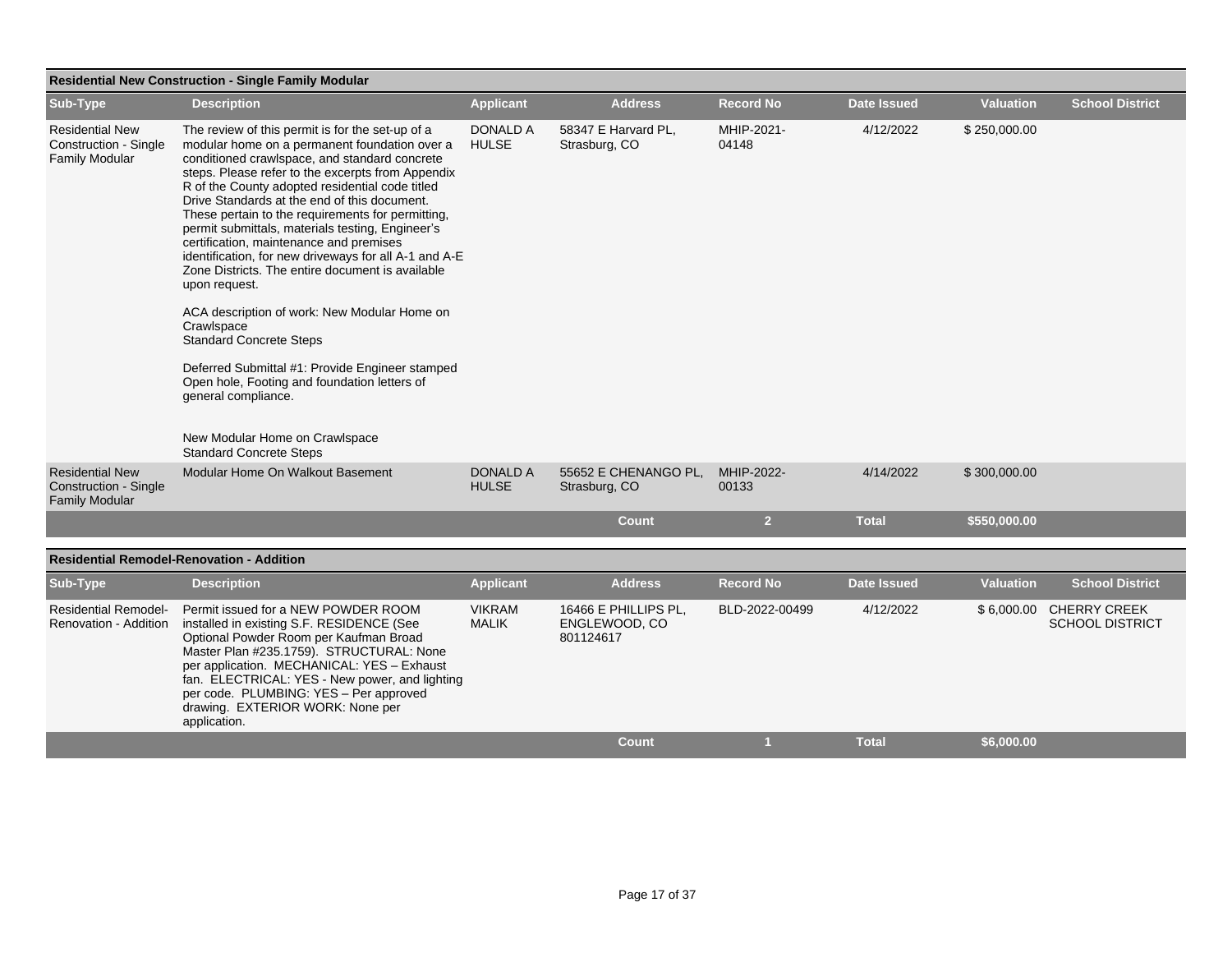## Residential New Construction - Single Family Modular

| Sub-Type | Description | Applicant | Address | Record No | Date Issued | Valuation | School District |
|---|---|---|---|---|---|---|---|
| Residential New Construction - Single Family Modular | The review of this permit is for the set-up of a modular home on a permanent foundation over a conditioned crawlspace, and standard concrete steps. Please refer to the excerpts from Appendix R of the County adopted residential code titled Drive Standards at the end of this document. These pertain to the requirements for permitting, permit submittals, materials testing, Engineer's certification, maintenance and premises identification, for new driveways for all A-1 and A-E Zone Districts. The entire document is available upon request.<br><br>ACA description of work: New Modular Home on Crawlspace<br>Standard Concrete Steps<br><br>Deferred Submittal #1: Provide Engineer stamped Open hole, Footing and foundation letters of general compliance.<br><br>New Modular Home on Crawlspace<br>Standard Concrete Steps | DONALD A HULSE | 58347 E Harvard PL, Strasburg, CO | MHIP-2021-04148 | 4/12/2022 | $ 250,000.00 | |
| Residential New Construction - Single Family Modular | Modular Home On Walkout Basement | DONALD A HULSE | 55652 E CHENANGO PL, Strasburg, CO | MHIP-2022-00133 | 4/14/2022 | $ 300,000.00 | |
| | | | **Count** | **2** | **Total** | **$550,000.00** | |

## Residential Remodel-Renovation - Addition

| Sub-Type | Description | Applicant | Address | Record No | Date Issued | Valuation | School District |
|---|---|---|---|---|---|---|---|
| Residential Remodel-Renovation - Addition | Permit issued for a NEW POWDER ROOM installed in existing S.F. RESIDENCE (See Optional Powder Room per Kaufman Broad Master Plan #235.1759). STRUCTURAL: None per application. MECHANICAL: YES – Exhaust fan. ELECTRICAL: YES - New power, and lighting per code. PLUMBING: YES – Per approved drawing. EXTERIOR WORK: None per application. | VIKRAM MALIK | 16466 E PHILLIPS PL, ENGLEWOOD, CO 801124617 | BLD-2022-00499 | 4/12/2022 | $ 6,000.00 | CHERRY CREEK SCHOOL DISTRICT |
| | | | **Count** | **1** | **Total** | **$6,000.00** | |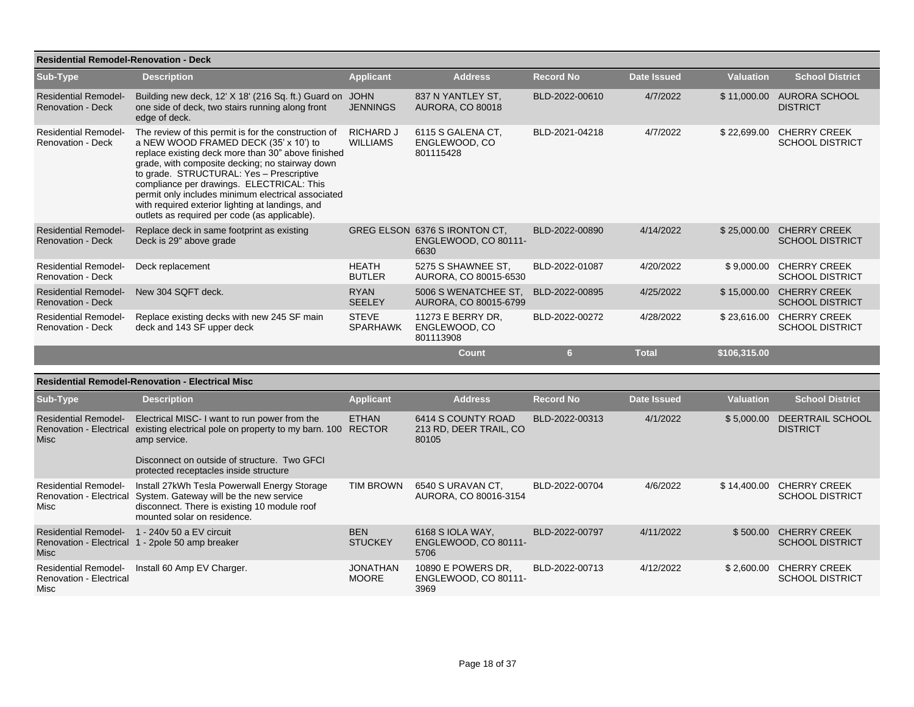**Residential Remodel-Renovation - Deck**

| Sub-Type | Description | Applicant | Address | Record No | Date Issued | Valuation | School District |
|---|---|---|---|---|---|---|---|
| Residential Remodel-Renovation - Deck | Building new deck, 12' X 18' (216 Sq. ft.) Guard on one side of deck, two stairs running along front edge of deck. | JOHN JENNINGS | 837 N YANTLEY ST, AURORA, CO 80018 | BLD-2022-00610 | 4/7/2022 | $ 11,000.00 | AURORA SCHOOL DISTRICT |
| Residential Remodel-Renovation - Deck | The review of this permit is for the construction of a NEW WOOD FRAMED DECK (35' x 10') to replace existing deck more than 30" above finished grade, with composite decking; no stairway down to grade. STRUCTURAL: Yes – Prescriptive compliance per drawings. ELECTRICAL: This permit only includes minimum electrical associated with required exterior lighting at landings, and outlets as required per code (as applicable). | RICHARD J WILLIAMS | 6115 S GALENA CT, ENGLEWOOD, CO 801115428 | BLD-2021-04218 | 4/7/2022 | $ 22,699.00 | CHERRY CREEK SCHOOL DISTRICT |
| Residential Remodel-Renovation - Deck | Replace deck in same footprint as existing Deck is 29" above grade | GREG ELSON | 6376 S IRONTON CT, ENGLEWOOD, CO 80111-6630 | BLD-2022-00890 | 4/14/2022 | $ 25,000.00 | CHERRY CREEK SCHOOL DISTRICT |
| Residential Remodel-Renovation - Deck | Deck replacement | HEATH BUTLER | 5275 S SHAWNEE ST, AURORA, CO 80015-6530 | BLD-2022-01087 | 4/20/2022 | $ 9,000.00 | CHERRY CREEK SCHOOL DISTRICT |
| Residential Remodel-Renovation - Deck | New 304 SQFT deck. | RYAN SEELEY | 5006 S WENATCHEE ST, AURORA, CO 80015-6799 | BLD-2022-00895 | 4/25/2022 | $ 15,000.00 | CHERRY CREEK SCHOOL DISTRICT |
| Residential Remodel-Renovation - Deck | Replace existing decks with new 245 SF main deck and 143 SF upper deck | STEVE SPARHAWK | 11273 E BERRY DR, ENGLEWOOD, CO 801113908 | BLD-2022-00272 | 4/28/2022 | $ 23,616.00 | CHERRY CREEK SCHOOL DISTRICT |
| | | | **Count** | **6** | **Total** | **$106,315.00** | |

**Residential Remodel-Renovation - Electrical Misc**

| Sub-Type | Description | Applicant | Address | Record No | Date Issued | Valuation | School District |
|---|---|---|---|---|---|---|---|
| Residential Remodel-Renovation - Electrical Misc | Electrical MISC- I want to run power from the existing electrical pole on property to my barn. 100 amp service. Disconnect on outside of structure. Two GFCI protected receptacles inside structure | ETHAN RECTOR | 6414 S COUNTY ROAD 213 RD, DEER TRAIL, CO 80105 | BLD-2022-00313 | 4/1/2022 | $ 5,000.00 | DEERTRAIL SCHOOL DISTRICT |
| Residential Remodel-Renovation - Electrical Misc | Install 27kWh Tesla Powerwall Energy Storage System. Gateway will be the new service disconnect. There is existing 10 module roof mounted solar on residence. | TIM BROWN | 6540 S URAVAN CT, AURORA, CO 80016-3154 | BLD-2022-00704 | 4/6/2022 | $ 14,400.00 | CHERRY CREEK SCHOOL DISTRICT |
| Residential Remodel-Renovation - Electrical Misc | 1 - 240v 50 a EV circuit 1 - 2pole 50 amp breaker | BEN STUCKEY | 6168 S IOLA WAY, ENGLEWOOD, CO 80111-5706 | BLD-2022-00797 | 4/11/2022 | $ 500.00 | CHERRY CREEK SCHOOL DISTRICT |
| Residential Remodel-Renovation - Electrical Misc | Install 60 Amp EV Charger. | JONATHAN MOORE | 10890 E POWERS DR, ENGLEWOOD, CO 80111-3969 | BLD-2022-00713 | 4/12/2022 | $ 2,600.00 | CHERRY CREEK SCHOOL DISTRICT |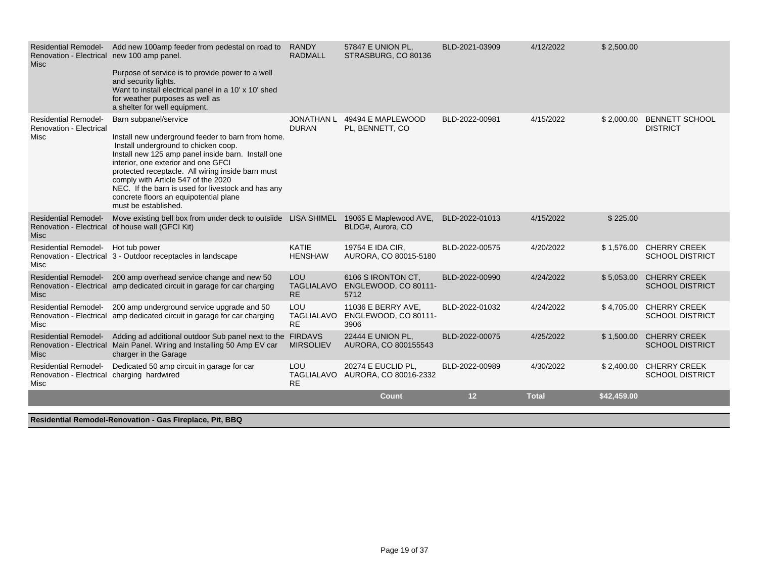| | | | | | | | |
|---|---|---|---|---|---|---|---|
| Residential Remodel-Renovation - Electrical Misc | Add new 100amp feeder from pedestal on road to new 100 amp panel.<br><br>Purpose of service is to provide power to a well and security lights.<br>Want to install electrical panel in a 10' x 10' shed for weather purposes as well as a shelter for well equipment. | RANDY RADMALL | 57847 E UNION PL, STRASBURG, CO 80136 | BLD-2021-03909 | 4/12/2022 | $ 2,500.00 | |
| Residential Remodel-Renovation - Electrical Misc | Barn subpanel/service<br><br>Install new underground feeder to barn from home. Install underground to chicken coop.<br>Install new 125 amp panel inside barn. Install one interior, one exterior and one GFCI protected receptacle. All wiring inside barn must comply with Article 547 of the 2020 NEC. If the barn is used for livestock and has any concrete floors an equipotential plane must be established. | JONATHAN L DURAN | 49494 E MAPLEWOOD PL, BENNETT, CO | BLD-2022-00981 | 4/15/2022 | $ 2,000.00 | BENNETT SCHOOL DISTRICT |
| Residential Remodel-Renovation - Electrical Misc | Move existing bell box from under deck to outsiide of house wall (GFCI Kit) | LISA SHIMEL | 19065 E Maplewood AVE, BLDG#, Aurora, CO | BLD-2022-01013 | 4/15/2022 | $ 225.00 | |
| Residential Remodel-Renovation - Electrical Misc | Hot tub power<br>3 - Outdoor receptacles in landscape | KATIE HENSHAW | 19754 E IDA CIR, AURORA, CO 80015-5180 | BLD-2022-00575 | 4/20/2022 | $ 1,576.00 | CHERRY CREEK SCHOOL DISTRICT |
| Residential Remodel-Renovation - Electrical Misc | 200 amp overhead service change and new 50 amp dedicated circuit in garage for car charging | LOU TAGLIALAVORE | 6106 S IRONTON CT, ENGLEWOOD, CO 80111-5712 | BLD-2022-00990 | 4/24/2022 | $ 5,053.00 | CHERRY CREEK SCHOOL DISTRICT |
| Residential Remodel-Renovation - Electrical Misc | 200 amp underground service upgrade and 50 amp dedicated circuit in garage for car charging | LOU TAGLIALAVORE | 11036 E BERRY AVE, ENGLEWOOD, CO 80111-3906 | BLD-2022-01032 | 4/24/2022 | $ 4,705.00 | CHERRY CREEK SCHOOL DISTRICT |
| Residential Remodel-Renovation - Electrical Misc | Adding ad additional outdoor Sub panel next to the Main Panel. Wiring and Installing 50 Amp EV car charger in the Garage | FIRDAVS MIRSOLIEV | 22444 E UNION PL, AURORA, CO 800155543 | BLD-2022-00075 | 4/25/2022 | $ 1,500.00 | CHERRY CREEK SCHOOL DISTRICT |
| Residential Remodel-Renovation - Electrical Misc | Dedicated 50 amp circuit in garage for car charging hardwired | LOU TAGLIALAVORE | 20274 E EUCLID PL, AURORA, CO 80016-2332 | BLD-2022-00989 | 4/30/2022 | $ 2,400.00 | CHERRY CREEK SCHOOL DISTRICT |
| | | | **Count** | **12** | **Total** | **$42,459.00** | |

**Residential Remodel-Renovation - Gas Fireplace, Pit, BBQ**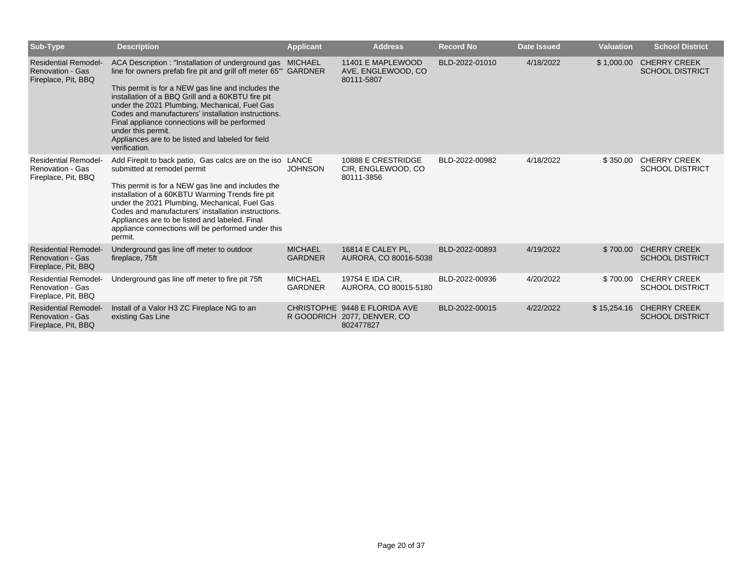| Sub-Type | Description | Applicant | Address | Record No | Date Issued | Valuation | School District |
|---|---|---|---|---|---|---|---|
| Residential Remodel-Renovation - Gas Fireplace, Pit, BBQ | ACA Description : "Installation of underground gas line for owners prefab fire pit and grill off meter 65'" This permit is for a NEW gas line and includes the installation of a BBQ Grill and a 60KBTU fire pit under the 2021 Plumbing, Mechanical, Fuel Gas Codes and manufacturers' installation instructions. Final appliance connections will be performed under this permit. Appliances are to be listed and labeled for field verification. | MICHAEL GARDNER | 11401 E MAPLEWOOD AVE, ENGLEWOOD, CO 80111-5807 | BLD-2022-01010 | 4/18/2022 | $ 1,000.00 | CHERRY CREEK SCHOOL DISTRICT |
| Residential Remodel-Renovation - Gas Fireplace, Pit, BBQ | Add Firepit to back patio, Gas calcs are on the iso submitted at remodel permit This permit is for a NEW gas line and includes the installation of a 60KBTU Warming Trends fire pit under the 2021 Plumbing, Mechanical, Fuel Gas Codes and manufacturers' installation instructions. Appliances are to be listed and labeled. Final appliance connections will be performed under this permit. | LANCE JOHNSON | 10888 E CRESTRIDGE CIR, ENGLEWOOD, CO 80111-3856 | BLD-2022-00982 | 4/18/2022 | $ 350.00 | CHERRY CREEK SCHOOL DISTRICT |
| Residential Remodel-Renovation - Gas Fireplace, Pit, BBQ | Underground gas line off meter to outdoor fireplace, 75ft | MICHAEL GARDNER | 16814 E CALEY PL, AURORA, CO 80016-5038 | BLD-2022-00893 | 4/19/2022 | $ 700.00 | CHERRY CREEK SCHOOL DISTRICT |
| Residential Remodel-Renovation - Gas Fireplace, Pit, BBQ | Underground gas line off meter to fire pit 75ft | MICHAEL GARDNER | 19754 E IDA CIR, AURORA, CO 80015-5180 | BLD-2022-00936 | 4/20/2022 | $ 700.00 | CHERRY CREEK SCHOOL DISTRICT |
| Residential Remodel-Renovation - Gas Fireplace, Pit, BBQ | Install of a Valor H3 ZC Fireplace NG to an existing Gas Line | CHRISTOPHER GOODRICH | 9448 E FLORIDA AVE 2077, DENVER, CO 802477827 | BLD-2022-00015 | 4/22/2022 | $ 15,254.16 | CHERRY CREEK SCHOOL DISTRICT |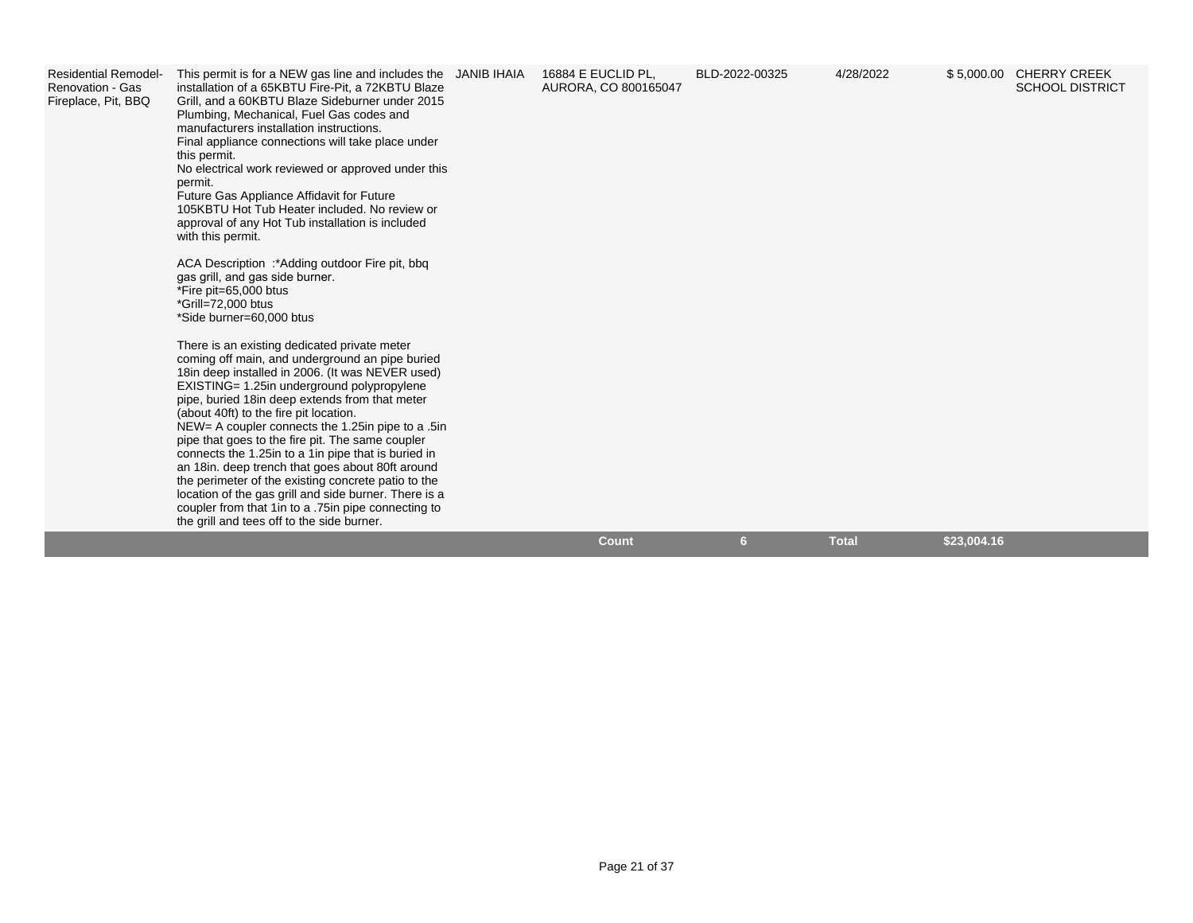| | | | | | | | |
|---|---|---|---|---|---|---|---|
| Residential Remodel-Renovation - Gas Fireplace, Pit, BBQ | This permit is for a NEW gas line and includes the installation of a 65KBTU Fire-Pit, a 72KBTU Blaze Grill, and a 60KBTU Blaze Sideburner under 2015 Plumbing, Mechanical, Fuel Gas codes and manufacturers installation instructions.<br>Final appliance connections will take place under this permit.<br>No electrical work reviewed or approved under this permit.<br>Future Gas Appliance Affidavit for Future 105KBTU Hot Tub Heater included. No review or approval of any Hot Tub installation is included with this permit.<br><br>ACA Description :*Adding outdoor Fire pit, bbq gas grill, and gas side burner.<br>*Fire pit=65,000 btus<br>*Grill=72,000 btus<br>*Side burner=60,000 btus<br><br>There is an existing dedicated private meter coming off main, and underground an pipe buried 18in deep installed in 2006. (It was NEVER used)<br>EXISTING= 1.25in underground polypropylene pipe, buried 18in deep extends from that meter (about 40ft) to the fire pit location.<br>NEW= A coupler connects the 1.25in pipe to a .5in pipe that goes to the fire pit. The same coupler connects the 1.25in to a 1in pipe that is buried in an 18in. deep trench that goes about 80ft around the perimeter of the existing concrete patio to the location of the gas grill and side burner. There is a coupler from that 1in to a .75in pipe connecting to the grill and tees off to the side burner. | JANIB IHAIA | 16884 E EUCLID PL, AURORA, CO 800165047 | BLD-2022-00325 | 4/28/2022 | $ 5,000.00 | CHERRY CREEK SCHOOL DISTRICT |
| | | | **Count** | **6** | **Total** | **$23,004.16** | |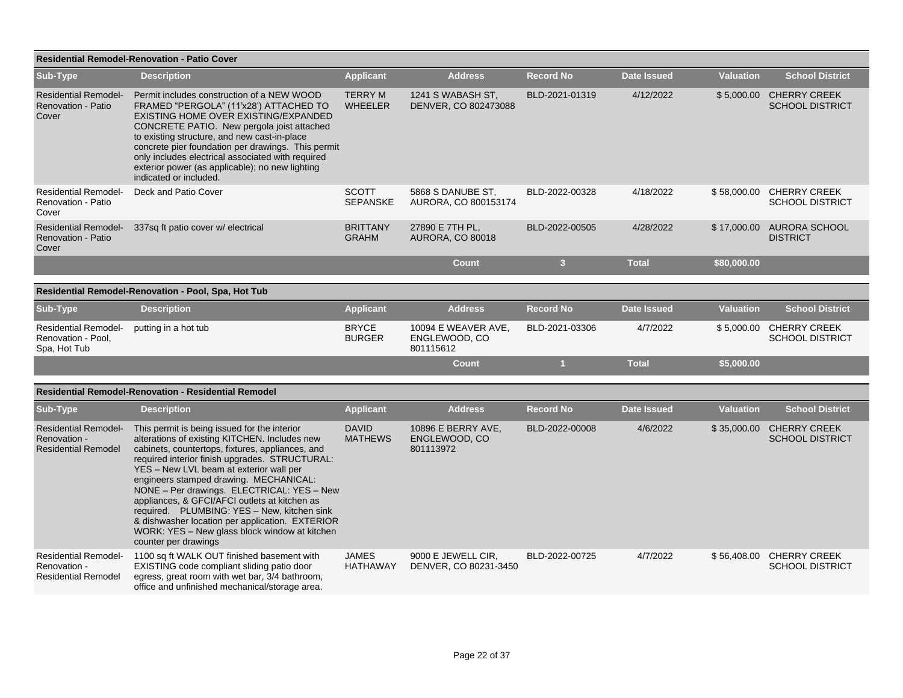### Residential Remodel-Renovation - Patio Cover

| Sub-Type | Description | Applicant | Address | Record No | Date Issued | Valuation | School District |
|---|---|---|---|---|---|---|---|
| Residential Remodel-Renovation - Patio Cover | Permit includes construction of a NEW WOOD FRAMED "PERGOLA" (11'x28') ATTACHED TO EXISTING HOME OVER EXISTING/EXPANDED CONCRETE PATIO. New pergola joist attached to existing structure, and new cast-in-place concrete pier foundation per drawings. This permit only includes electrical associated with required exterior power (as applicable); no new lighting indicated or included. | TERRY M WHEELER | 1241 S WABASH ST, DENVER, CO 802473088 | BLD-2021-01319 | 4/12/2022 | $ 5,000.00 | CHERRY CREEK SCHOOL DISTRICT |
| Residential Remodel-Renovation - Patio Cover | Deck and Patio Cover | SCOTT SEPANSKE | 5868 S DANUBE ST, AURORA, CO 800153174 | BLD-2022-00328 | 4/18/2022 | $ 58,000.00 | CHERRY CREEK SCHOOL DISTRICT |
| Residential Remodel-Renovation - Patio Cover | 337sq ft patio cover w/ electrical | BRITTANY GRAHM | 27890 E 7TH PL, AURORA, CO 80018 | BLD-2022-00505 | 4/28/2022 | $ 17,000.00 | AURORA SCHOOL DISTRICT |
| | | | Count | 3 | Total | $80,000.00 | |

### Residential Remodel-Renovation - Pool, Spa, Hot Tub

| Sub-Type | Description | Applicant | Address | Record No | Date Issued | Valuation | School District |
|---|---|---|---|---|---|---|---|
| Residential Remodel-Renovation - Pool, Spa, Hot Tub | putting in a hot tub | BRYCE BURGER | 10094 E WEAVER AVE, ENGLEWOOD, CO 801115612 | BLD-2021-03306 | 4/7/2022 | $ 5,000.00 | CHERRY CREEK SCHOOL DISTRICT |
| | | | Count | 1 | Total | $5,000.00 | |

### Residential Remodel-Renovation - Residential Remodel

| Sub-Type | Description | Applicant | Address | Record No | Date Issued | Valuation | School District |
|---|---|---|---|---|---|---|---|
| Residential Remodel-Renovation - Residential Remodel | This permit is being issued for the interior alterations of existing KITCHEN. Includes new cabinets, countertops, fixtures, appliances, and required interior finish upgrades. STRUCTURAL: YES – New LVL beam at exterior wall per engineers stamped drawing. MECHANICAL: NONE – Per drawings. ELECTRICAL: YES – New appliances, & GFCI/AFCI outlets at kitchen as required. PLUMBING: YES – New, kitchen sink & dishwasher location per application. EXTERIOR WORK: YES – New glass block window at kitchen counter per drawings | DAVID MATHEWS | 10896 E BERRY AVE, ENGLEWOOD, CO 801113972 | BLD-2022-00008 | 4/6/2022 | $ 35,000.00 | CHERRY CREEK SCHOOL DISTRICT |
| Residential Remodel-Renovation - Residential Remodel | 1100 sq ft WALK OUT finished basement with EXISTING code compliant sliding patio door egress, great room with wet bar, 3/4 bathroom, office and unfinished mechanical/storage area. | JAMES HATHAWAY | 9000 E JEWELL CIR, DENVER, CO 80231-3450 | BLD-2022-00725 | 4/7/2022 | $ 56,408.00 | CHERRY CREEK SCHOOL DISTRICT |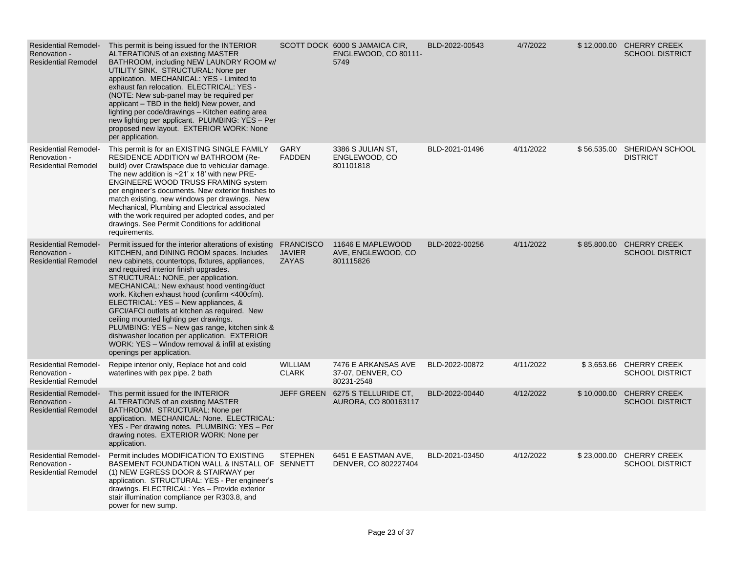| | | | | | | | |
|---|---|---|---|---|---|---|---|
| Residential Remodel-Renovation - Residential Remodel | This permit is being issued for the INTERIOR ALTERATIONS of an existing MASTER BATHROOM, including NEW LAUNDRY ROOM w/ UTILITY SINK. STRUCTURAL: None per application. MECHANICAL: YES - Limited to exhaust fan relocation. ELECTRICAL: YES - (NOTE: New sub-panel may be required per applicant – TBD in the field) New power, and lighting per code/drawings – Kitchen eating area new lighting per applicant. PLUMBING: YES – Per proposed new layout. EXTERIOR WORK: None per application. | SCOTT DOCK | 6000 S JAMAICA CIR, ENGLEWOOD, CO 80111-5749 | BLD-2022-00543 | 4/7/2022 | $ 12,000.00 | CHERRY CREEK SCHOOL DISTRICT |
| Residential Remodel-Renovation - Residential Remodel | This permit is for an EXISTING SINGLE FAMILY RESIDENCE ADDITION w/ BATHROOM (Re-build) over Crawlspace due to vehicular damage. The new addition is ~21' x 18' with new PRE-ENGINEERE WOOD TRUSS FRAMING system per engineer's documents. New exterior finishes to match existing, new windows per drawings. New Mechanical, Plumbing and Electrical associated with the work required per adopted codes, and per drawings. See Permit Conditions for additional requirements. | GARY FADDEN | 3386 S JULIAN ST, ENGLEWOOD, CO 801101818 | BLD-2021-01496 | 4/11/2022 | $ 56,535.00 | SHERIDAN SCHOOL DISTRICT |
| Residential Remodel-Renovation - Residential Remodel | Permit issued for the interior alterations of existing KITCHEN, and DINING ROOM spaces. Includes new cabinets, countertops, fixtures, appliances, and required interior finish upgrades. STRUCTURAL: NONE, per application. MECHANICAL: New exhaust hood venting/duct work. Kitchen exhaust hood (confirm <400cfm). ELECTRICAL: YES – New appliances, & GFCI/AFCI outlets at kitchen as required. New ceiling mounted lighting per drawings. PLUMBING: YES – New gas range, kitchen sink & dishwasher location per application. EXTERIOR WORK: YES – Window removal & infill at existing openings per application. | FRANCISCO JAVIER ZAYAS | 11646 E MAPLEWOOD AVE, ENGLEWOOD, CO 801115826 | BLD-2022-00256 | 4/11/2022 | $ 85,800.00 | CHERRY CREEK SCHOOL DISTRICT |
| Residential Remodel-Renovation - Residential Remodel | Repipe interior only, Replace hot and cold waterlines with pex pipe. 2 bath | WILLIAM CLARK | 7476 E ARKANSAS AVE 37-07, DENVER, CO 80231-2548 | BLD-2022-00872 | 4/11/2022 | $ 3,653.66 | CHERRY CREEK SCHOOL DISTRICT |
| Residential Remodel-Renovation - Residential Remodel | This permit issued for the INTERIOR ALTERATIONS of an existing MASTER BATHROOM. STRUCTURAL: None per application. MECHANICAL: None. ELECTRICAL: YES - Per drawing notes. PLUMBING: YES – Per drawing notes. EXTERIOR WORK: None per application. | JEFF GREEN | 6275 S TELLURIDE CT, AURORA, CO 800163117 | BLD-2022-00440 | 4/12/2022 | $ 10,000.00 | CHERRY CREEK SCHOOL DISTRICT |
| Residential Remodel-Renovation - Residential Remodel | Permit includes MODIFICATION TO EXISTING BASEMENT FOUNDATION WALL & INSTALL OF (1) NEW EGRESS DOOR & STAIRWAY per application. STRUCTURAL: YES - Per engineer's drawings. ELECTRICAL: Yes – Provide exterior stair illumination compliance per R303.8, and power for new sump. | STEPHEN SENNETT | 6451 E EASTMAN AVE, DENVER, CO 802227404 | BLD-2021-03450 | 4/12/2022 | $ 23,000.00 | CHERRY CREEK SCHOOL DISTRICT |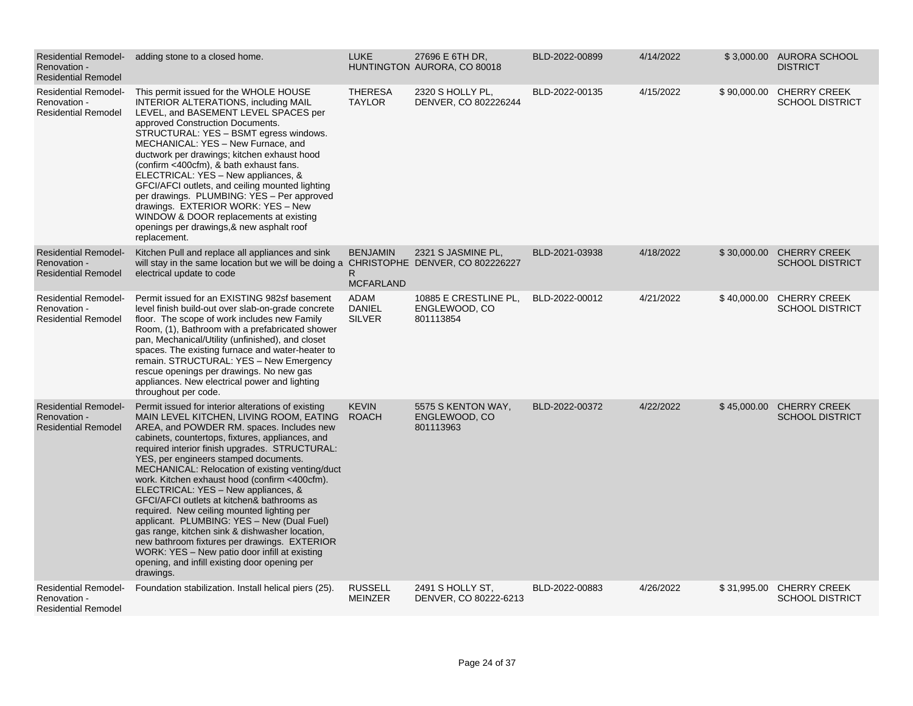| | | | | | | | |
|---|---|---|---|---|---|---|---|
| Residential Remodel-Renovation - Residential Remodel | adding stone to a closed home. | LUKE HUNTINGTON | 27696 E 6TH DR, AURORA, CO 80018 | BLD-2022-00899 | 4/14/2022 | $ 3,000.00 | AURORA SCHOOL DISTRICT |
| Residential Remodel-Renovation - Residential Remodel | This permit issued for the WHOLE HOUSE INTERIOR ALTERATIONS, including MAIL LEVEL, and BASEMENT LEVEL SPACES per approved Construction Documents. STRUCTURAL: YES – BSMT egress windows. MECHANICAL: YES – New Furnace, and ductwork per drawings; kitchen exhaust hood (confirm <400cfm), & bath exhaust fans. ELECTRICAL: YES – New appliances, & GFCI/AFCI outlets, and ceiling mounted lighting per drawings. PLUMBING: YES – Per approved drawings. EXTERIOR WORK: YES – New WINDOW & DOOR replacements at existing openings per drawings,& new asphalt roof replacement. | THERESA TAYLOR | 2320 S HOLLY PL, DENVER, CO 802226244 | BLD-2022-00135 | 4/15/2022 | $ 90,000.00 | CHERRY CREEK SCHOOL DISTRICT |
| Residential Remodel-Renovation - Residential Remodel | Kitchen Pull and replace all appliances and sink will stay in the same location but we will be doing a electrical update to code | BENJAMIN CHRISTOPHER R MCFARLAND | 2321 S JASMINE PL, DENVER, CO 802226227 | BLD-2021-03938 | 4/18/2022 | $ 30,000.00 | CHERRY CREEK SCHOOL DISTRICT |
| Residential Remodel-Renovation - Residential Remodel | Permit issued for an EXISTING 982sf basement level finish build-out over slab-on-grade concrete floor. The scope of work includes new Family Room, (1), Bathroom with a prefabricated shower pan, Mechanical/Utility (unfinished), and closet spaces. The existing furnace and water-heater to remain. STRUCTURAL: YES – New Emergency rescue openings per drawings. No new gas appliances. New electrical power and lighting throughout per code. | ADAM DANIEL SILVER | 10885 E CRESTLINE PL, ENGLEWOOD, CO 801113854 | BLD-2022-00012 | 4/21/2022 | $ 40,000.00 | CHERRY CREEK SCHOOL DISTRICT |
| Residential Remodel-Renovation - Residential Remodel | Permit issued for interior alterations of existing MAIN LEVEL KITCHEN, LIVING ROOM, EATING AREA, and POWDER RM. spaces. Includes new cabinets, countertops, fixtures, appliances, and required interior finish upgrades. STRUCTURAL: YES, per engineers stamped documents. MECHANICAL: Relocation of existing venting/duct work. Kitchen exhaust hood (confirm <400cfm). ELECTRICAL: YES – New appliances, & GFCI/AFCI outlets at kitchen& bathrooms as required. New ceiling mounted lighting per applicant. PLUMBING: YES – New (Dual Fuel) gas range, kitchen sink & dishwasher location, new bathroom fixtures per drawings. EXTERIOR WORK: YES – New patio door infill at existing opening, and infill existing door opening per drawings. | KEVIN ROACH | 5575 S KENTON WAY, ENGLEWOOD, CO 801113963 | BLD-2022-00372 | 4/22/2022 | $ 45,000.00 | CHERRY CREEK SCHOOL DISTRICT |
| Residential Remodel-Renovation - Residential Remodel | Foundation stabilization. Install helical piers (25). | RUSSELL MEINZER | 2491 S HOLLY ST, DENVER, CO 80222-6213 | BLD-2022-00883 | 4/26/2022 | $ 31,995.00 | CHERRY CREEK SCHOOL DISTRICT |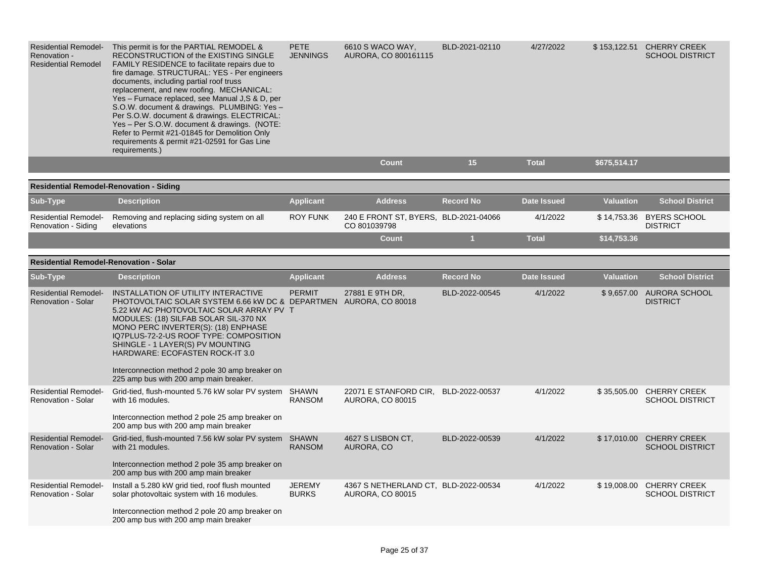| Sub-Type | Description | Applicant | Address | Record No | Date Issued | Valuation | School District |
|---|---|---|---|---|---|---|---|
| Residential Remodel-Renovation - Residential Remodel | This permit is for the PARTIAL REMODEL & RECONSTRUCTION of the EXISTING SINGLE FAMILY RESIDENCE to facilitate repairs due to fire damage. STRUCTURAL: YES - Per engineers documents, including partial roof truss replacement, and new roofing. MECHANICAL: Yes – Furnace replaced, see Manual J,S & D, per S.O.W. document & drawings. PLUMBING: Yes – Per S.O.W. document & drawings. ELECTRICAL: Yes – Per S.O.W. document & drawings. (NOTE: Refer to Permit #21-01845 for Demolition Only requirements & permit #21-02591 for Gas Line requirements.) | PETE JENNINGS | 6610 S WACO WAY, AURORA, CO 800161115 | BLD-2021-02110 | 4/27/2022 | $ 153,122.51 | CHERRY CREEK SCHOOL DISTRICT |
| | | | **Count** | **15** | **Total** | **$675,514.17** | |

**Residential Remodel-Renovation - Siding**

| Sub-Type | Description | Applicant | Address | Record No | Date Issued | Valuation | School District |
|---|---|---|---|---|---|---|---|
| Residential Remodel-Renovation - Siding | Removing and replacing siding system on all elevations | ROY FUNK | 240 E FRONT ST, BYERS, CO 801039798 | BLD-2021-04066 | 4/1/2022 | $ 14,753.36 | BYERS SCHOOL DISTRICT |
| | | | **Count** | **1** | **Total** | **$14,753.36** | |

**Residential Remodel-Renovation - Solar**

| Sub-Type | Description | Applicant | Address | Record No | Date Issued | Valuation | School District |
|---|---|---|---|---|---|---|---|
| Residential Remodel-Renovation - Solar | INSTALLATION OF UTILITY INTERACTIVE PHOTOVOLTAIC SOLAR SYSTEM 6.66 kW DC & 5.22 kW AC PHOTOVOLTAIC SOLAR ARRAY PV MODULES: (18) SILFAB SOLAR SIL-370 NX MONO PERC INVERTER(S): (18) ENPHASE IQ7PLUS-72-2-US ROOF TYPE: COMPOSITION SHINGLE - 1 LAYER(S) PV MOUNTING HARDWARE: ECOFASTEN ROCK-IT 3.0<br><br>Interconnection method 2 pole 30 amp breaker on 225 amp bus with 200 amp main breaker. | PERMIT DEPARTMENT | 27881 E 9TH DR, AURORA, CO 80018 | BLD-2022-00545 | 4/1/2022 | $ 9,657.00 | AURORA SCHOOL DISTRICT |
| Residential Remodel-Renovation - Solar | Grid-tied, flush-mounted 5.76 kW solar PV system with 16 modules.<br><br>Interconnection method 2 pole 25 amp breaker on 200 amp bus with 200 amp main breaker | SHAWN RANSOM | 22071 E STANFORD CIR, AURORA, CO 80015 | BLD-2022-00537 | 4/1/2022 | $ 35,505.00 | CHERRY CREEK SCHOOL DISTRICT |
| Residential Remodel-Renovation - Solar | Grid-tied, flush-mounted 7.56 kW solar PV system with 21 modules.<br><br>Interconnection method 2 pole 35 amp breaker on 200 amp bus with 200 amp main breaker | SHAWN RANSOM | 4627 S LISBON CT, AURORA, CO | BLD-2022-00539 | 4/1/2022 | $ 17,010.00 | CHERRY CREEK SCHOOL DISTRICT |
| Residential Remodel-Renovation - Solar | Install a 5.280 kW grid tied, roof flush mounted solar photovoltaic system with 16 modules.<br><br>Interconnection method 2 pole 20 amp breaker on 200 amp bus with 200 amp main breaker | JEREMY BURKS | 4367 S NETHERLAND CT, AURORA, CO 80015 | BLD-2022-00534 | 4/1/2022 | $ 19,008.00 | CHERRY CREEK SCHOOL DISTRICT |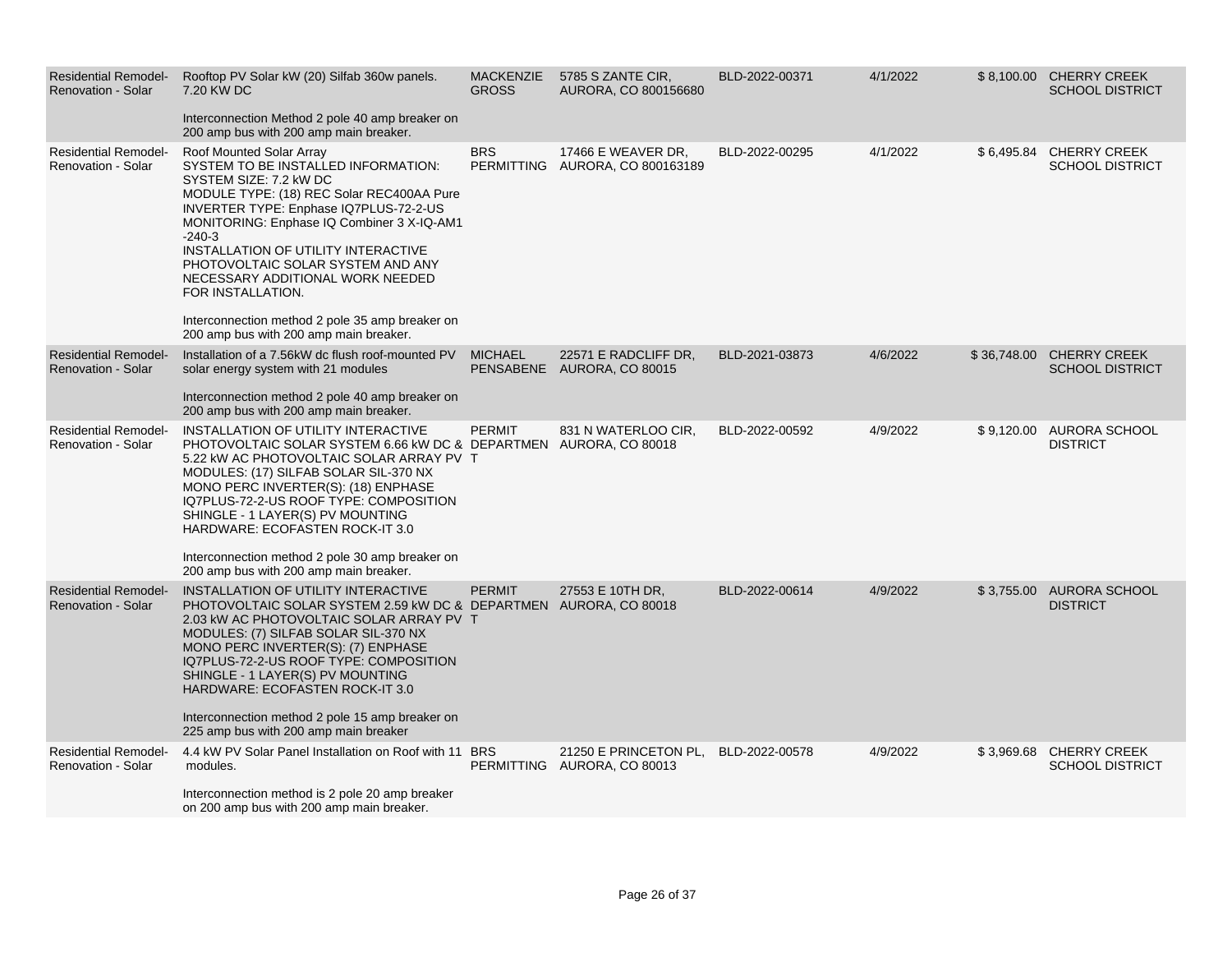| Residential Remodel-Renovation - Solar | Rooftop PV Solar kW (20) Silfab 360w panels. 7.20 KW DC<br><br>Interconnection Method 2 pole 40 amp breaker on 200 amp bus with 200 amp main breaker. | MACKENZIE GROSS | 5785 S ZANTE CIR, AURORA, CO 800156680 | BLD-2022-00371 | 4/1/2022 | $ 8,100.00 | CHERRY CREEK SCHOOL DISTRICT |
|---|---|---|---|---|---|---|---|
| Residential Remodel-Renovation - Solar | Roof Mounted Solar Array<br>SYSTEM TO BE INSTALLED INFORMATION:<br>SYSTEM SIZE: 7.2 kW DC<br>MODULE TYPE: (18) REC Solar REC400AA Pure<br>INVERTER TYPE: Enphase IQ7PLUS-72-2-US<br>MONITORING: Enphase IQ Combiner 3 X-IQ-AM1 -240-3<br>INSTALLATION OF UTILITY INTERACTIVE PHOTOVOLTAIC SOLAR SYSTEM AND ANY NECESSARY ADDITIONAL WORK NEEDED FOR INSTALLATION.<br><br>Interconnection method 2 pole 35 amp breaker on 200 amp bus with 200 amp main breaker. | BRS PERMITTING | 17466 E WEAVER DR, AURORA, CO 800163189 | BLD-2022-00295 | 4/1/2022 | $ 6,495.84 | CHERRY CREEK SCHOOL DISTRICT |
| Residential Remodel-Renovation - Solar | Installation of a 7.56kW dc flush roof-mounted PV solar energy system with 21 modules<br><br>Interconnection method 2 pole 40 amp breaker on 200 amp bus with 200 amp main breaker. | MICHAEL PENSABENE | 22571 E RADCLIFF DR, AURORA, CO 80015 | BLD-2021-03873 | 4/6/2022 | $ 36,748.00 | CHERRY CREEK SCHOOL DISTRICT |
| Residential Remodel-Renovation - Solar | INSTALLATION OF UTILITY INTERACTIVE PHOTOVOLTAIC SOLAR SYSTEM 6.66 kW DC & 5.22 kW AC PHOTOVOLTAIC SOLAR ARRAY PV MODULES: (17) SILFAB SOLAR SIL-370 NX MONO PERC INVERTER(S): (18) ENPHASE IQ7PLUS-72-2-US ROOF TYPE: COMPOSITION SHINGLE - 1 LAYER(S) PV MOUNTING HARDWARE: ECOFASTEN ROCK-IT 3.0<br><br>Interconnection method 2 pole 30 amp breaker on 200 amp bus with 200 amp main breaker. | PERMIT DEPARTMENT | 831 N WATERLOO CIR, AURORA, CO 80018 | BLD-2022-00592 | 4/9/2022 | $ 9,120.00 | AURORA SCHOOL DISTRICT |
| Residential Remodel-Renovation - Solar | INSTALLATION OF UTILITY INTERACTIVE PHOTOVOLTAIC SOLAR SYSTEM 2.59 kW DC & 2.03 kW AC PHOTOVOLTAIC SOLAR ARRAY PV MODULES: (7) SILFAB SOLAR SIL-370 NX MONO PERC INVERTER(S): (7) ENPHASE IQ7PLUS-72-2-US ROOF TYPE: COMPOSITION SHINGLE - 1 LAYER(S) PV MOUNTING HARDWARE: ECOFASTEN ROCK-IT 3.0<br><br>Interconnection method 2 pole 15 amp breaker on 225 amp bus with 200 amp main breaker | PERMIT DEPARTMENT | 27553 E 10TH DR, AURORA, CO 80018 | BLD-2022-00614 | 4/9/2022 | $ 3,755.00 | AURORA SCHOOL DISTRICT |
| Residential Remodel-Renovation - Solar | 4.4 kW PV Solar Panel Installation on Roof with 11 modules.<br><br>Interconnection method is 2 pole 20 amp breaker on 200 amp bus with 200 amp main breaker. | BRS PERMITTING | 21250 E PRINCETON PL, AURORA, CO 80013 | BLD-2022-00578 | 4/9/2022 | $ 3,969.68 | CHERRY CREEK SCHOOL DISTRICT |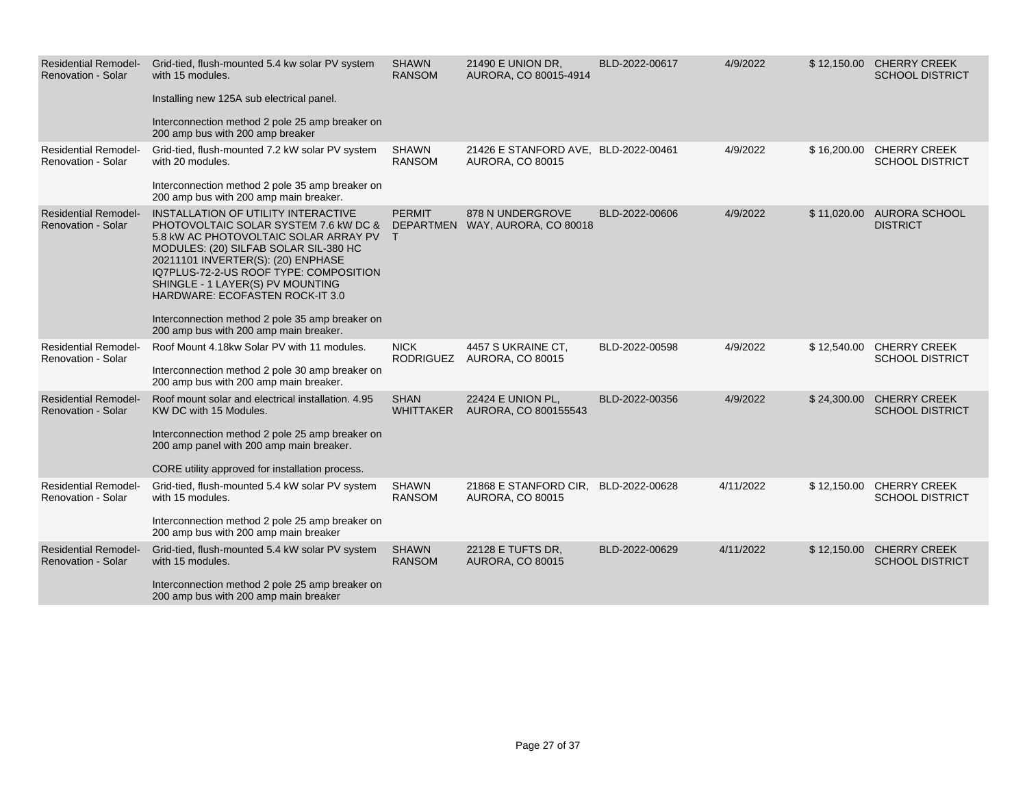| | | | | | | | |
|---|---|---|---|---|---|---|---|
| Residential Remodel-Renovation - Solar | Grid-tied, flush-mounted 5.4 kw solar PV system with 15 modules.<br><br>Installing new 125A sub electrical panel.<br><br>Interconnection method 2 pole 25 amp breaker on 200 amp bus with 200 amp breaker | SHAWN RANSOM | 21490 E UNION DR, AURORA, CO 80015-4914 | BLD-2022-00617 | 4/9/2022 | $ 12,150.00 | CHERRY CREEK SCHOOL DISTRICT |
| Residential Remodel-Renovation - Solar | Grid-tied, flush-mounted 7.2 kW solar PV system with 20 modules.<br><br>Interconnection method 2 pole 35 amp breaker on 200 amp bus with 200 amp main breaker. | SHAWN RANSOM | 21426 E STANFORD AVE, AURORA, CO 80015 | BLD-2022-00461 | 4/9/2022 | $ 16,200.00 | CHERRY CREEK SCHOOL DISTRICT |
| Residential Remodel-Renovation - Solar | INSTALLATION OF UTILITY INTERACTIVE PHOTOVOLTAIC SOLAR SYSTEM 7.6 kW DC & 5.8 kW AC PHOTOVOLTAIC SOLAR ARRAY PV MODULES: (20) SILFAB SOLAR SIL-380 HC 20211101 INVERTER(S): (20) ENPHASE IQ7PLUS-72-2-US ROOF TYPE: COMPOSITION SHINGLE - 1 LAYER(S) PV MOUNTING HARDWARE: ECOFASTEN ROCK-IT 3.0<br><br>Interconnection method 2 pole 35 amp breaker on 200 amp bus with 200 amp main breaker. | PERMIT DEPARTMENT | 878 N UNDERGROVE WAY, AURORA, CO 80018 | BLD-2022-00606 | 4/9/2022 | $ 11,020.00 | AURORA SCHOOL DISTRICT |
| Residential Remodel-Renovation - Solar | Roof Mount 4.18kw Solar PV with 11 modules.<br><br>Interconnection method 2 pole 30 amp breaker on 200 amp bus with 200 amp main breaker. | NICK RODRIGUEZ | 4457 S UKRAINE CT, AURORA, CO 80015 | BLD-2022-00598 | 4/9/2022 | $ 12,540.00 | CHERRY CREEK SCHOOL DISTRICT |
| Residential Remodel-Renovation - Solar | Roof mount solar and electrical installation. 4.95 KW DC with 15 Modules.<br><br>Interconnection method 2 pole 25 amp breaker on 200 amp panel with 200 amp main breaker.<br><br>CORE utility approved for installation process. | SHAN WHITTAKER | 22424 E UNION PL, AURORA, CO 800155543 | BLD-2022-00356 | 4/9/2022 | $ 24,300.00 | CHERRY CREEK SCHOOL DISTRICT |
| Residential Remodel-Renovation - Solar | Grid-tied, flush-mounted 5.4 kW solar PV system with 15 modules.<br><br>Interconnection method 2 pole 25 amp breaker on 200 amp bus with 200 amp main breaker | SHAWN RANSOM | 21868 E STANFORD CIR, AURORA, CO 80015 | BLD-2022-00628 | 4/11/2022 | $ 12,150.00 | CHERRY CREEK SCHOOL DISTRICT |
| Residential Remodel-Renovation - Solar | Grid-tied, flush-mounted 5.4 kW solar PV system with 15 modules.<br><br>Interconnection method 2 pole 25 amp breaker on 200 amp bus with 200 amp main breaker | SHAWN RANSOM | 22128 E TUFTS DR, AURORA, CO 80015 | BLD-2022-00629 | 4/11/2022 | $ 12,150.00 | CHERRY CREEK SCHOOL DISTRICT |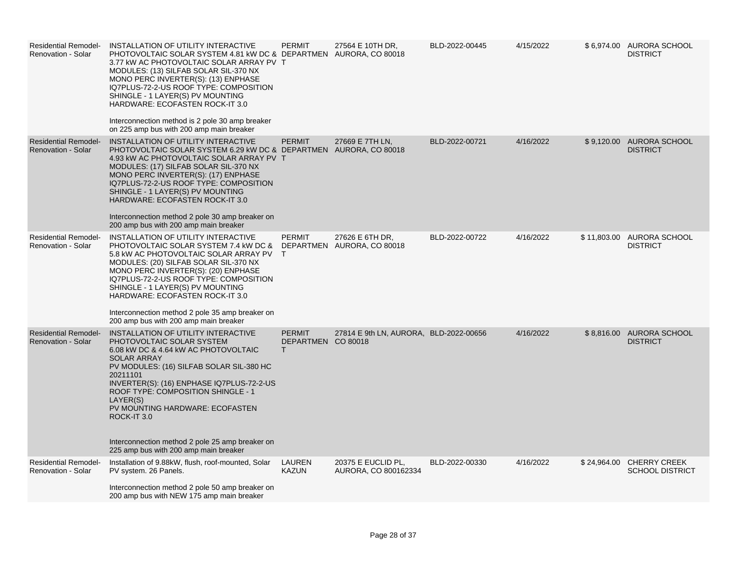| Residential Remodel-Renovation - Solar | INSTALLATION OF UTILITY INTERACTIVE PHOTOVOLTAIC SOLAR SYSTEM 4.81 kW DC & 3.77 kW AC PHOTOVOLTAIC SOLAR ARRAY PV MODULES: (13) SILFAB SOLAR SIL-370 NX MONO PERC INVERTER(S): (13) ENPHASE IQ7PLUS-72-2-US ROOF TYPE: COMPOSITION SHINGLE - 1 LAYER(S) PV MOUNTING HARDWARE: ECOFASTEN ROCK-IT 3.0<br><br>Interconnection method is 2 pole 30 amp breaker on 225 amp bus with 200 amp main breaker | PERMIT DEPARTMENT | 27564 E 10TH DR, AURORA, CO 80018 | BLD-2022-00445 | 4/15/2022 | $ 6,974.00 | AURORA SCHOOL DISTRICT |
|---|---|---|---|---|---|---|---|
| Residential Remodel-Renovation - Solar | INSTALLATION OF UTILITY INTERACTIVE PHOTOVOLTAIC SOLAR SYSTEM 6.29 kW DC & 4.93 kW AC PHOTOVOLTAIC SOLAR ARRAY PV MODULES: (17) SILFAB SOLAR SIL-370 NX MONO PERC INVERTER(S): (17) ENPHASE IQ7PLUS-72-2-US ROOF TYPE: COMPOSITION SHINGLE - 1 LAYER(S) PV MOUNTING HARDWARE: ECOFASTEN ROCK-IT 3.0<br><br>Interconnection method 2 pole 30 amp breaker on 200 amp bus with 200 amp main breaker | PERMIT DEPARTMENT | 27669 E 7TH LN, AURORA, CO 80018 | BLD-2022-00721 | 4/16/2022 | $ 9,120.00 | AURORA SCHOOL DISTRICT |
| Residential Remodel-Renovation - Solar | INSTALLATION OF UTILITY INTERACTIVE PHOTOVOLTAIC SOLAR SYSTEM 7.4 kW DC & 5.8 kW AC PHOTOVOLTAIC SOLAR ARRAY PV MODULES: (20) SILFAB SOLAR SIL-370 NX MONO PERC INVERTER(S): (20) ENPHASE IQ7PLUS-72-2-US ROOF TYPE: COMPOSITION SHINGLE - 1 LAYER(S) PV MOUNTING HARDWARE: ECOFASTEN ROCK-IT 3.0<br><br>Interconnection method 2 pole 35 amp breaker on 200 amp bus with 200 amp main breaker | PERMIT DEPARTMENT | 27626 E 6TH DR, AURORA, CO 80018 | BLD-2022-00722 | 4/16/2022 | $ 11,803.00 | AURORA SCHOOL DISTRICT |
| Residential Remodel-Renovation - Solar | INSTALLATION OF UTILITY INTERACTIVE PHOTOVOLTAIC SOLAR SYSTEM<br>6.08 kW DC & 4.64 kW AC PHOTOVOLTAIC SOLAR ARRAY<br>PV MODULES: (16) SILFAB SOLAR SIL-380 HC 20211101<br>INVERTER(S): (16) ENPHASE IQ7PLUS-72-2-US<br>ROOF TYPE: COMPOSITION SHINGLE - 1 LAYER(S)<br>PV MOUNTING HARDWARE: ECOFASTEN ROCK-IT 3.0<br><br>Interconnection method 2 pole 25 amp breaker on 225 amp bus with 200 amp main breaker | PERMIT DEPARTMENT | 27814 E 9th LN, AURORA, CO 80018 | BLD-2022-00656 | 4/16/2022 | $ 8,816.00 | AURORA SCHOOL DISTRICT |
| Residential Remodel-Renovation - Solar | Installation of 9.88kW, flush, roof-mounted, Solar PV system. 26 Panels.<br><br>Interconnection method 2 pole 50 amp breaker on 200 amp bus with NEW 175 amp main breaker | LAUREN KAZUN | 20375 E EUCLID PL, AURORA, CO 800162334 | BLD-2022-00330 | 4/16/2022 | $ 24,964.00 | CHERRY CREEK SCHOOL DISTRICT |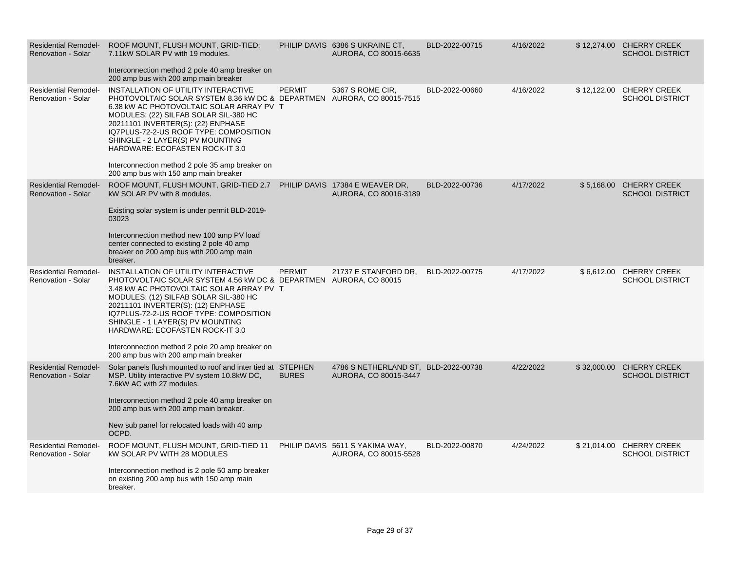| | | | | | | | |
|---|---|---|---|---|---|---|---|
| Residential Remodel-Renovation - Solar | ROOF MOUNT, FLUSH MOUNT, GRID-TIED: 7.11kW SOLAR PV with 19 modules.<br><br>Interconnection method 2 pole 40 amp breaker on 200 amp bus with 200 amp main breaker | PHILIP DAVIS | 6386 S UKRAINE CT, AURORA, CO 80015-6635 | BLD-2022-00715 | 4/16/2022 | $ 12,274.00 | CHERRY CREEK SCHOOL DISTRICT |
| Residential Remodel-Renovation - Solar | INSTALLATION OF UTILITY INTERACTIVE PHOTOVOLTAIC SOLAR SYSTEM 8.36 kW DC & 6.38 kW AC PHOTOVOLTAIC SOLAR ARRAY PV MODULES: (22) SILFAB SOLAR SIL-380 HC 20211101 INVERTER(S): (22) ENPHASE IQ7PLUS-72-2-US ROOF TYPE: COMPOSITION SHINGLE - 2 LAYER(S) PV MOUNTING HARDWARE: ECOFASTEN ROCK-IT 3.0<br><br>Interconnection method 2 pole 35 amp breaker on 200 amp bus with 150 amp main breaker | PERMIT DEPARTMENT | 5367 S ROME CIR, AURORA, CO 80015-7515 | BLD-2022-00660 | 4/16/2022 | $ 12,122.00 | CHERRY CREEK SCHOOL DISTRICT |
| Residential Remodel-Renovation - Solar | ROOF MOUNT, FLUSH MOUNT, GRID-TIED 2.7 kW SOLAR PV with 8 modules.<br><br>Existing solar system is under permit BLD-2019-03023<br><br>Interconnection method new 100 amp PV load center connected to existing 2 pole 40 amp breaker on 200 amp bus with 200 amp main breaker. | PHILIP DAVIS | 17384 E WEAVER DR, AURORA, CO 80016-3189 | BLD-2022-00736 | 4/17/2022 | $ 5,168.00 | CHERRY CREEK SCHOOL DISTRICT |
| Residential Remodel-Renovation - Solar | INSTALLATION OF UTILITY INTERACTIVE PHOTOVOLTAIC SOLAR SYSTEM 4.56 kW DC & 3.48 kW AC PHOTOVOLTAIC SOLAR ARRAY PV MODULES: (12) SILFAB SOLAR SIL-380 HC 20211101 INVERTER(S): (12) ENPHASE IQ7PLUS-72-2-US ROOF TYPE: COMPOSITION SHINGLE - 1 LAYER(S) PV MOUNTING HARDWARE: ECOFASTEN ROCK-IT 3.0<br><br>Interconnection method 2 pole 20 amp breaker on 200 amp bus with 200 amp main breaker | PERMIT DEPARTMENT | 21737 E STANFORD DR, AURORA, CO 80015 | BLD-2022-00775 | 4/17/2022 | $ 6,612.00 | CHERRY CREEK SCHOOL DISTRICT |
| Residential Remodel-Renovation - Solar | Solar panels flush mounted to roof and inter tied at MSP. Utility interactive PV system 10.8kW DC, 7.6kW AC with 27 modules.<br><br>Interconnection method 2 pole 40 amp breaker on 200 amp bus with 200 amp main breaker.<br><br>New sub panel for relocated loads with 40 amp OCPD. | STEPHEN BURES | 4786 S NETHERLAND ST, AURORA, CO 80015-3447 | BLD-2022-00738 | 4/22/2022 | $ 32,000.00 | CHERRY CREEK SCHOOL DISTRICT |
| Residential Remodel-Renovation - Solar | ROOF MOUNT, FLUSH MOUNT, GRID-TIED 11 kW SOLAR PV WITH 28 MODULES<br><br>Interconnection method is 2 pole 50 amp breaker on existing 200 amp bus with 150 amp main breaker. | PHILIP DAVIS | 5611 S YAKIMA WAY, AURORA, CO 80015-5528 | BLD-2022-00870 | 4/24/2022 | $ 21,014.00 | CHERRY CREEK SCHOOL DISTRICT |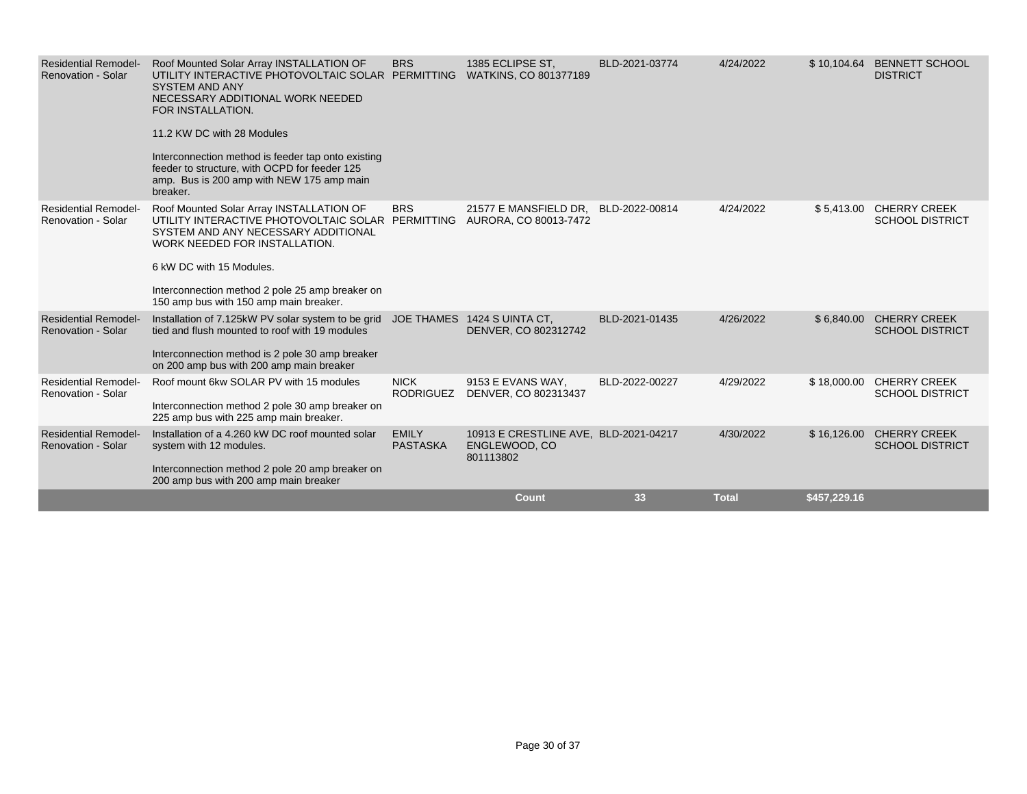| | | | | | | | |
|---|---|---|---|---|---|---|---|
| Residential Remodel-Renovation - Solar | Roof Mounted Solar Array INSTALLATION OF UTILITY INTERACTIVE PHOTOVOLTAIC SOLAR SYSTEM AND ANY NECESSARY ADDITIONAL WORK NEEDED FOR INSTALLATION.<br><br>11.2 KW DC with 28 Modules<br><br>Interconnection method is feeder tap onto existing feeder to structure, with OCPD for feeder 125 amp. Bus is 200 amp with NEW 175 amp main breaker. | BRS PERMITTING | 1385 ECLIPSE ST, WATKINS, CO 801377189 | BLD-2021-03774 | 4/24/2022 | $ 10,104.64 | BENNETT SCHOOL DISTRICT |
| Residential Remodel-Renovation - Solar | Roof Mounted Solar Array INSTALLATION OF UTILITY INTERACTIVE PHOTOVOLTAIC SOLAR SYSTEM AND ANY NECESSARY ADDITIONAL WORK NEEDED FOR INSTALLATION.<br><br>6 kW DC with 15 Modules.<br><br>Interconnection method 2 pole 25 amp breaker on 150 amp bus with 150 amp main breaker. | BRS PERMITTING | 21577 E MANSFIELD DR, AURORA, CO 80013-7472 | BLD-2022-00814 | 4/24/2022 | $ 5,413.00 | CHERRY CREEK SCHOOL DISTRICT |
| Residential Remodel-Renovation - Solar | Installation of 7.125kW PV solar system to be grid tied and flush mounted to roof with 19 modules<br><br>Interconnection method is 2 pole 30 amp breaker on 200 amp bus with 200 amp main breaker | JOE THAMES | 1424 S UINTA CT, DENVER, CO 802312742 | BLD-2021-01435 | 4/26/2022 | $ 6,840.00 | CHERRY CREEK SCHOOL DISTRICT |
| Residential Remodel-Renovation - Solar | Roof mount 6kw SOLAR PV with 15 modules<br><br>Interconnection method 2 pole 30 amp breaker on 225 amp bus with 225 amp main breaker. | NICK RODRIGUEZ | 9153 E EVANS WAY, DENVER, CO 802313437 | BLD-2022-00227 | 4/29/2022 | $ 18,000.00 | CHERRY CREEK SCHOOL DISTRICT |
| Residential Remodel-Renovation - Solar | Installation of a 4.260 kW DC roof mounted solar system with 12 modules.<br><br>Interconnection method 2 pole 20 amp breaker on 200 amp bus with 200 amp main breaker | EMILY PASTASKA | 10913 E CRESTLINE AVE, ENGLEWOOD, CO 801113802 | BLD-2021-04217 | 4/30/2022 | $ 16,126.00 | CHERRY CREEK SCHOOL DISTRICT |
| | | | **Count** | **33** | **Total** | **$457,229.16** | |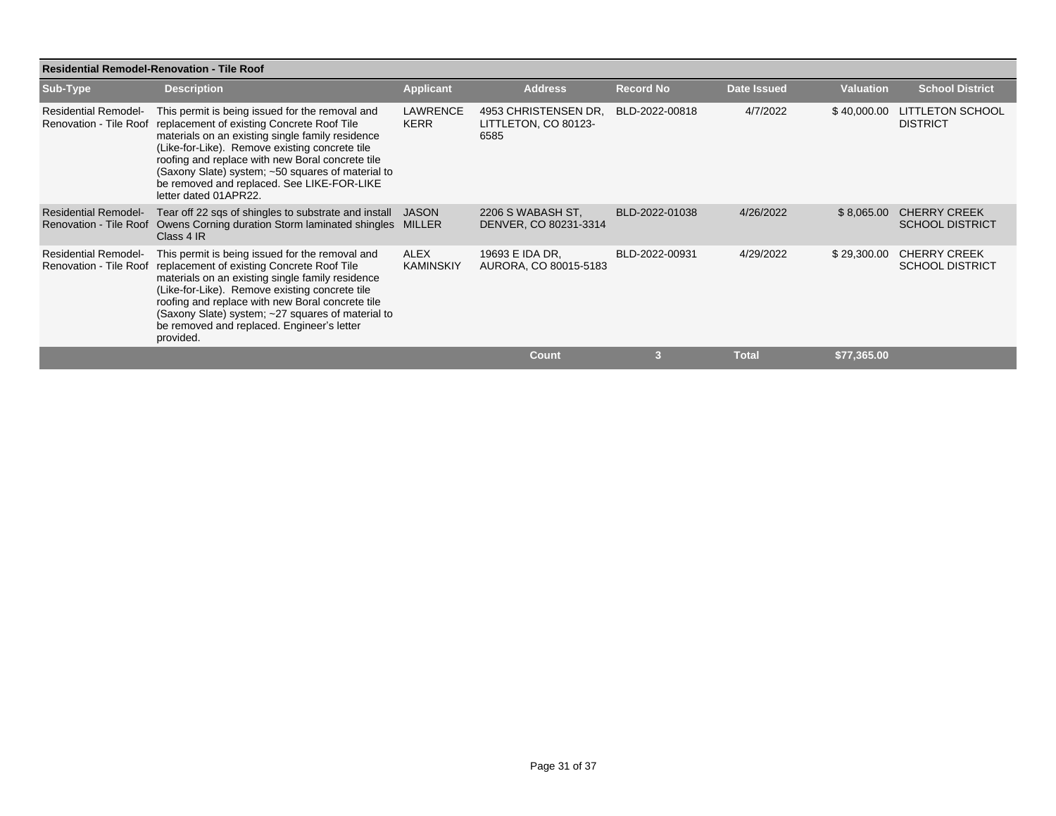## Residential Remodel-Renovation - Tile Roof

| Sub-Type | Description | Applicant | Address | Record No | Date Issued | Valuation | School District |
|---|---|---|---|---|---|---|---|
| Residential Remodel-Renovation - Tile Roof | This permit is being issued for the removal and replacement of existing Concrete Roof Tile materials on an existing single family residence (Like-for-Like). Remove existing concrete tile roofing and replace with new Boral concrete tile (Saxony Slate) system; ~50 squares of material to be removed and replaced. See LIKE-FOR-LIKE letter dated 01APR22. | LAWRENCE KERR | 4953 CHRISTENSEN DR, LITTLETON, CO 80123-6585 | BLD-2022-00818 | 4/7/2022 | $ 40,000.00 | LITTLETON SCHOOL DISTRICT |
| Residential Remodel-Renovation - Tile Roof | Tear off 22 sqs of shingles to substrate and install Owens Corning duration Storm laminated shingles Class 4 IR | JASON MILLER | 2206 S WABASH ST, DENVER, CO 80231-3314 | BLD-2022-01038 | 4/26/2022 | $ 8,065.00 | CHERRY CREEK SCHOOL DISTRICT |
| Residential Remodel-Renovation - Tile Roof | This permit is being issued for the removal and replacement of existing Concrete Roof Tile materials on an existing single family residence (Like-for-Like). Remove existing concrete tile roofing and replace with new Boral concrete tile (Saxony Slate) system; ~27 squares of material to be removed and replaced. Engineer's letter provided. | ALEX KAMINSKIY | 19693 E IDA DR, AURORA, CO 80015-5183 | BLD-2022-00931 | 4/29/2022 | $ 29,300.00 | CHERRY CREEK SCHOOL DISTRICT |
| | | | **Count** | **3** | **Total** | **$77,365.00** | |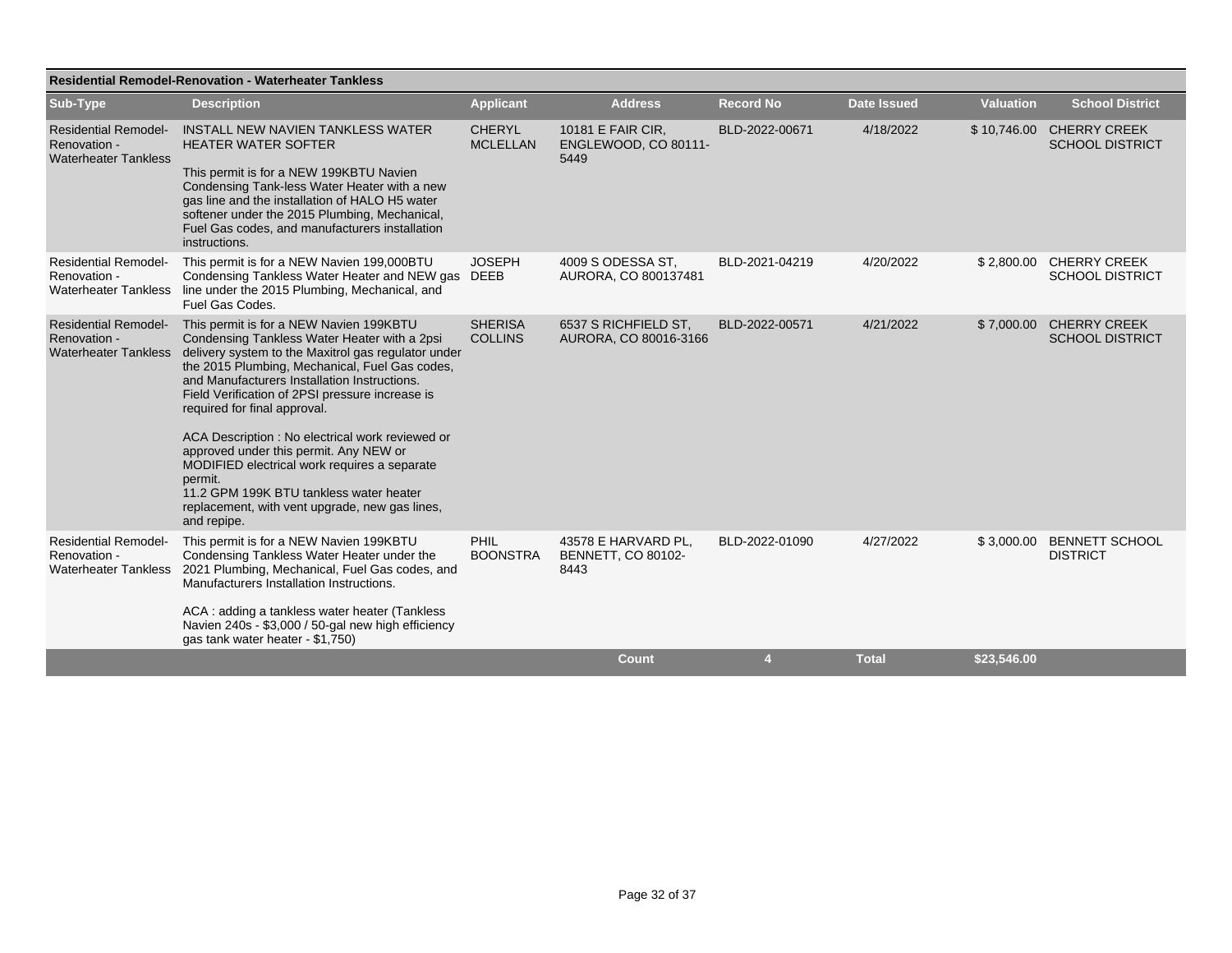| Residential Remodel-Renovation - Waterheater Tankless | | | | | | | |
|---|---|---|---|---|---|---|---|
| **Sub-Type** | **Description** | **Applicant** | **Address** | **Record No** | **Date Issued** | **Valuation** | **School District** |
| Residential Remodel-Renovation - Waterheater Tankless | INSTALL NEW NAVIEN TANKLESS WATER HEATER WATER SOFTER<br><br>This permit is for a NEW 199KBTU Navien Condensing Tank-less Water Heater with a new gas line and the installation of HALO H5 water softener under the 2015 Plumbing, Mechanical, Fuel Gas codes, and manufacturers installation instructions. | CHERYL MCLELLAN | 10181 E FAIR CIR, ENGLEWOOD, CO 80111-5449 | BLD-2022-00671 | 4/18/2022 | $ 10,746.00 | CHERRY CREEK SCHOOL DISTRICT |
| Residential Remodel-Renovation - Waterheater Tankless | This permit is for a NEW Navien 199,000BTU Condensing Tankless Water Heater and NEW gas line under the 2015 Plumbing, Mechanical, and Fuel Gas Codes. | JOSEPH DEEB | 4009 S ODESSA ST, AURORA, CO 800137481 | BLD-2021-04219 | 4/20/2022 | $ 2,800.00 | CHERRY CREEK SCHOOL DISTRICT |
| Residential Remodel-Renovation - Waterheater Tankless | This permit is for a NEW Navien 199KBTU Condensing Tankless Water Heater with a 2psi delivery system to the Maxitrol gas regulator under the 2015 Plumbing, Mechanical, Fuel Gas codes, and Manufacturers Installation Instructions. Field Verification of 2PSI pressure increase is required for final approval.<br><br>ACA Description : No electrical work reviewed or approved under this permit. Any NEW or MODIFIED electrical work requires a separate permit.<br>11.2 GPM 199K BTU tankless water heater replacement, with vent upgrade, new gas lines, and repipe. | SHERISA COLLINS | 6537 S RICHFIELD ST, AURORA, CO 80016-3166 | BLD-2022-00571 | 4/21/2022 | $ 7,000.00 | CHERRY CREEK SCHOOL DISTRICT |
| Residential Remodel-Renovation - Waterheater Tankless | This permit is for a NEW Navien 199KBTU Condensing Tankless Water Heater under the 2021 Plumbing, Mechanical, Fuel Gas codes, and Manufacturers Installation Instructions.<br><br>ACA : adding a tankless water heater (Tankless Navien 240s - $3,000 / 50-gal new high efficiency gas tank water heater - $1,750) | PHIL BOONSTRA | 43578 E HARVARD PL, BENNETT, CO 80102-8443 | BLD-2022-01090 | 4/27/2022 | $ 3,000.00 | BENNETT SCHOOL DISTRICT |
| | | | **Count** | **4** | **Total** | **$23,546.00** | |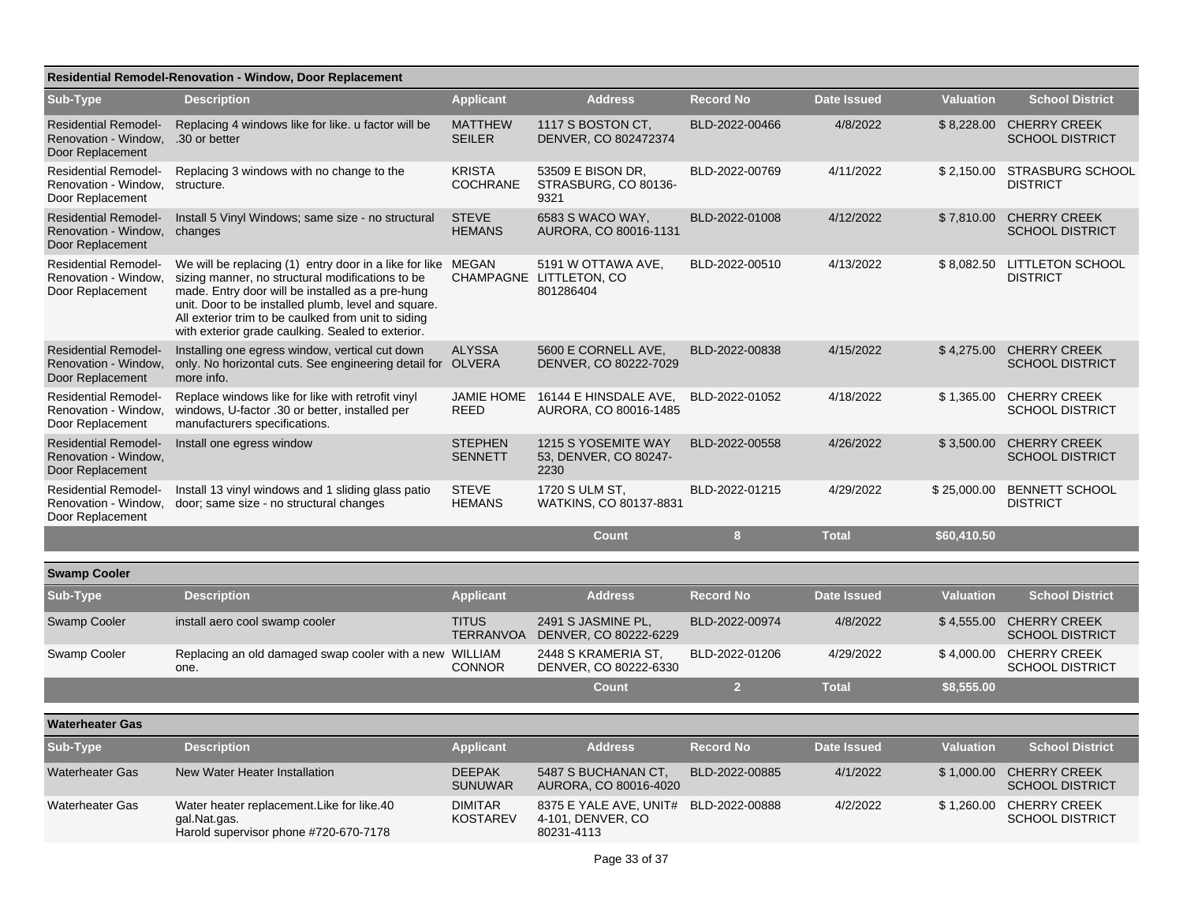## Residential Remodel-Renovation - Window, Door Replacement

| Sub-Type | Description | Applicant | Address | Record No | Date Issued | Valuation | School District |
|---|---|---|---|---|---|---|---|
| Residential Remodel-Renovation - Window, Door Replacement | Replacing 4 windows like for like. u factor will be .30 or better | MATTHEW SEILER | 1117 S BOSTON CT, DENVER, CO 802472374 | BLD-2022-00466 | 4/8/2022 | $ 8,228.00 | CHERRY CREEK SCHOOL DISTRICT |
| Residential Remodel-Renovation - Window, Door Replacement | Replacing 3 windows with no change to the structure. | KRISTA COCHRANE | 53509 E BISON DR, STRASBURG, CO 80136-9321 | BLD-2022-00769 | 4/11/2022 | $ 2,150.00 | STRASBURG SCHOOL DISTRICT |
| Residential Remodel-Renovation - Window, Door Replacement | Install 5 Vinyl Windows; same size - no structural changes | STEVE HEMANS | 6583 S WACO WAY, AURORA, CO 80016-1131 | BLD-2022-01008 | 4/12/2022 | $ 7,810.00 | CHERRY CREEK SCHOOL DISTRICT |
| Residential Remodel-Renovation - Window, Door Replacement | We will be replacing (1) entry door in a like for like sizing manner, no structural modifications to be made. Entry door will be installed as a pre-hung unit. Door to be installed plumb, level and square. All exterior trim to be caulked from unit to siding with exterior grade caulking. Sealed to exterior. | MEGAN CHAMPAGNE | 5191 W OTTAWA AVE, LITTLETON, CO 801286404 | BLD-2022-00510 | 4/13/2022 | $ 8,082.50 | LITTLETON SCHOOL DISTRICT |
| Residential Remodel-Renovation - Window, Door Replacement | Installing one egress window, vertical cut down only. No horizontal cuts. See engineering detail for more info. | ALYSSA OLVERA | 5600 E CORNELL AVE, DENVER, CO 80222-7029 | BLD-2022-00838 | 4/15/2022 | $ 4,275.00 | CHERRY CREEK SCHOOL DISTRICT |
| Residential Remodel-Renovation - Window, Door Replacement | Replace windows like for like with retrofit vinyl windows, U-factor .30 or better, installed per manufacturers specifications. | JAMIE HOME REED | 16144 E HINSDALE AVE, AURORA, CO 80016-1485 | BLD-2022-01052 | 4/18/2022 | $ 1,365.00 | CHERRY CREEK SCHOOL DISTRICT |
| Residential Remodel-Renovation - Window, Door Replacement | Install one egress window | STEPHEN SENNETT | 1215 S YOSEMITE WAY 53, DENVER, CO 80247-2230 | BLD-2022-00558 | 4/26/2022 | $ 3,500.00 | CHERRY CREEK SCHOOL DISTRICT |
| Residential Remodel-Renovation - Window, Door Replacement | Install 13 vinyl windows and 1 sliding glass patio door; same size - no structural changes | STEVE HEMANS | 1720 S ULM ST, WATKINS, CO 80137-8831 | BLD-2022-01215 | 4/29/2022 | $ 25,000.00 | BENNETT SCHOOL DISTRICT |
| | | | **Count** | **8** | **Total** | **$60,410.50** | |

## Swamp Cooler

| Sub-Type | Description | Applicant | Address | Record No | Date Issued | Valuation | School District |
|---|---|---|---|---|---|---|---|
| Swamp Cooler | install aero cool swamp cooler | TITUS TERRANVOA | 2491 S JASMINE PL, DENVER, CO 80222-6229 | BLD-2022-00974 | 4/8/2022 | $ 4,555.00 | CHERRY CREEK SCHOOL DISTRICT |
| Swamp Cooler | Replacing an old damaged swap cooler with a new one. | WILLIAM CONNOR | 2448 S KRAMERIA ST, DENVER, CO 80222-6330 | BLD-2022-01206 | 4/29/2022 | $ 4,000.00 | CHERRY CREEK SCHOOL DISTRICT |
| | | | **Count** | **2** | **Total** | **$8,555.00** | |

## Waterheater Gas

| Sub-Type | Description | Applicant | Address | Record No | Date Issued | Valuation | School District |
|---|---|---|---|---|---|---|---|
| Waterheater Gas | New Water Heater Installation | DEEPAK SUNUWAR | 5487 S BUCHANAN CT, AURORA, CO 80016-4020 | BLD-2022-00885 | 4/1/2022 | $ 1,000.00 | CHERRY CREEK SCHOOL DISTRICT |
| Waterheater Gas | Water heater replacement.Like for like.40 gal.Nat.gas. Harold supervisor phone #720-670-7178 | DIMITAR KOSTAREV | 8375 E YALE AVE, UNIT# 4-101, DENVER, CO 80231-4113 | BLD-2022-00888 | 4/2/2022 | $ 1,260.00 | CHERRY CREEK SCHOOL DISTRICT |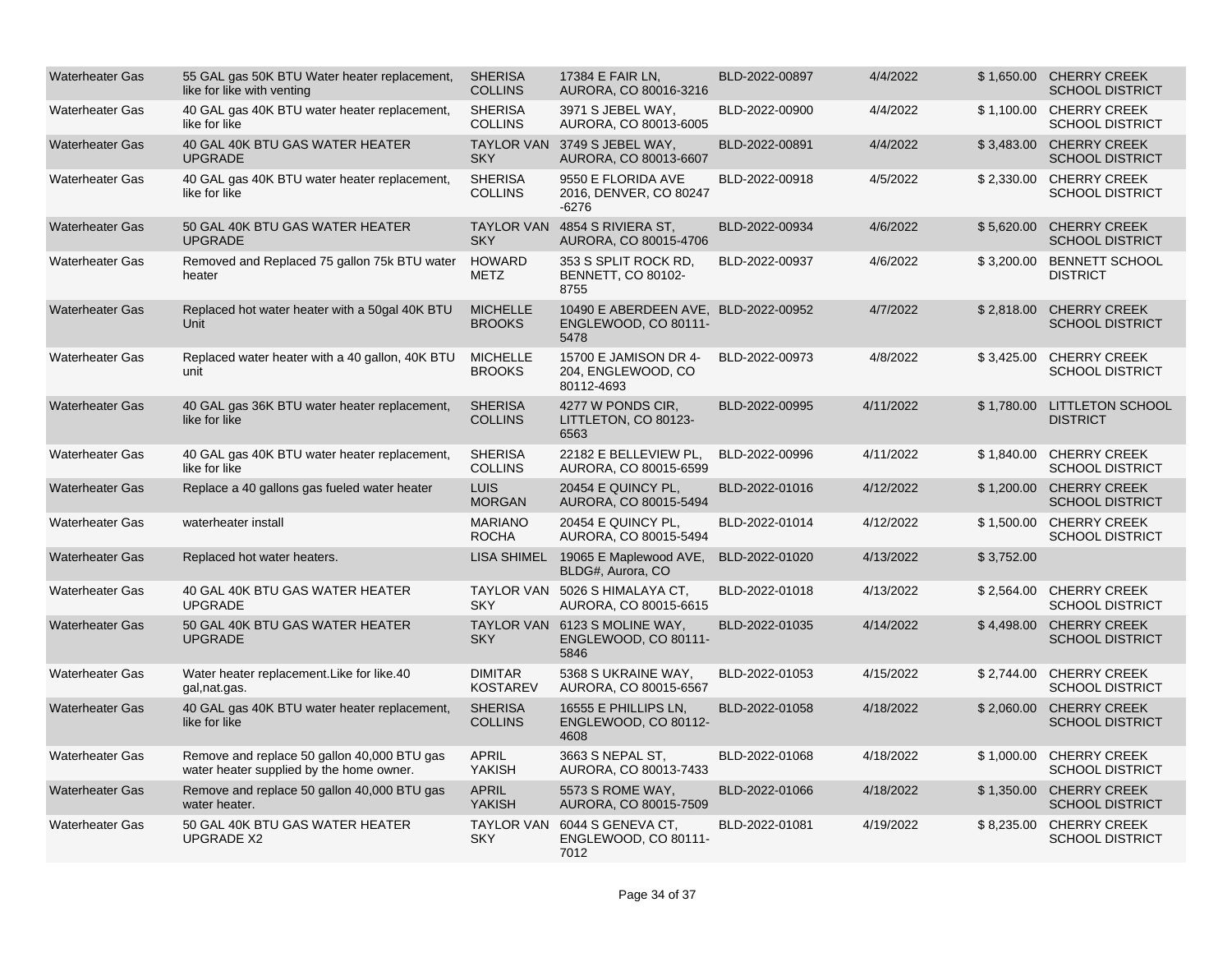| | | | | | | | |
|---|---|---|---|---|---|---|---|
| Waterheater Gas | 55 GAL gas 50K BTU Water heater replacement, like for like with venting | SHERISA COLLINS | 17384 E FAIR LN, AURORA, CO 80016-3216 | BLD-2022-00897 | 4/4/2022 | $ 1,650.00 | CHERRY CREEK SCHOOL DISTRICT |
| Waterheater Gas | 40 GAL gas 40K BTU water heater replacement, like for like | SHERISA COLLINS | 3971 S JEBEL WAY, AURORA, CO 80013-6005 | BLD-2022-00900 | 4/4/2022 | $ 1,100.00 | CHERRY CREEK SCHOOL DISTRICT |
| Waterheater Gas | 40 GAL 40K BTU GAS WATER HEATER UPGRADE | TAYLOR VAN SKY | 3749 S JEBEL WAY, AURORA, CO 80013-6607 | BLD-2022-00891 | 4/4/2022 | $ 3,483.00 | CHERRY CREEK SCHOOL DISTRICT |
| Waterheater Gas | 40 GAL gas 40K BTU water heater replacement, like for like | SHERISA COLLINS | 9550 E FLORIDA AVE 2016, DENVER, CO 80247 -6276 | BLD-2022-00918 | 4/5/2022 | $ 2,330.00 | CHERRY CREEK SCHOOL DISTRICT |
| Waterheater Gas | 50 GAL 40K BTU GAS WATER HEATER UPGRADE | TAYLOR VAN SKY | 4854 S RIVIERA ST, AURORA, CO 80015-4706 | BLD-2022-00934 | 4/6/2022 | $ 5,620.00 | CHERRY CREEK SCHOOL DISTRICT |
| Waterheater Gas | Removed and Replaced 75 gallon 75k BTU water heater | HOWARD METZ | 353 S SPLIT ROCK RD, BENNETT, CO 80102-8755 | BLD-2022-00937 | 4/6/2022 | $ 3,200.00 | BENNETT SCHOOL DISTRICT |
| Waterheater Gas | Replaced hot water heater with a 50gal 40K BTU Unit | MICHELLE BROOKS | 10490 E ABERDEEN AVE, ENGLEWOOD, CO 80111-5478 | BLD-2022-00952 | 4/7/2022 | $ 2,818.00 | CHERRY CREEK SCHOOL DISTRICT |
| Waterheater Gas | Replaced water heater with a 40 gallon, 40K BTU unit | MICHELLE BROOKS | 15700 E JAMISON DR 4-204, ENGLEWOOD, CO 80112-4693 | BLD-2022-00973 | 4/8/2022 | $ 3,425.00 | CHERRY CREEK SCHOOL DISTRICT |
| Waterheater Gas | 40 GAL gas 36K BTU water heater replacement, like for like | SHERISA COLLINS | 4277 W PONDS CIR, LITTLETON, CO 80123-6563 | BLD-2022-00995 | 4/11/2022 | $ 1,780.00 | LITTLETON SCHOOL DISTRICT |
| Waterheater Gas | 40 GAL gas 40K BTU water heater replacement, like for like | SHERISA COLLINS | 22182 E BELLEVIEW PL, AURORA, CO 80015-6599 | BLD-2022-00996 | 4/11/2022 | $ 1,840.00 | CHERRY CREEK SCHOOL DISTRICT |
| Waterheater Gas | Replace a 40 gallons gas fueled water heater | LUIS MORGAN | 20454 E QUINCY PL, AURORA, CO 80015-5494 | BLD-2022-01016 | 4/12/2022 | $ 1,200.00 | CHERRY CREEK SCHOOL DISTRICT |
| Waterheater Gas | waterheater install | MARIANO ROCHA | 20454 E QUINCY PL, AURORA, CO 80015-5494 | BLD-2022-01014 | 4/12/2022 | $ 1,500.00 | CHERRY CREEK SCHOOL DISTRICT |
| Waterheater Gas | Replaced hot water heaters. | LISA SHIMEL | 19065 E Maplewood AVE, BLDG#, Aurora, CO | BLD-2022-01020 | 4/13/2022 | $ 3,752.00 | |
| Waterheater Gas | 40 GAL 40K BTU GAS WATER HEATER UPGRADE | TAYLOR VAN SKY | 5026 S HIMALAYA CT, AURORA, CO 80015-6615 | BLD-2022-01018 | 4/13/2022 | $ 2,564.00 | CHERRY CREEK SCHOOL DISTRICT |
| Waterheater Gas | 50 GAL 40K BTU GAS WATER HEATER UPGRADE | TAYLOR VAN SKY | 6123 S MOLINE WAY, ENGLEWOOD, CO 80111-5846 | BLD-2022-01035 | 4/14/2022 | $ 4,498.00 | CHERRY CREEK SCHOOL DISTRICT |
| Waterheater Gas | Water heater replacement.Like for like.40 gal,nat.gas. | DIMITAR KOSTAREV | 5368 S UKRAINE WAY, AURORA, CO 80015-6567 | BLD-2022-01053 | 4/15/2022 | $ 2,744.00 | CHERRY CREEK SCHOOL DISTRICT |
| Waterheater Gas | 40 GAL gas 40K BTU water heater replacement, like for like | SHERISA COLLINS | 16555 E PHILLIPS LN, ENGLEWOOD, CO 80112-4608 | BLD-2022-01058 | 4/18/2022 | $ 2,060.00 | CHERRY CREEK SCHOOL DISTRICT |
| Waterheater Gas | Remove and replace 50 gallon 40,000 BTU gas water heater supplied by the home owner. | APRIL YAKISH | 3663 S NEPAL ST, AURORA, CO 80013-7433 | BLD-2022-01068 | 4/18/2022 | $ 1,000.00 | CHERRY CREEK SCHOOL DISTRICT |
| Waterheater Gas | Remove and replace 50 gallon 40,000 BTU gas water heater. | APRIL YAKISH | 5573 S ROME WAY, AURORA, CO 80015-7509 | BLD-2022-01066 | 4/18/2022 | $ 1,350.00 | CHERRY CREEK SCHOOL DISTRICT |
| Waterheater Gas | 50 GAL 40K BTU GAS WATER HEATER UPGRADE X2 | TAYLOR VAN SKY | 6044 S GENEVA CT, ENGLEWOOD, CO 80111-7012 | BLD-2022-01081 | 4/19/2022 | $ 8,235.00 | CHERRY CREEK SCHOOL DISTRICT |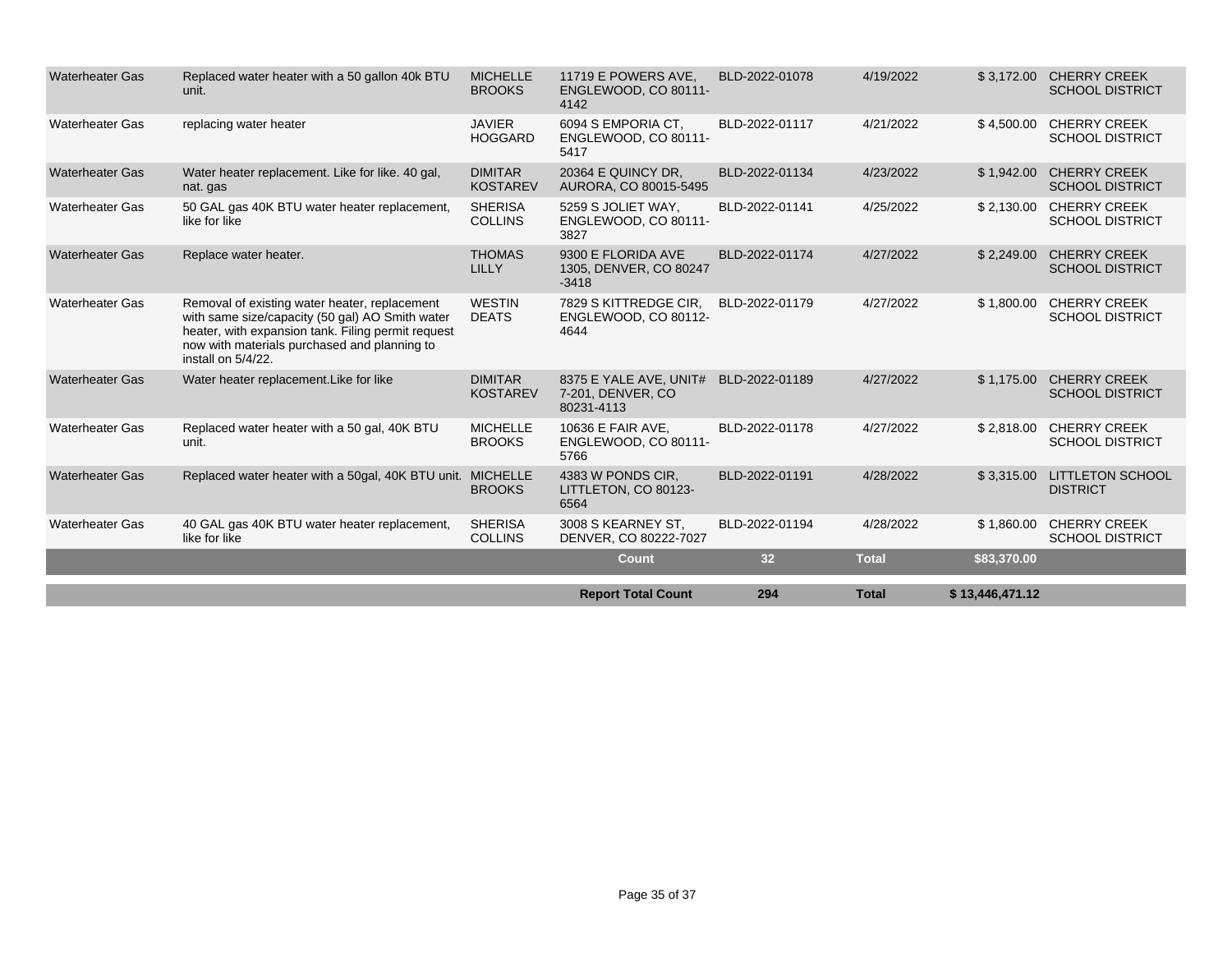| | | | | | | | |
|---|---|---|---|---|---|---|---|
| Waterheater Gas | Replaced water heater with a 50 gallon 40k BTU unit. | MICHELLE BROOKS | 11719 E POWERS AVE, ENGLEWOOD, CO 80111-4142 | BLD-2022-01078 | 4/19/2022 | $ 3,172.00 | CHERRY CREEK SCHOOL DISTRICT |
| Waterheater Gas | replacing water heater | JAVIER HOGGARD | 6094 S EMPORIA CT, ENGLEWOOD, CO 80111-5417 | BLD-2022-01117 | 4/21/2022 | $ 4,500.00 | CHERRY CREEK SCHOOL DISTRICT |
| Waterheater Gas | Water heater replacement. Like for like. 40 gal, nat. gas | DIMITAR KOSTAREV | 20364 E QUINCY DR, AURORA, CO 80015-5495 | BLD-2022-01134 | 4/23/2022 | $ 1,942.00 | CHERRY CREEK SCHOOL DISTRICT |
| Waterheater Gas | 50 GAL gas 40K BTU water heater replacement, like for like | SHERISA COLLINS | 5259 S JOLIET WAY, ENGLEWOOD, CO 80111-3827 | BLD-2022-01141 | 4/25/2022 | $ 2,130.00 | CHERRY CREEK SCHOOL DISTRICT |
| Waterheater Gas | Replace water heater. | THOMAS LILLY | 9300 E FLORIDA AVE 1305, DENVER, CO 80247-3418 | BLD-2022-01174 | 4/27/2022 | $ 2,249.00 | CHERRY CREEK SCHOOL DISTRICT |
| Waterheater Gas | Removal of existing water heater, replacement with same size/capacity (50 gal) AO Smith water heater, with expansion tank. Filing permit request now with materials purchased and planning to install on 5/4/22. | WESTIN DEATS | 7829 S KITTREDGE CIR, ENGLEWOOD, CO 80112-4644 | BLD-2022-01179 | 4/27/2022 | $ 1,800.00 | CHERRY CREEK SCHOOL DISTRICT |
| Waterheater Gas | Water heater replacement.Like for like | DIMITAR KOSTAREV | 8375 E YALE AVE, UNIT# 7-201, DENVER, CO 80231-4113 | BLD-2022-01189 | 4/27/2022 | $ 1,175.00 | CHERRY CREEK SCHOOL DISTRICT |
| Waterheater Gas | Replaced water heater with a 50 gal, 40K BTU unit. | MICHELLE BROOKS | 10636 E FAIR AVE, ENGLEWOOD, CO 80111-5766 | BLD-2022-01178 | 4/27/2022 | $ 2,818.00 | CHERRY CREEK SCHOOL DISTRICT |
| Waterheater Gas | Replaced water heater with a 50gal, 40K BTU unit. | MICHELLE BROOKS | 4383 W PONDS CIR, LITTLETON, CO 80123-6564 | BLD-2022-01191 | 4/28/2022 | $ 3,315.00 | LITTLETON SCHOOL DISTRICT |
| Waterheater Gas | 40 GAL gas 40K BTU water heater replacement, like for like | SHERISA COLLINS | 3008 S KEARNEY ST, DENVER, CO 80222-7027 | BLD-2022-01194 | 4/28/2022 | $ 1,860.00 | CHERRY CREEK SCHOOL DISTRICT |
| | | | **Count** | **32** | **Total** | **$83,370.00** | |
| | | | **Report Total Count** | **294** | **Total** | **$ 13,446,471.12** | |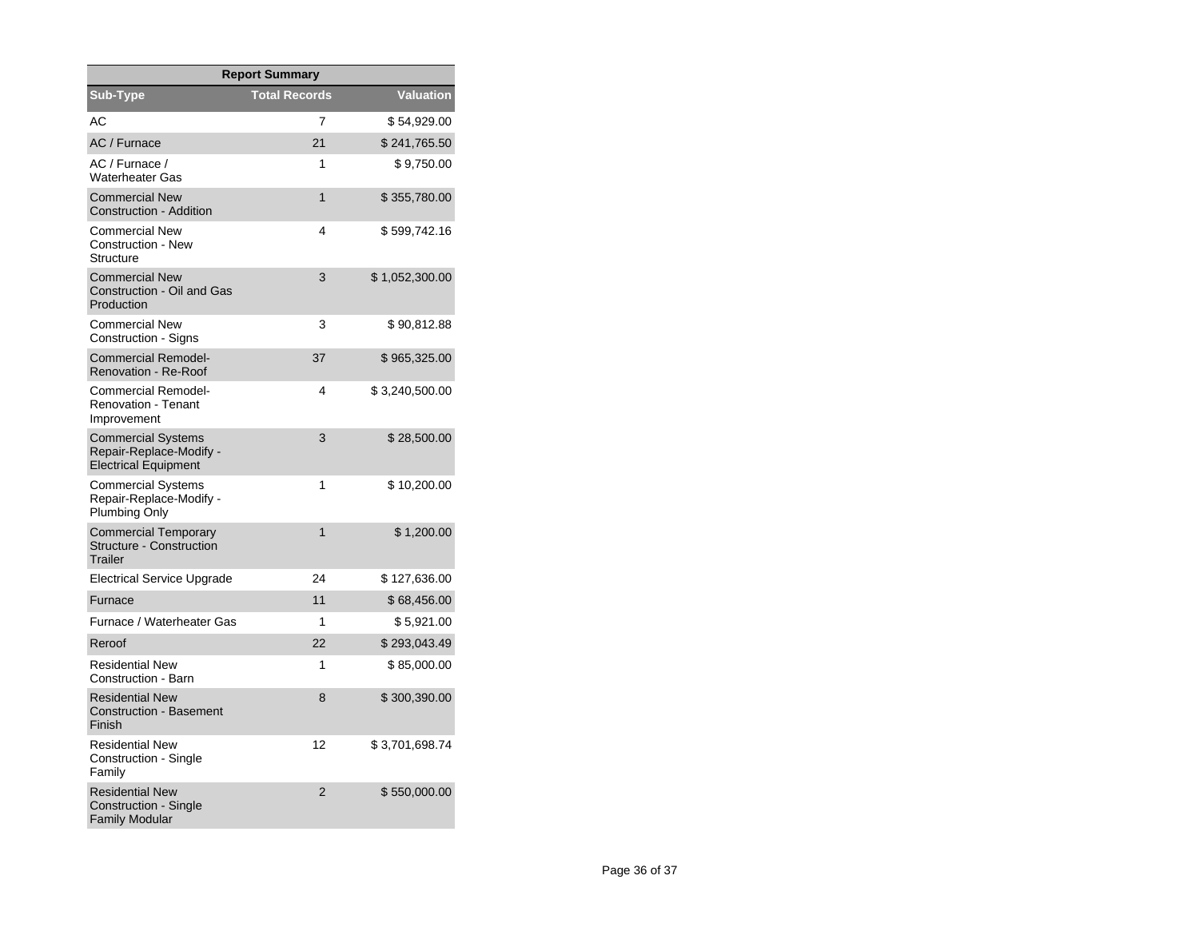| Report Summary | | |
|---|---|---|
| Sub-Type | Total Records | Valuation |
| AC | 7 | $ 54,929.00 |
| AC / Furnace | 21 | $ 241,765.50 |
| AC / Furnace / Waterheater Gas | 1 | $ 9,750.00 |
| Commercial New Construction - Addition | 1 | $ 355,780.00 |
| Commercial New Construction - New Structure | 4 | $ 599,742.16 |
| Commercial New Construction - Oil and Gas Production | 3 | $ 1,052,300.00 |
| Commercial New Construction - Signs | 3 | $ 90,812.88 |
| Commercial Remodel-Renovation - Re-Roof | 37 | $ 965,325.00 |
| Commercial Remodel-Renovation - Tenant Improvement | 4 | $ 3,240,500.00 |
| Commercial Systems Repair-Replace-Modify - Electrical Equipment | 3 | $ 28,500.00 |
| Commercial Systems Repair-Replace-Modify - Plumbing Only | 1 | $ 10,200.00 |
| Commercial Temporary Structure - Construction Trailer | 1 | $ 1,200.00 |
| Electrical Service Upgrade | 24 | $ 127,636.00 |
| Furnace | 11 | $ 68,456.00 |
| Furnace / Waterheater Gas | 1 | $ 5,921.00 |
| Reroof | 22 | $ 293,043.49 |
| Residential New Construction - Barn | 1 | $ 85,000.00 |
| Residential New Construction - Basement Finish | 8 | $ 300,390.00 |
| Residential New Construction - Single Family | 12 | $ 3,701,698.74 |
| Residential New Construction - Single Family Modular | 2 | $ 550,000.00 |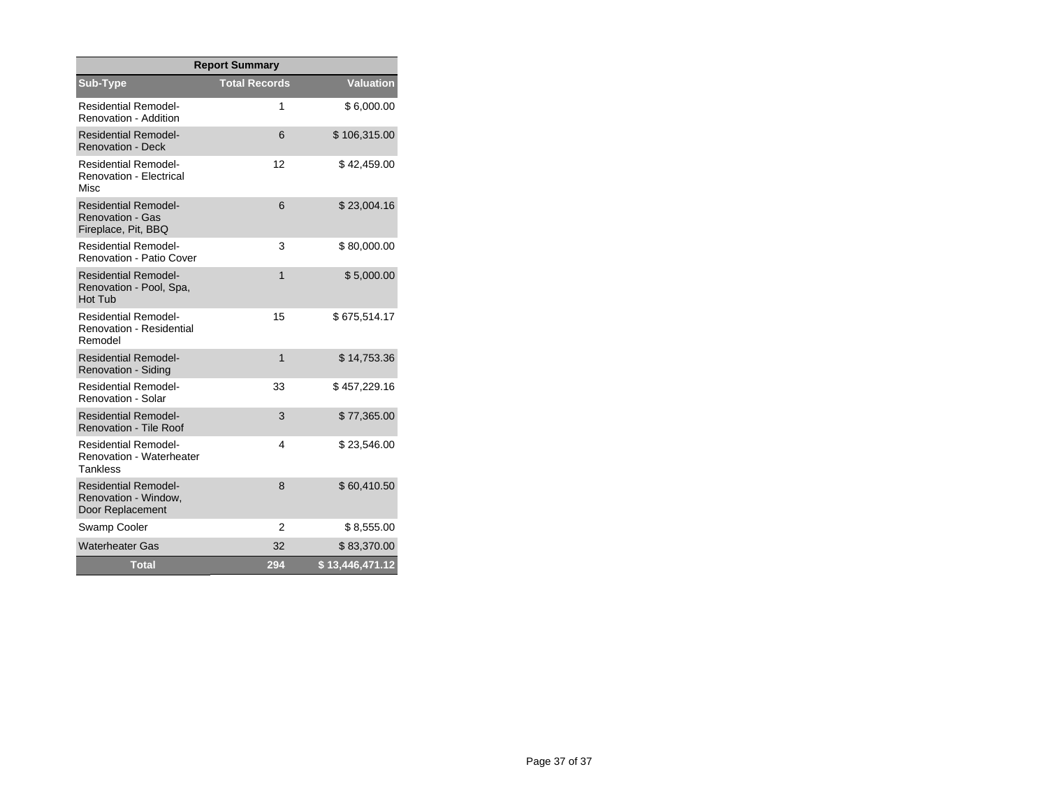| Report Summary | | |
|---|---|---|
| **Sub-Type** | **Total Records** | **Valuation** |
| Residential Remodel-Renovation - Addition | 1 | $ 6,000.00 |
| Residential Remodel-Renovation - Deck | 6 | $ 106,315.00 |
| Residential Remodel-Renovation - Electrical Misc | 12 | $ 42,459.00 |
| Residential Remodel-Renovation - Gas Fireplace, Pit, BBQ | 6 | $ 23,004.16 |
| Residential Remodel-Renovation - Patio Cover | 3 | $ 80,000.00 |
| Residential Remodel-Renovation - Pool, Spa, Hot Tub | 1 | $ 5,000.00 |
| Residential Remodel-Renovation - Residential Remodel | 15 | $ 675,514.17 |
| Residential Remodel-Renovation - Siding | 1 | $ 14,753.36 |
| Residential Remodel-Renovation - Solar | 33 | $ 457,229.16 |
| Residential Remodel-Renovation - Tile Roof | 3 | $ 77,365.00 |
| Residential Remodel-Renovation - Waterheater Tankless | 4 | $ 23,546.00 |
| Residential Remodel-Renovation - Window, Door Replacement | 8 | $ 60,410.50 |
| Swamp Cooler | 2 | $ 8,555.00 |
| Waterheater Gas | 32 | $ 83,370.00 |
| **Total** | **294** | **$ 13,446,471.12** |